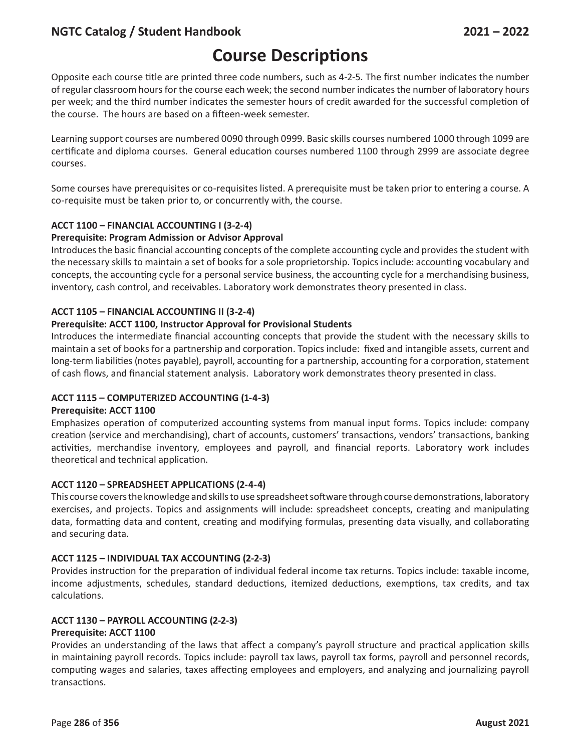# Course Descriptions

Opposite each course title are printed three code numbers, such as 4-2-5. The first number indicates the number of regular classroom hours for the course each week; the second number indicates the number of laboratory hours per week; and the third number indicates the semester hours of credit awarded for the successful completion of the course. The hours are based on a fifteen-week semester.

Learning support courses are numbered 0090 through 0999. Basic skills courses numbered 1000 through 1099 are certificate and diploma courses. General education courses numbered 1100 through 2999 are associate degree courses.

Some courses have prerequisites or co-requisites listed. A prerequisite must be taken prior to entering a course. A co-requisite must be taken prior to, or concurrently with, the course.

**ACCT 1100 – FINANCIAL ACCOUNTING I (3-2-4)**

**Prerequisite: Program Admission or Advisor Approval**

Introduces the basic financial accounting concepts of the complete accounting cycle and provides the student with the necessary skills to maintain a set of books for a sole proprietorship. Topics include: accounting vocabulary and concepts, the accounting cycle for a personal service business, the accounting cycle for a merchandising business, inventory, cash control, and receivables. Laboratory work demonstrates theory presented in class.

**ACCT 1105 – FINANCIAL ACCOUNTING II (3-2-4)**

**Prerequisite: ACCT 1100, Instructor Approval for Provisional Students**

Introduces the intermediate financial accounting concepts that provide the student with the necessary skills to maintain a set of books for a partnership and corporation. Topics include: fixed and intangible assets, current and long-term liabilities (notes payable), payroll, accounting for a partnership, accounting for a corporation, statement of cash flows, and financial statement analysis. Laboratory work demonstrates theory presented in class.

**ACCT 1115 – COMPUTERIZED ACCOUNTING (1-4-3)**

**Prerequisite: ACCT 1100**

Emphasizes operation of computerized accounting systems from manual input forms. Topics include: company creation (service and merchandising), chart of accounts, customers' transactions, vendors' transactions, banking activities, merchandise inventory, employees and payroll, and financial reports. Laboratory work includes theoretical and technical application.

**ACCT 1120 – SPREADSHEET APPLICATIONS (2-4-4)**

This course covers the knowledge and skills to use spreadsheet software through course demonstrations, laboratory exercises, and projects. Topics and assignments will include: spreadsheet concepts, creating and manipulating data, formatting data and content, creating and modifying formulas, presenting data visually, and collaborating and securing data.

**ACCT 1125 – INDIVIDUAL TAX ACCOUNTING (2-2-3)**

Provides instruction for the preparation of individual federal income tax returns. Topics include: taxable income, income adjustments, schedules, standard deductions, itemized deductions, exemptions, tax credits, and tax calculations.

**ACCT 1130 – PAYROLL ACCOUNTING (2-2-3)**

**Prerequisite: ACCT 1100**

Provides an understanding of the laws that affect a company's payroll structure and practical application skills in maintaining payroll records. Topics include: payroll tax laws, payroll tax forms, payroll and personnel records, computing wages and salaries, taxes affecting employees and employers, and analyzing and journalizing payroll transactions.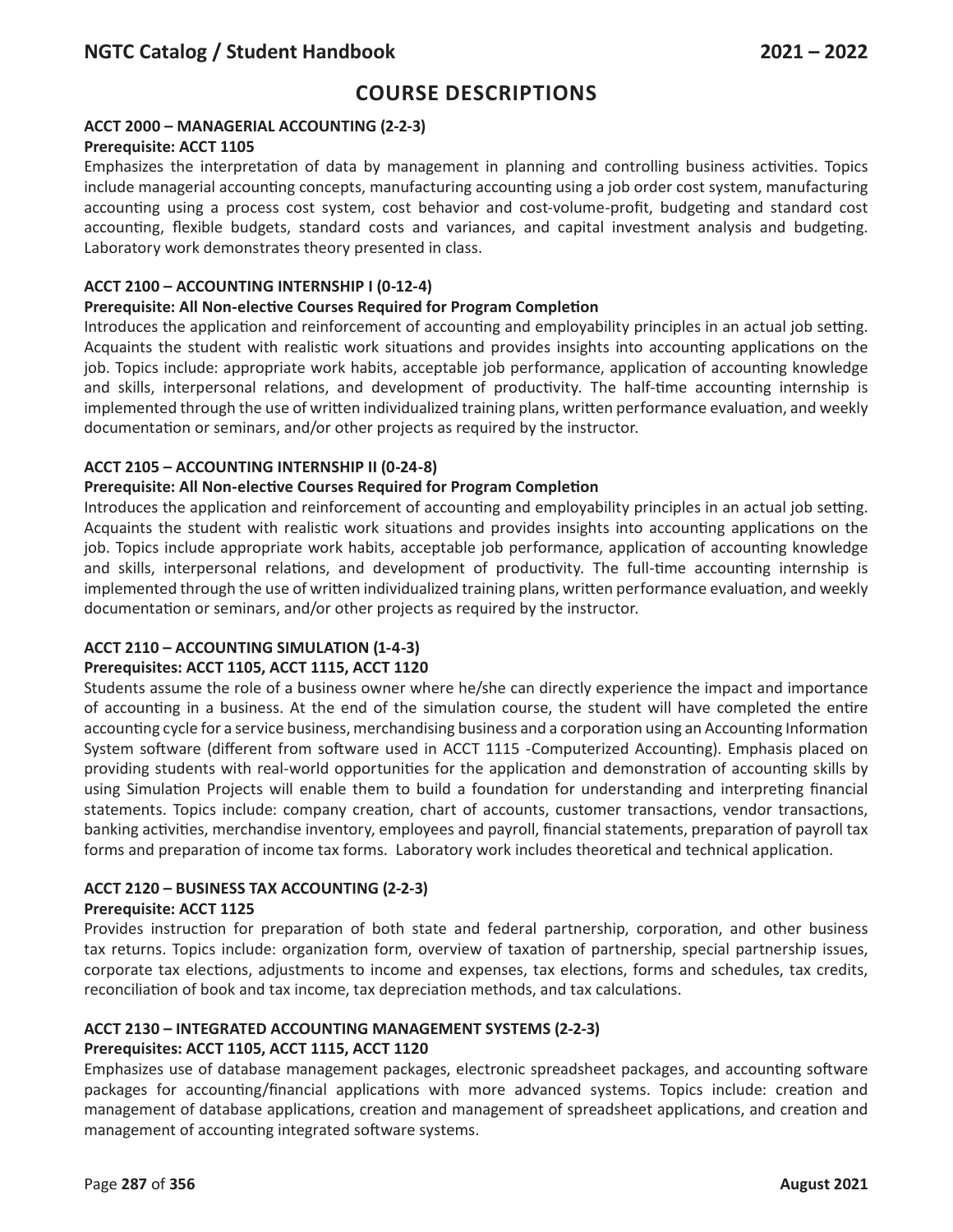# COURSE DESCRIPTIONS

### ACCT 2000 – MANAGERIAL ACCOUNTING (2-2-3)

**Prerequisite: ACCT 1105**

Emphasizes the interpretation of data by management in planning and controlling business activities. Topics include managerial accounting concepts, manufacturing accounting using a job order cost system, manufacturing accounting using a process cost system, cost behavior and cost-volume-profit, budgeting and standard cost accounting, flexible budgets, standard costs and variances, and capital investment analysis and budgeting. Laboratory work demonstrates theory presented in class.

### ACCT 2100 – ACCOUNTING INTERNSHIP I (0-12-4)

**Prerequisite: All Non-elective Courses Required for Program Completion**

Introduces the application and reinforcement of accounting and employability principles in an actual job setting. Acquaints the student with realistic work situations and provides insights into accounting applications on the job. Topics include: appropriate work habits, acceptable job performance, application of accounting knowledge and skills, interpersonal relations, and development of productivity. The half-time accounting internship is implemented through the use of written individualized training plans, written performance evaluation, and weekly documentation or seminars, and/or other projects as required by the instructor.

### ACCT 2105 – ACCOUNTING INTERNSHIP II (0-24-8)

**Prerequisite: All Non-elective Courses Required for Program Completion**

Introduces the application and reinforcement of accounting and employability principles in an actual job setting. Acquaints the student with realistic work situations and provides insights into accounting applications on the job. Topics include appropriate work habits, acceptable job performance, application of accounting knowledge and skills, interpersonal relations, and development of productivity. The full-time accounting internship is implemented through the use of written individualized training plans, written performance evaluation, and weekly documentation or seminars, and/or other projects as required by the instructor.

### ACCT 2110 – ACCOUNTING SIMULATION (1-4-3)

**Prerequisites: ACCT 1105, ACCT 1115, ACCT 1120**

Students assume the role of a business owner where he/she can directly experience the impact and importance of accounting in a business. At the end of the simulation course, the student will have completed the entire accounting cycle for a service business, merchandising business and a corporation using an Accounting Information System software (different from software used in ACCT 1115 -Computerized Accounting). Emphasis placed on providing students with real-world opportunities for the application and demonstration of accounting skills by using Simulation Projects will enable them to build a foundation for understanding and interpreting financial statements. Topics include: company creation, chart of accounts, customer transactions, vendor transactions, banking activities, merchandise inventory, employees and payroll, financial statements, preparation of payroll tax forms and preparation of income tax forms. Laboratory work includes theoretical and technical application.

### ACCT 2120 – BUSINESS TAX ACCOUNTING (2-2-3)

**Prerequisite: ACCT 1125**

Provides instruction for preparation of both state and federal partnership, corporation, and other business tax returns. Topics include: organization form, overview of taxation of partnership, special partnership issues, corporate tax elections, adjustments to income and expenses, tax elections, forms and schedules, tax credits, reconciliation of book and tax income, tax depreciation methods, and tax calculations.

### ACCT 2130 – INTEGRATED ACCOUNTING MANAGEMENT SYSTEMS (2-2-3)

**Prerequisites: ACCT 1105, ACCT 1115, ACCT 1120**

Emphasizes use of database management packages, electronic spreadsheet packages, and accounting software packages for accounting/financial applications with more advanced systems. Topics include: creation and management of database applications, creation and management of spreadsheet applications, and creation and management of accounting integrated software systems.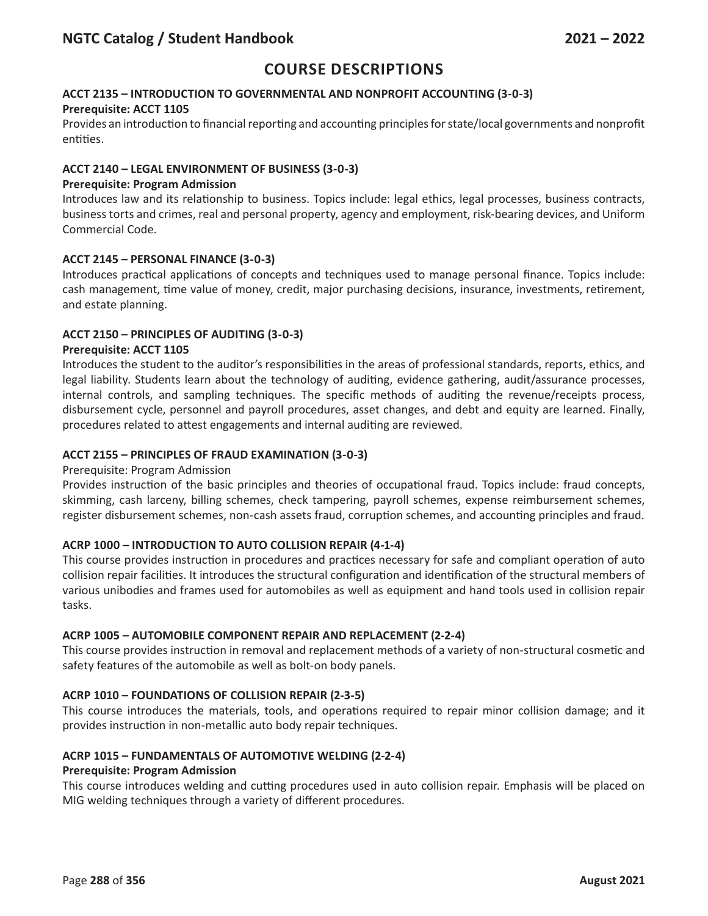# COURSE DESCRIPTIONS

### ACCT 2135 – INTRODUCTION TO GOVERNMENTAL AND NONPROFIT ACCOUNTING (3-0-3)

**Prerequisite: ACCT 1105**

Provides an introduction to financial reporting and accounting principles for state/local governments and nonprofit entities.

### ACCT 2140 – LEGAL ENVIRONMENT OF BUSINESS (3-0-3)

**Prerequisite: Program Admission**

Introduces law and its relationship to business. Topics include: legal ethics, legal processes, business contracts, business torts and crimes, real and personal property, agency and employment, risk-bearing devices, and Uniform Commercial Code.

### ACCT 2145 – PERSONAL FINANCE (3-0-3)

Introduces practical applications of concepts and techniques used to manage personal finance. Topics include: cash management, time value of money, credit, major purchasing decisions, insurance, investments, retirement, and estate planning.

### ACCT 2150 – PRINCIPLES OF AUDITING (3-0-3)

**Prerequisite: ACCT 1105**

Introduces the student to the auditor's responsibilities in the areas of professional standards, reports, ethics, and legal liability. Students learn about the technology of auditing, evidence gathering, audit/assurance processes, internal controls, and sampling techniques. The specific methods of auditing the revenue/receipts process, disbursement cycle, personnel and payroll procedures, asset changes, and debt and equity are learned. Finally, procedures related to attest engagements and internal auditing are reviewed.

### ACCT 2155 – PRINCIPLES OF FRAUD EXAMINATION (3-0-3)

Prerequisite: Program Admission

Provides instruction of the basic principles and theories of occupational fraud. Topics include: fraud concepts, skimming, cash larceny, billing schemes, check tampering, payroll schemes, expense reimbursement schemes, register disbursement schemes, non-cash assets fraud, corruption schemes, and accounting principles and fraud.

### ACRP 1000 – INTRODUCTION TO AUTO COLLISION REPAIR (4-1-4)

This course provides instruction in procedures and practices necessary for safe and compliant operation of auto collision repair facilities. It introduces the structural configuration and identification of the structural members of various unibodies and frames used for automobiles as well as equipment and hand tools used in collision repair tasks.

### ACRP 1005 – AUTOMOBILE COMPONENT REPAIR AND REPLACEMENT (2-2-4)

This course provides instruction in removal and replacement methods of a variety of non-structural cosmetic and safety features of the automobile as well as bolt-on body panels.

### ACRP 1010 – FOUNDATIONS OF COLLISION REPAIR (2-3-5)

This course introduces the materials, tools, and operations required to repair minor collision damage; and it provides instruction in non-metallic auto body repair techniques.

### ACRP 1015 – FUNDAMENTALS OF AUTOMOTIVE WELDING (2-2-4)

**Prerequisite: Program Admission**

This course introduces welding and cutting procedures used in auto collision repair. Emphasis will be placed on MIG welding techniques through a variety of different procedures.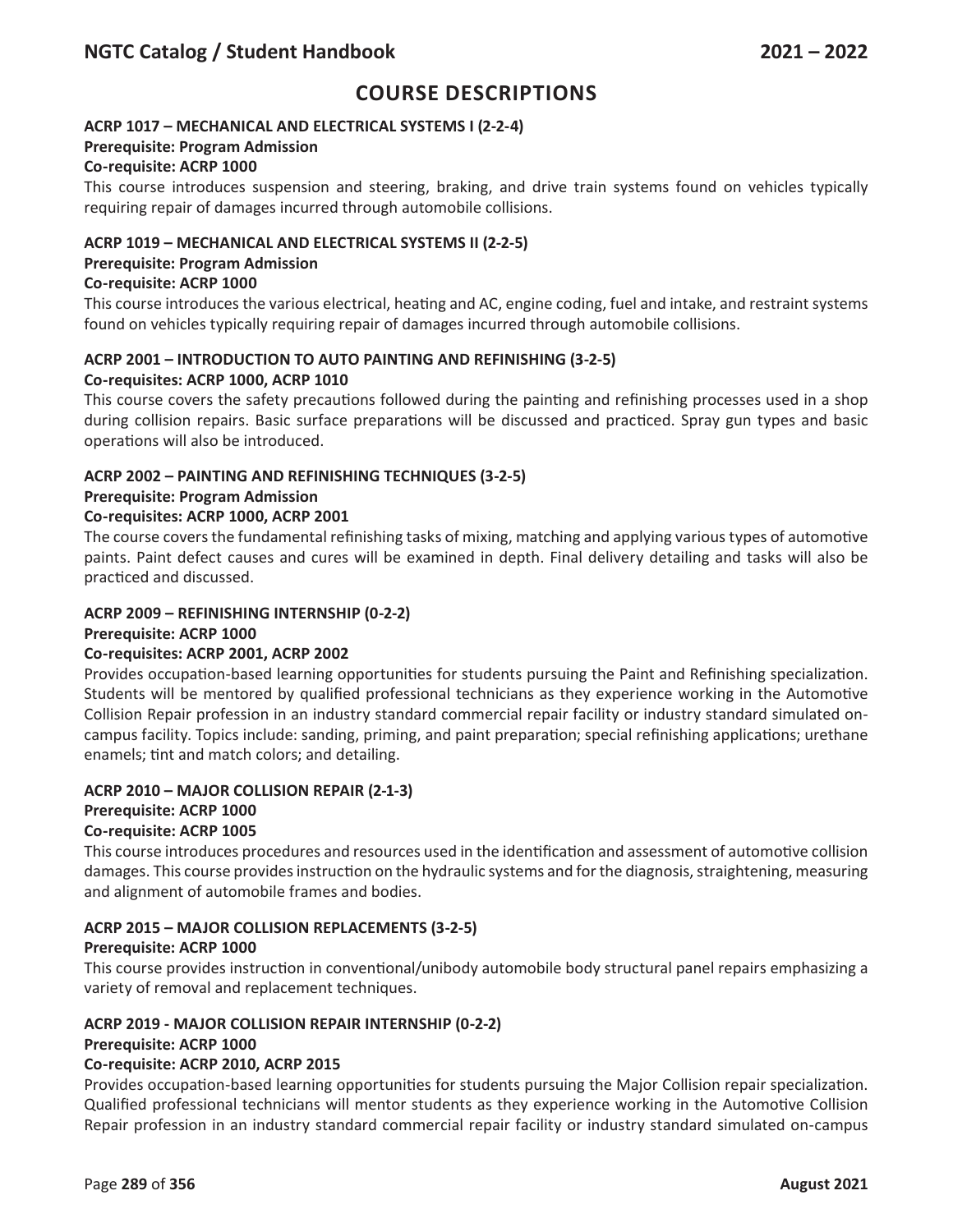## COURSE DESCRIPTIONS

**ACRP 1017 – MECHANICAL AND ELECTRICAL SYSTEMS I (2-2-4)**
**Prerequisite: Program Admission**
**Co-requisite: ACRP 1000**
This course introduces suspension and steering, braking, and drive train systems found on vehicles typically requiring repair of damages incurred through automobile collisions.

**ACRP 1019 – MECHANICAL AND ELECTRICAL SYSTEMS II (2-2-5)**
**Prerequisite: Program Admission**
**Co-requisite: ACRP 1000**
This course introduces the various electrical, heating and AC, engine coding, fuel and intake, and restraint systems found on vehicles typically requiring repair of damages incurred through automobile collisions.

**ACRP 2001 – INTRODUCTION TO AUTO PAINTING AND REFINISHING (3-2-5)**
**Co-requisites: ACRP 1000, ACRP 1010**
This course covers the safety precautions followed during the painting and refinishing processes used in a shop during collision repairs. Basic surface preparations will be discussed and practiced. Spray gun types and basic operations will also be introduced.

**ACRP 2002 – PAINTING AND REFINISHING TECHNIQUES (3-2-5)**
**Prerequisite: Program Admission**
**Co-requisites: ACRP 1000, ACRP 2001**
The course covers the fundamental refinishing tasks of mixing, matching and applying various types of automotive paints. Paint defect causes and cures will be examined in depth. Final delivery detailing and tasks will also be practiced and discussed.

**ACRP 2009 – REFINISHING INTERNSHIP (0-2-2)**
**Prerequisite: ACRP 1000**
**Co-requisites: ACRP 2001, ACRP 2002**
Provides occupation-based learning opportunities for students pursuing the Paint and Refinishing specialization. Students will be mentored by qualified professional technicians as they experience working in the Automotive Collision Repair profession in an industry standard commercial repair facility or industry standard simulated on-campus facility. Topics include: sanding, priming, and paint preparation; special refinishing applications; urethane enamels; tint and match colors; and detailing.

**ACRP 2010 – MAJOR COLLISION REPAIR (2-1-3)**
**Prerequisite: ACRP 1000**
**Co-requisite: ACRP 1005**
This course introduces procedures and resources used in the identification and assessment of automotive collision damages. This course provides instruction on the hydraulic systems and for the diagnosis, straightening, measuring and alignment of automobile frames and bodies.

**ACRP 2015 – MAJOR COLLISION REPLACEMENTS (3-2-5)**
**Prerequisite: ACRP 1000**
This course provides instruction in conventional/unibody automobile body structural panel repairs emphasizing a variety of removal and replacement techniques.

**ACRP 2019 - MAJOR COLLISION REPAIR INTERNSHIP (0-2-2)**
**Prerequisite: ACRP 1000**
**Co-requisite: ACRP 2010, ACRP 2015**
Provides occupation-based learning opportunities for students pursuing the Major Collision repair specialization. Qualified professional technicians will mentor students as they experience working in the Automotive Collision Repair profession in an industry standard commercial repair facility or industry standard simulated on-campus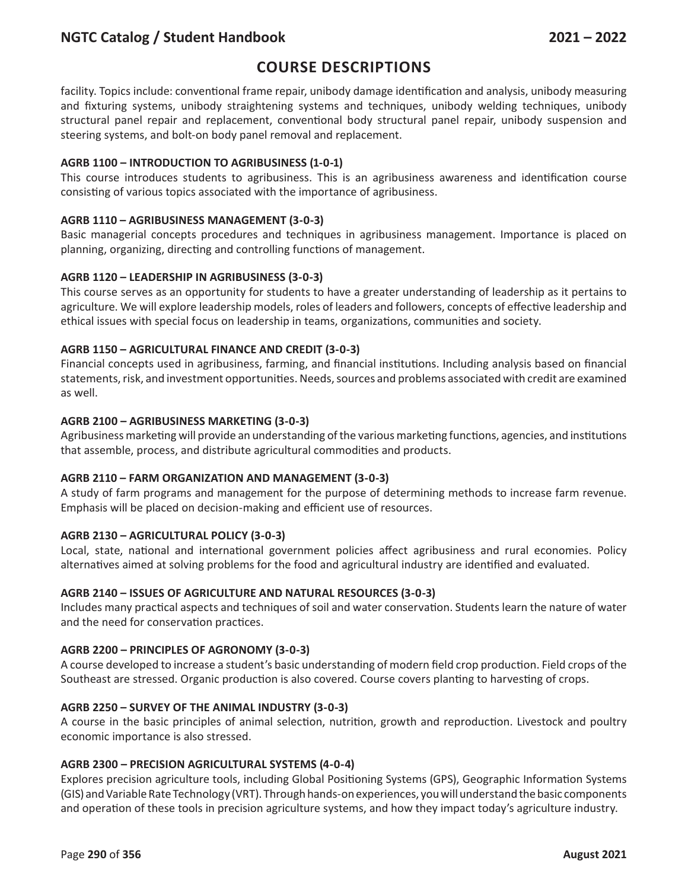# COURSE DESCRIPTIONS

facility. Topics include: conventional frame repair, unibody damage identification and analysis, unibody measuring and fixturing systems, unibody straightening systems and techniques, unibody welding techniques, unibody structural panel repair and replacement, conventional body structural panel repair, unibody suspension and steering systems, and bolt-on body panel removal and replacement.

**AGRB 1100 – INTRODUCTION TO AGRIBUSINESS (1-0-1)**

This course introduces students to agribusiness. This is an agribusiness awareness and identification course consisting of various topics associated with the importance of agribusiness.

**AGRB 1110 – AGRIBUSINESS MANAGEMENT (3-0-3)**

Basic managerial concepts procedures and techniques in agribusiness management. Importance is placed on planning, organizing, directing and controlling functions of management.

**AGRB 1120 – LEADERSHIP IN AGRIBUSINESS (3-0-3)**

This course serves as an opportunity for students to have a greater understanding of leadership as it pertains to agriculture. We will explore leadership models, roles of leaders and followers, concepts of effective leadership and ethical issues with special focus on leadership in teams, organizations, communities and society.

**AGRB 1150 – AGRICULTURAL FINANCE AND CREDIT (3-0-3)**

Financial concepts used in agribusiness, farming, and financial institutions. Including analysis based on financial statements, risk, and investment opportunities. Needs, sources and problems associated with credit are examined as well.

**AGRB 2100 – AGRIBUSINESS MARKETING (3-0-3)**

Agribusiness marketing will provide an understanding of the various marketing functions, agencies, and institutions that assemble, process, and distribute agricultural commodities and products.

**AGRB 2110 – FARM ORGANIZATION AND MANAGEMENT (3-0-3)**

A study of farm programs and management for the purpose of determining methods to increase farm revenue. Emphasis will be placed on decision-making and efficient use of resources.

**AGRB 2130 – AGRICULTURAL POLICY (3-0-3)**

Local, state, national and international government policies affect agribusiness and rural economies. Policy alternatives aimed at solving problems for the food and agricultural industry are identified and evaluated.

**AGRB 2140 – ISSUES OF AGRICULTURE AND NATURAL RESOURCES (3-0-3)**

Includes many practical aspects and techniques of soil and water conservation. Students learn the nature of water and the need for conservation practices.

**AGRB 2200 – PRINCIPLES OF AGRONOMY (3-0-3)**

A course developed to increase a student's basic understanding of modern field crop production. Field crops of the Southeast are stressed. Organic production is also covered. Course covers planting to harvesting of crops.

**AGRB 2250 – SURVEY OF THE ANIMAL INDUSTRY (3-0-3)**

A course in the basic principles of animal selection, nutrition, growth and reproduction. Livestock and poultry economic importance is also stressed.

**AGRB 2300 – PRECISION AGRICULTURAL SYSTEMS (4-0-4)**

Explores precision agriculture tools, including Global Positioning Systems (GPS), Geographic Information Systems (GIS) and Variable Rate Technology (VRT). Through hands-on experiences, you will understand the basic components and operation of these tools in precision agriculture systems, and how they impact today's agriculture industry.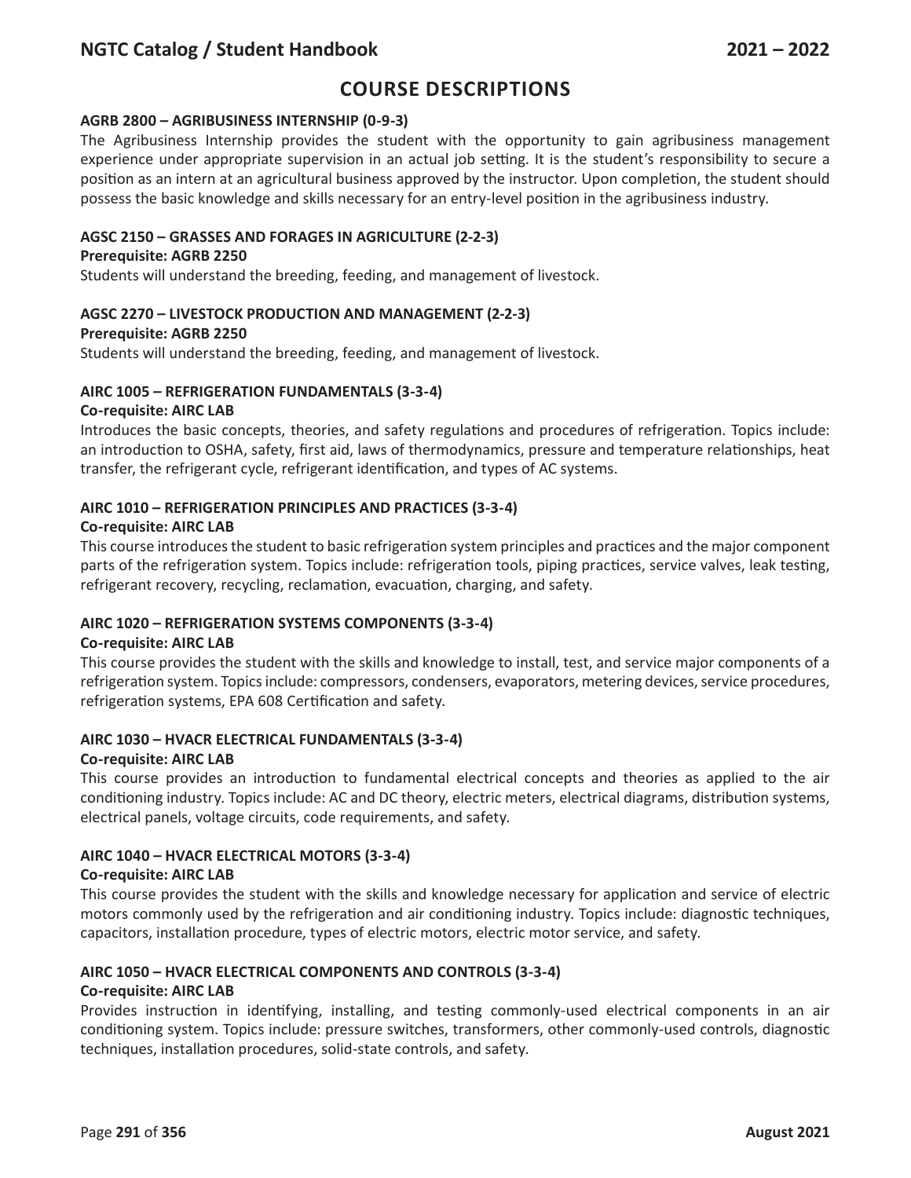# COURSE DESCRIPTIONS

**AGRB 2800 – AGRIBUSINESS INTERNSHIP (0-9-3)**

The Agribusiness Internship provides the student with the opportunity to gain agribusiness management experience under appropriate supervision in an actual job setting. It is the student's responsibility to secure a position as an intern at an agricultural business approved by the instructor. Upon completion, the student should possess the basic knowledge and skills necessary for an entry-level position in the agribusiness industry.

**AGSC 2150 – GRASSES AND FORAGES IN AGRICULTURE (2-2-3)**
**Prerequisite: AGRB 2250**

Students will understand the breeding, feeding, and management of livestock.

**AGSC 2270 – LIVESTOCK PRODUCTION AND MANAGEMENT (2-2-3)**
**Prerequisite: AGRB 2250**

Students will understand the breeding, feeding, and management of livestock.

**AIRC 1005 – REFRIGERATION FUNDAMENTALS (3-3-4)**
**Co-requisite: AIRC LAB**

Introduces the basic concepts, theories, and safety regulations and procedures of refrigeration. Topics include: an introduction to OSHA, safety, first aid, laws of thermodynamics, pressure and temperature relationships, heat transfer, the refrigerant cycle, refrigerant identification, and types of AC systems.

**AIRC 1010 – REFRIGERATION PRINCIPLES AND PRACTICES (3-3-4)**
**Co-requisite: AIRC LAB**

This course introduces the student to basic refrigeration system principles and practices and the major component parts of the refrigeration system. Topics include: refrigeration tools, piping practices, service valves, leak testing, refrigerant recovery, recycling, reclamation, evacuation, charging, and safety.

**AIRC 1020 – REFRIGERATION SYSTEMS COMPONENTS (3-3-4)**
**Co-requisite: AIRC LAB**

This course provides the student with the skills and knowledge to install, test, and service major components of a refrigeration system. Topics include: compressors, condensers, evaporators, metering devices, service procedures, refrigeration systems, EPA 608 Certification and safety.

**AIRC 1030 – HVACR ELECTRICAL FUNDAMENTALS (3-3-4)**
**Co-requisite: AIRC LAB**

This course provides an introduction to fundamental electrical concepts and theories as applied to the air conditioning industry. Topics include: AC and DC theory, electric meters, electrical diagrams, distribution systems, electrical panels, voltage circuits, code requirements, and safety.

**AIRC 1040 – HVACR ELECTRICAL MOTORS (3-3-4)**
**Co-requisite: AIRC LAB**

This course provides the student with the skills and knowledge necessary for application and service of electric motors commonly used by the refrigeration and air conditioning industry. Topics include: diagnostic techniques, capacitors, installation procedure, types of electric motors, electric motor service, and safety.

**AIRC 1050 – HVACR ELECTRICAL COMPONENTS AND CONTROLS (3-3-4)**
**Co-requisite: AIRC LAB**

Provides instruction in identifying, installing, and testing commonly-used electrical components in an air conditioning system. Topics include: pressure switches, transformers, other commonly-used controls, diagnostic techniques, installation procedures, solid-state controls, and safety.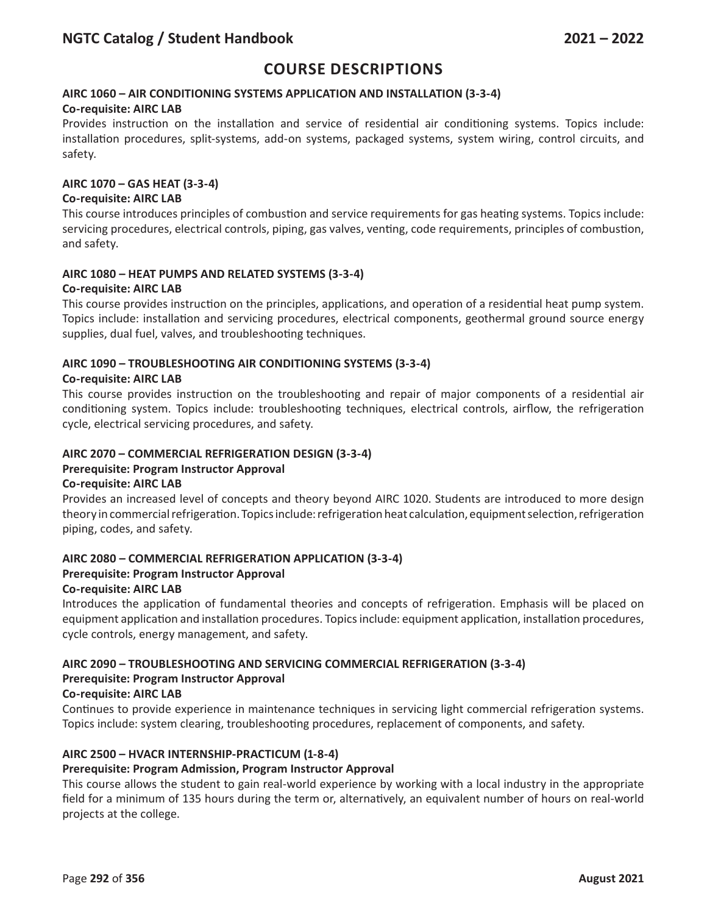## COURSE DESCRIPTIONS

### AIRC 1060 – AIR CONDITIONING SYSTEMS APPLICATION AND INSTALLATION (3-3-4)

**Co-requisite: AIRC LAB**

Provides instruction on the installation and service of residential air conditioning systems. Topics include: installation procedures, split-systems, add-on systems, packaged systems, system wiring, control circuits, and safety.

### AIRC 1070 – GAS HEAT (3-3-4)

**Co-requisite: AIRC LAB**

This course introduces principles of combustion and service requirements for gas heating systems. Topics include: servicing procedures, electrical controls, piping, gas valves, venting, code requirements, principles of combustion, and safety.

### AIRC 1080 – HEAT PUMPS AND RELATED SYSTEMS (3-3-4)

**Co-requisite: AIRC LAB**

This course provides instruction on the principles, applications, and operation of a residential heat pump system. Topics include: installation and servicing procedures, electrical components, geothermal ground source energy supplies, dual fuel, valves, and troubleshooting techniques.

### AIRC 1090 – TROUBLESHOOTING AIR CONDITIONING SYSTEMS (3-3-4)

**Co-requisite: AIRC LAB**

This course provides instruction on the troubleshooting and repair of major components of a residential air conditioning system. Topics include: troubleshooting techniques, electrical controls, airflow, the refrigeration cycle, electrical servicing procedures, and safety.

### AIRC 2070 – COMMERCIAL REFRIGERATION DESIGN (3-3-4)

**Prerequisite: Program Instructor Approval**

**Co-requisite: AIRC LAB**

Provides an increased level of concepts and theory beyond AIRC 1020. Students are introduced to more design theory in commercial refrigeration. Topics include: refrigeration heat calculation, equipment selection, refrigeration piping, codes, and safety.

### AIRC 2080 – COMMERCIAL REFRIGERATION APPLICATION (3-3-4)

**Prerequisite: Program Instructor Approval**

**Co-requisite: AIRC LAB**

Introduces the application of fundamental theories and concepts of refrigeration. Emphasis will be placed on equipment application and installation procedures. Topics include: equipment application, installation procedures, cycle controls, energy management, and safety.

### AIRC 2090 – TROUBLESHOOTING AND SERVICING COMMERCIAL REFRIGERATION (3-3-4)

**Prerequisite: Program Instructor Approval**

**Co-requisite: AIRC LAB**

Continues to provide experience in maintenance techniques in servicing light commercial refrigeration systems. Topics include: system clearing, troubleshooting procedures, replacement of components, and safety.

### AIRC 2500 – HVACR INTERNSHIP-PRACTICUM (1-8-4)

**Prerequisite: Program Admission, Program Instructor Approval**

This course allows the student to gain real-world experience by working with a local industry in the appropriate field for a minimum of 135 hours during the term or, alternatively, an equivalent number of hours on real-world projects at the college.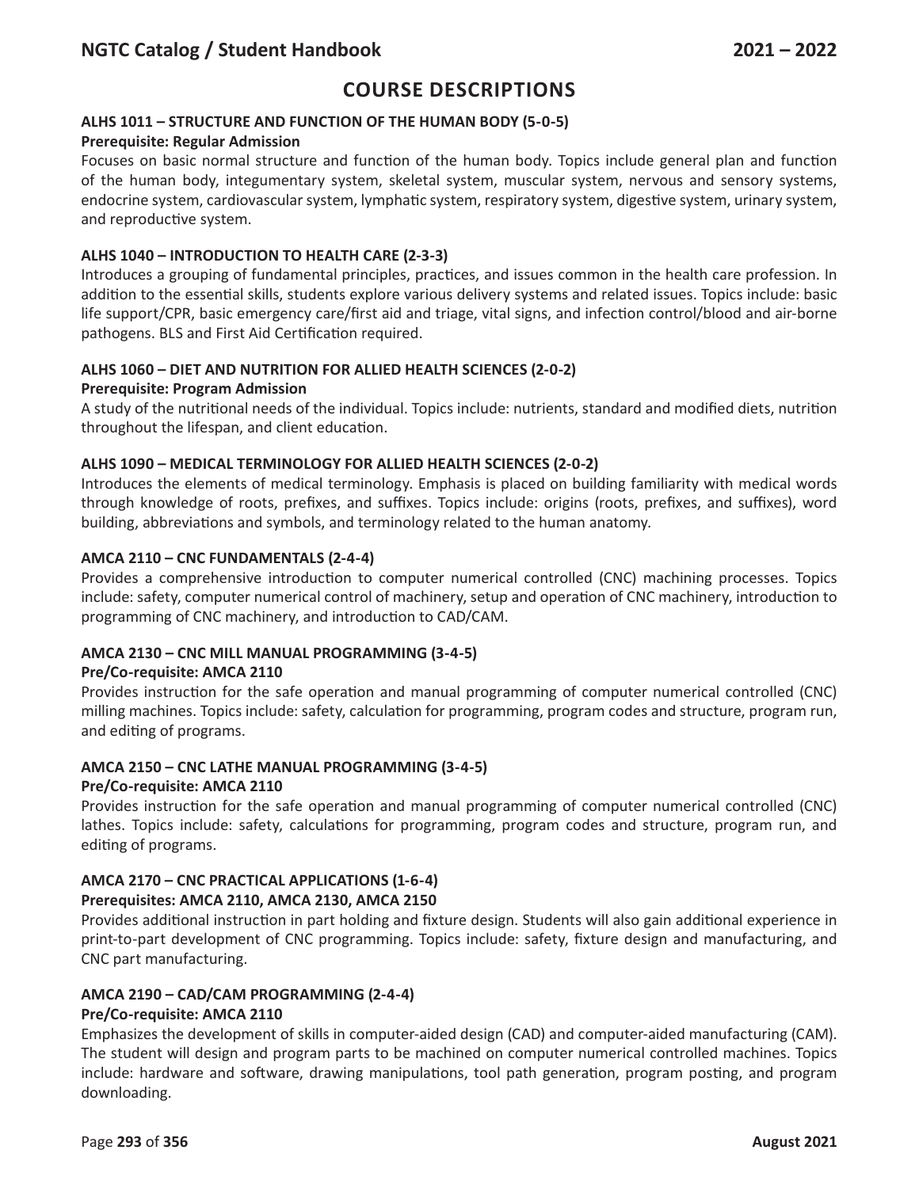# COURSE DESCRIPTIONS

### ALHS 1011 – STRUCTURE AND FUNCTION OF THE HUMAN BODY (5-0-5)

**Prerequisite: Regular Admission**

Focuses on basic normal structure and function of the human body. Topics include general plan and function of the human body, integumentary system, skeletal system, muscular system, nervous and sensory systems, endocrine system, cardiovascular system, lymphatic system, respiratory system, digestive system, urinary system, and reproductive system.

### ALHS 1040 – INTRODUCTION TO HEALTH CARE (2-3-3)

Introduces a grouping of fundamental principles, practices, and issues common in the health care profession. In addition to the essential skills, students explore various delivery systems and related issues. Topics include: basic life support/CPR, basic emergency care/first aid and triage, vital signs, and infection control/blood and air-borne pathogens. BLS and First Aid Certification required.

### ALHS 1060 – DIET AND NUTRITION FOR ALLIED HEALTH SCIENCES (2-0-2)

**Prerequisite: Program Admission**

A study of the nutritional needs of the individual. Topics include: nutrients, standard and modified diets, nutrition throughout the lifespan, and client education.

### ALHS 1090 – MEDICAL TERMINOLOGY FOR ALLIED HEALTH SCIENCES (2-0-2)

Introduces the elements of medical terminology. Emphasis is placed on building familiarity with medical words through knowledge of roots, prefixes, and suffixes. Topics include: origins (roots, prefixes, and suffixes), word building, abbreviations and symbols, and terminology related to the human anatomy.

### AMCA 2110 – CNC FUNDAMENTALS (2-4-4)

Provides a comprehensive introduction to computer numerical controlled (CNC) machining processes. Topics include: safety, computer numerical control of machinery, setup and operation of CNC machinery, introduction to programming of CNC machinery, and introduction to CAD/CAM.

### AMCA 2130 – CNC MILL MANUAL PROGRAMMING (3-4-5)

**Pre/Co-requisite: AMCA 2110**

Provides instruction for the safe operation and manual programming of computer numerical controlled (CNC) milling machines. Topics include: safety, calculation for programming, program codes and structure, program run, and editing of programs.

### AMCA 2150 – CNC LATHE MANUAL PROGRAMMING (3-4-5)

**Pre/Co-requisite: AMCA 2110**

Provides instruction for the safe operation and manual programming of computer numerical controlled (CNC) lathes. Topics include: safety, calculations for programming, program codes and structure, program run, and editing of programs.

### AMCA 2170 – CNC PRACTICAL APPLICATIONS (1-6-4)

**Prerequisites: AMCA 2110, AMCA 2130, AMCA 2150**

Provides additional instruction in part holding and fixture design. Students will also gain additional experience in print-to-part development of CNC programming. Topics include: safety, fixture design and manufacturing, and CNC part manufacturing.

### AMCA 2190 – CAD/CAM PROGRAMMING (2-4-4)

**Pre/Co-requisite: AMCA 2110**

Emphasizes the development of skills in computer-aided design (CAD) and computer-aided manufacturing (CAM). The student will design and program parts to be machined on computer numerical controlled machines. Topics include: hardware and software, drawing manipulations, tool path generation, program posting, and program downloading.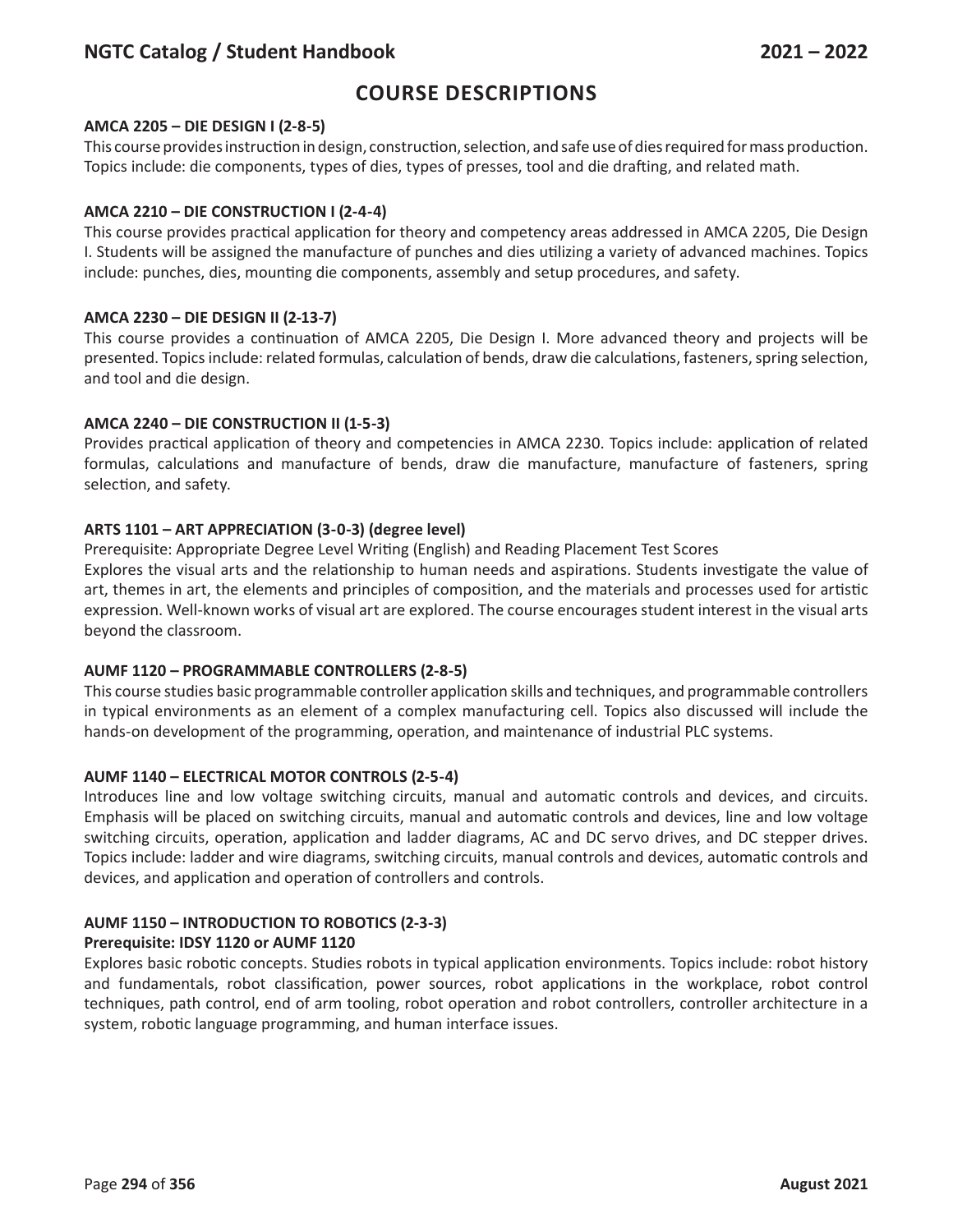# COURSE DESCRIPTIONS

**AMCA 2205 – DIE DESIGN I (2-8-5)**

This course provides instruction in design, construction, selection, and safe use of dies required for mass production. Topics include: die components, types of dies, types of presses, tool and die drafting, and related math.

**AMCA 2210 – DIE CONSTRUCTION I (2-4-4)**

This course provides practical application for theory and competency areas addressed in AMCA 2205, Die Design I. Students will be assigned the manufacture of punches and dies utilizing a variety of advanced machines. Topics include: punches, dies, mounting die components, assembly and setup procedures, and safety.

**AMCA 2230 – DIE DESIGN II (2-13-7)**

This course provides a continuation of AMCA 2205, Die Design I. More advanced theory and projects will be presented. Topics include: related formulas, calculation of bends, draw die calculations, fasteners, spring selection, and tool and die design.

**AMCA 2240 – DIE CONSTRUCTION II (1-5-3)**

Provides practical application of theory and competencies in AMCA 2230. Topics include: application of related formulas, calculations and manufacture of bends, draw die manufacture, manufacture of fasteners, spring selection, and safety.

**ARTS 1101 – ART APPRECIATION (3-0-3) (degree level)**

Prerequisite: Appropriate Degree Level Writing (English) and Reading Placement Test Scores

Explores the visual arts and the relationship to human needs and aspirations. Students investigate the value of art, themes in art, the elements and principles of composition, and the materials and processes used for artistic expression. Well-known works of visual art are explored. The course encourages student interest in the visual arts beyond the classroom.

**AUMF 1120 – PROGRAMMABLE CONTROLLERS (2-8-5)**

This course studies basic programmable controller application skills and techniques, and programmable controllers in typical environments as an element of a complex manufacturing cell. Topics also discussed will include the hands-on development of the programming, operation, and maintenance of industrial PLC systems.

**AUMF 1140 – ELECTRICAL MOTOR CONTROLS (2-5-4)**

Introduces line and low voltage switching circuits, manual and automatic controls and devices, and circuits. Emphasis will be placed on switching circuits, manual and automatic controls and devices, line and low voltage switching circuits, operation, application and ladder diagrams, AC and DC servo drives, and DC stepper drives. Topics include: ladder and wire diagrams, switching circuits, manual controls and devices, automatic controls and devices, and application and operation of controllers and controls.

**AUMF 1150 – INTRODUCTION TO ROBOTICS (2-3-3)**
**Prerequisite: IDSY 1120 or AUMF 1120**

Explores basic robotic concepts. Studies robots in typical application environments. Topics include: robot history and fundamentals, robot classification, power sources, robot applications in the workplace, robot control techniques, path control, end of arm tooling, robot operation and robot controllers, controller architecture in a system, robotic language programming, and human interface issues.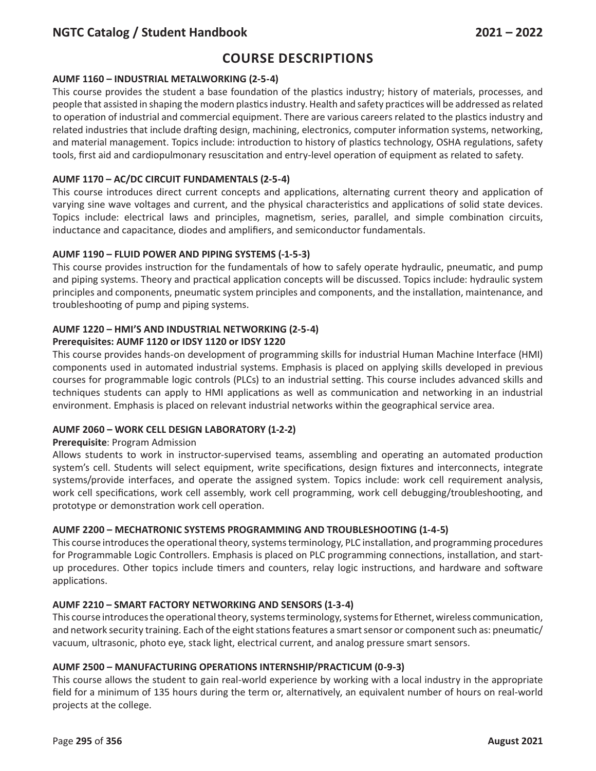## COURSE DESCRIPTIONS

### AUMF 1160 – INDUSTRIAL METALWORKING (2-5-4)

This course provides the student a base foundation of the plastics industry; history of materials, processes, and people that assisted in shaping the modern plastics industry. Health and safety practices will be addressed as related to operation of industrial and commercial equipment. There are various careers related to the plastics industry and related industries that include drafting design, machining, electronics, computer information systems, networking, and material management. Topics include: introduction to history of plastics technology, OSHA regulations, safety tools, first aid and cardiopulmonary resuscitation and entry-level operation of equipment as related to safety.

### AUMF 1170 – AC/DC CIRCUIT FUNDAMENTALS (2-5-4)

This course introduces direct current concepts and applications, alternating current theory and application of varying sine wave voltages and current, and the physical characteristics and applications of solid state devices. Topics include: electrical laws and principles, magnetism, series, parallel, and simple combination circuits, inductance and capacitance, diodes and amplifiers, and semiconductor fundamentals.

### AUMF 1190 – FLUID POWER AND PIPING SYSTEMS (-1-5-3)

This course provides instruction for the fundamentals of how to safely operate hydraulic, pneumatic, and pump and piping systems. Theory and practical application concepts will be discussed. Topics include: hydraulic system principles and components, pneumatic system principles and components, and the installation, maintenance, and troubleshooting of pump and piping systems.

### AUMF 1220 – HMI'S AND INDUSTRIAL NETWORKING (2-5-4)

**Prerequisites: AUMF 1120 or IDSY 1120 or IDSY 1220**

This course provides hands-on development of programming skills for industrial Human Machine Interface (HMI) components used in automated industrial systems. Emphasis is placed on applying skills developed in previous courses for programmable logic controls (PLCs) to an industrial setting. This course includes advanced skills and techniques students can apply to HMI applications as well as communication and networking in an industrial environment. Emphasis is placed on relevant industrial networks within the geographical service area.

### AUMF 2060 – WORK CELL DESIGN LABORATORY (1-2-2)

**Prerequisite**: Program Admission

Allows students to work in instructor-supervised teams, assembling and operating an automated production system's cell. Students will select equipment, write specifications, design fixtures and interconnects, integrate systems/provide interfaces, and operate the assigned system. Topics include: work cell requirement analysis, work cell specifications, work cell assembly, work cell programming, work cell debugging/troubleshooting, and prototype or demonstration work cell operation.

### AUMF 2200 – MECHATRONIC SYSTEMS PROGRAMMING AND TROUBLESHOOTING (1-4-5)

This course introduces the operational theory, systems terminology, PLC installation, and programming procedures for Programmable Logic Controllers. Emphasis is placed on PLC programming connections, installation, and start-up procedures. Other topics include timers and counters, relay logic instructions, and hardware and software applications.

### AUMF 2210 – SMART FACTORY NETWORKING AND SENSORS (1-3-4)

This course introduces the operational theory, systems terminology, systems for Ethernet, wireless communication, and network security training. Each of the eight stations features a smart sensor or component such as: pneumatic/vacuum, ultrasonic, photo eye, stack light, electrical current, and analog pressure smart sensors.

### AUMF 2500 – MANUFACTURING OPERATIONS INTERNSHIP/PRACTICUM (0-9-3)

This course allows the student to gain real-world experience by working with a local industry in the appropriate field for a minimum of 135 hours during the term or, alternatively, an equivalent number of hours on real-world projects at the college.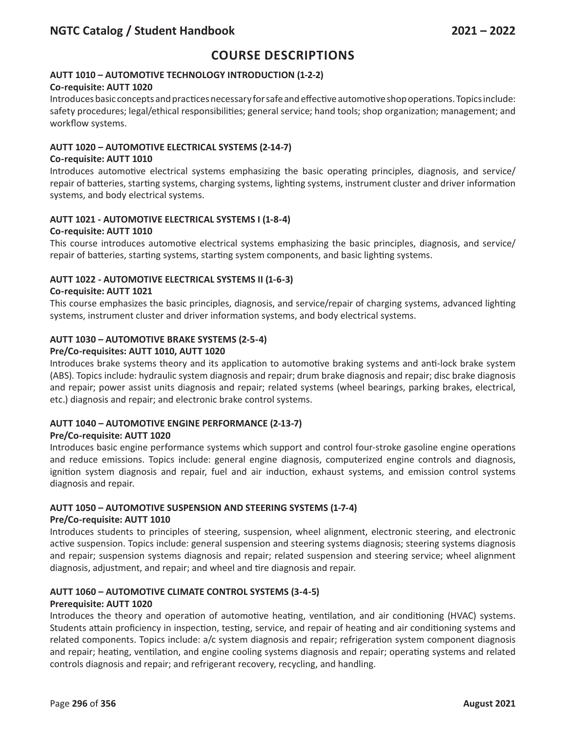# COURSE DESCRIPTIONS

### AUTT 1010 – AUTOMOTIVE TECHNOLOGY INTRODUCTION (1-2-2)

**Co-requisite: AUTT 1020**

Introduces basic concepts and practices necessary for safe and effective automotive shop operations. Topics include: safety procedures; legal/ethical responsibilities; general service; hand tools; shop organization; management; and workflow systems.

### AUTT 1020 – AUTOMOTIVE ELECTRICAL SYSTEMS (2-14-7)

**Co-requisite: AUTT 1010**

Introduces automotive electrical systems emphasizing the basic operating principles, diagnosis, and service/ repair of batteries, starting systems, charging systems, lighting systems, instrument cluster and driver information systems, and body electrical systems.

### AUTT 1021 - AUTOMOTIVE ELECTRICAL SYSTEMS I (1-8-4)

**Co-requisite: AUTT 1010**

This course introduces automotive electrical systems emphasizing the basic principles, diagnosis, and service/ repair of batteries, starting systems, starting system components, and basic lighting systems.

### AUTT 1022 - AUTOMOTIVE ELECTRICAL SYSTEMS II (1-6-3)

**Co-requisite: AUTT 1021**

This course emphasizes the basic principles, diagnosis, and service/repair of charging systems, advanced lighting systems, instrument cluster and driver information systems, and body electrical systems.

### AUTT 1030 – AUTOMOTIVE BRAKE SYSTEMS (2-5-4)

**Pre/Co-requisites: AUTT 1010, AUTT 1020**

Introduces brake systems theory and its application to automotive braking systems and anti-lock brake system (ABS). Topics include: hydraulic system diagnosis and repair; drum brake diagnosis and repair; disc brake diagnosis and repair; power assist units diagnosis and repair; related systems (wheel bearings, parking brakes, electrical, etc.) diagnosis and repair; and electronic brake control systems.

### AUTT 1040 – AUTOMOTIVE ENGINE PERFORMANCE (2-13-7)

**Pre/Co-requisite: AUTT 1020**

Introduces basic engine performance systems which support and control four-stroke gasoline engine operations and reduce emissions. Topics include: general engine diagnosis, computerized engine controls and diagnosis, ignition system diagnosis and repair, fuel and air induction, exhaust systems, and emission control systems diagnosis and repair.

### AUTT 1050 – AUTOMOTIVE SUSPENSION AND STEERING SYSTEMS (1-7-4)

**Pre/Co-requisite: AUTT 1010**

Introduces students to principles of steering, suspension, wheel alignment, electronic steering, and electronic active suspension. Topics include: general suspension and steering systems diagnosis; steering systems diagnosis and repair; suspension systems diagnosis and repair; related suspension and steering service; wheel alignment diagnosis, adjustment, and repair; and wheel and tire diagnosis and repair.

### AUTT 1060 – AUTOMOTIVE CLIMATE CONTROL SYSTEMS (3-4-5)

**Prerequisite: AUTT 1020**

Introduces the theory and operation of automotive heating, ventilation, and air conditioning (HVAC) systems. Students attain proficiency in inspection, testing, service, and repair of heating and air conditioning systems and related components. Topics include: a/c system diagnosis and repair; refrigeration system component diagnosis and repair; heating, ventilation, and engine cooling systems diagnosis and repair; operating systems and related controls diagnosis and repair; and refrigerant recovery, recycling, and handling.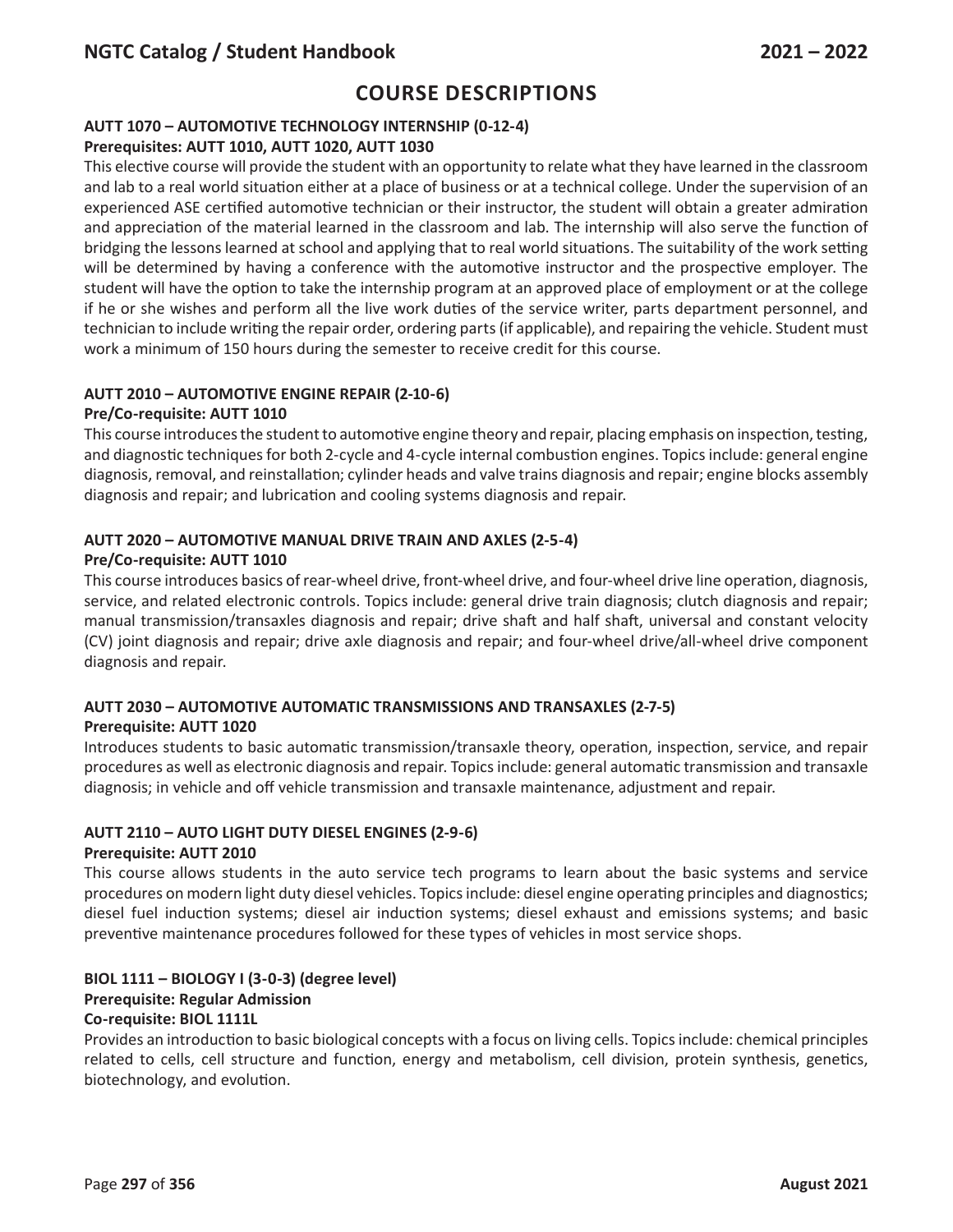# COURSE DESCRIPTIONS

**AUTT 1070 – AUTOMOTIVE TECHNOLOGY INTERNSHIP (0-12-4)**
**Prerequisites: AUTT 1010, AUTT 1020, AUTT 1030**

This elective course will provide the student with an opportunity to relate what they have learned in the classroom and lab to a real world situation either at a place of business or at a technical college. Under the supervision of an experienced ASE certified automotive technician or their instructor, the student will obtain a greater admiration and appreciation of the material learned in the classroom and lab. The internship will also serve the function of bridging the lessons learned at school and applying that to real world situations. The suitability of the work setting will be determined by having a conference with the automotive instructor and the prospective employer. The student will have the option to take the internship program at an approved place of employment or at the college if he or she wishes and perform all the live work duties of the service writer, parts department personnel, and technician to include writing the repair order, ordering parts (if applicable), and repairing the vehicle. Student must work a minimum of 150 hours during the semester to receive credit for this course.

**AUTT 2010 – AUTOMOTIVE ENGINE REPAIR (2-10-6)**
**Pre/Co-requisite: AUTT 1010**

This course introduces the student to automotive engine theory and repair, placing emphasis on inspection, testing, and diagnostic techniques for both 2-cycle and 4-cycle internal combustion engines. Topics include: general engine diagnosis, removal, and reinstallation; cylinder heads and valve trains diagnosis and repair; engine blocks assembly diagnosis and repair; and lubrication and cooling systems diagnosis and repair.

**AUTT 2020 – AUTOMOTIVE MANUAL DRIVE TRAIN AND AXLES (2-5-4)**
**Pre/Co-requisite: AUTT 1010**

This course introduces basics of rear-wheel drive, front-wheel drive, and four-wheel drive line operation, diagnosis, service, and related electronic controls. Topics include: general drive train diagnosis; clutch diagnosis and repair; manual transmission/transaxles diagnosis and repair; drive shaft and half shaft, universal and constant velocity (CV) joint diagnosis and repair; drive axle diagnosis and repair; and four-wheel drive/all-wheel drive component diagnosis and repair.

**AUTT 2030 – AUTOMOTIVE AUTOMATIC TRANSMISSIONS AND TRANSAXLES (2-7-5)**
**Prerequisite: AUTT 1020**

Introduces students to basic automatic transmission/transaxle theory, operation, inspection, service, and repair procedures as well as electronic diagnosis and repair. Topics include: general automatic transmission and transaxle diagnosis; in vehicle and off vehicle transmission and transaxle maintenance, adjustment and repair.

**AUTT 2110 – AUTO LIGHT DUTY DIESEL ENGINES (2-9-6)**
**Prerequisite: AUTT 2010**

This course allows students in the auto service tech programs to learn about the basic systems and service procedures on modern light duty diesel vehicles. Topics include: diesel engine operating principles and diagnostics; diesel fuel induction systems; diesel air induction systems; diesel exhaust and emissions systems; and basic preventive maintenance procedures followed for these types of vehicles in most service shops.

**BIOL 1111 – BIOLOGY I (3-0-3) (degree level)**
**Prerequisite: Regular Admission**
**Co-requisite: BIOL 1111L**

Provides an introduction to basic biological concepts with a focus on living cells. Topics include: chemical principles related to cells, cell structure and function, energy and metabolism, cell division, protein synthesis, genetics, biotechnology, and evolution.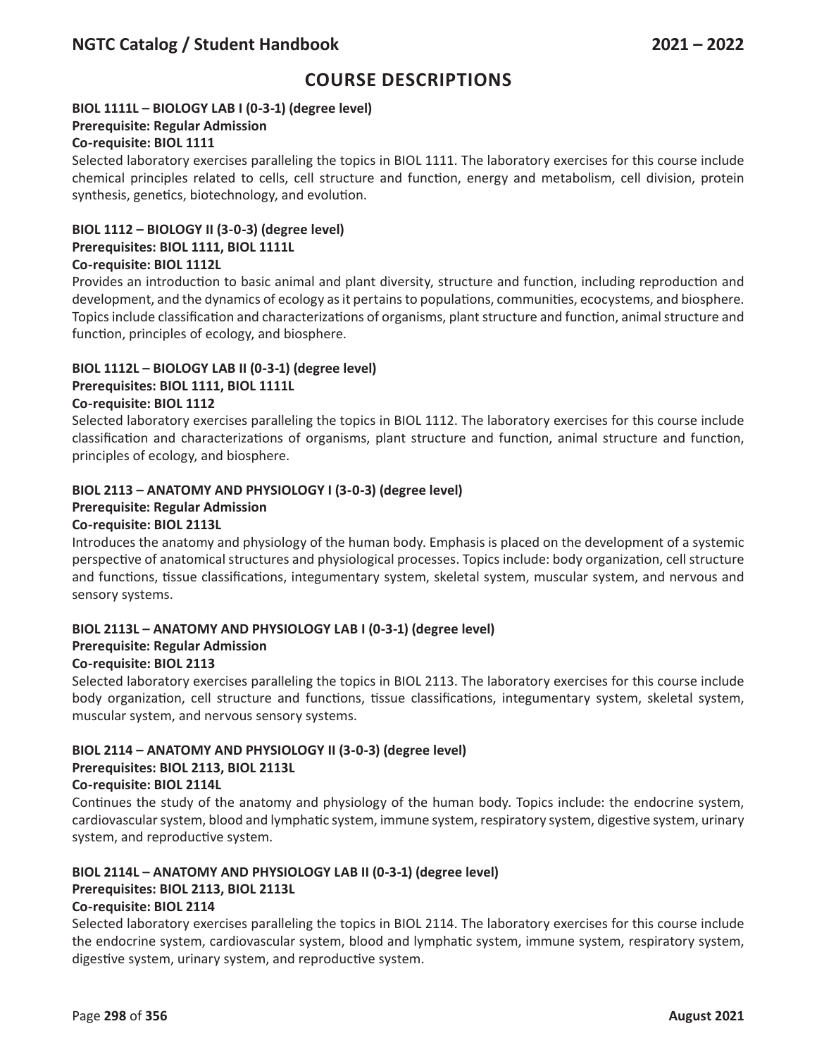## COURSE DESCRIPTIONS

**BIOL 1111L – BIOLOGY LAB I (0-3-1) (degree level)**
**Prerequisite: Regular Admission**
**Co-requisite: BIOL 1111**

Selected laboratory exercises paralleling the topics in BIOL 1111. The laboratory exercises for this course include chemical principles related to cells, cell structure and function, energy and metabolism, cell division, protein synthesis, genetics, biotechnology, and evolution.

**BIOL 1112 – BIOLOGY II (3-0-3) (degree level)**
**Prerequisites: BIOL 1111, BIOL 1111L**
**Co-requisite: BIOL 1112L**

Provides an introduction to basic animal and plant diversity, structure and function, including reproduction and development, and the dynamics of ecology as it pertains to populations, communities, ecosystems, and biosphere. Topics include classification and characterizations of organisms, plant structure and function, animal structure and function, principles of ecology, and biosphere.

**BIOL 1112L – BIOLOGY LAB II (0-3-1) (degree level)**
**Prerequisites: BIOL 1111, BIOL 1111L**
**Co-requisite: BIOL 1112**

Selected laboratory exercises paralleling the topics in BIOL 1112. The laboratory exercises for this course include classification and characterizations of organisms, plant structure and function, animal structure and function, principles of ecology, and biosphere.

**BIOL 2113 – ANATOMY AND PHYSIOLOGY I (3-0-3) (degree level)**
**Prerequisite: Regular Admission**
**Co-requisite: BIOL 2113L**

Introduces the anatomy and physiology of the human body. Emphasis is placed on the development of a systemic perspective of anatomical structures and physiological processes. Topics include: body organization, cell structure and functions, tissue classifications, integumentary system, skeletal system, muscular system, and nervous and sensory systems.

**BIOL 2113L – ANATOMY AND PHYSIOLOGY LAB I (0-3-1) (degree level)**
**Prerequisite: Regular Admission**
**Co-requisite: BIOL 2113**

Selected laboratory exercises paralleling the topics in BIOL 2113. The laboratory exercises for this course include body organization, cell structure and functions, tissue classifications, integumentary system, skeletal system, muscular system, and nervous sensory systems.

**BIOL 2114 – ANATOMY AND PHYSIOLOGY II (3-0-3) (degree level)**
**Prerequisites: BIOL 2113, BIOL 2113L**
**Co-requisite: BIOL 2114L**

Continues the study of the anatomy and physiology of the human body. Topics include: the endocrine system, cardiovascular system, blood and lymphatic system, immune system, respiratory system, digestive system, urinary system, and reproductive system.

**BIOL 2114L – ANATOMY AND PHYSIOLOGY LAB II (0-3-1) (degree level)**
**Prerequisites: BIOL 2113, BIOL 2113L**
**Co-requisite: BIOL 2114**

Selected laboratory exercises paralleling the topics in BIOL 2114. The laboratory exercises for this course include the endocrine system, cardiovascular system, blood and lymphatic system, immune system, respiratory system, digestive system, urinary system, and reproductive system.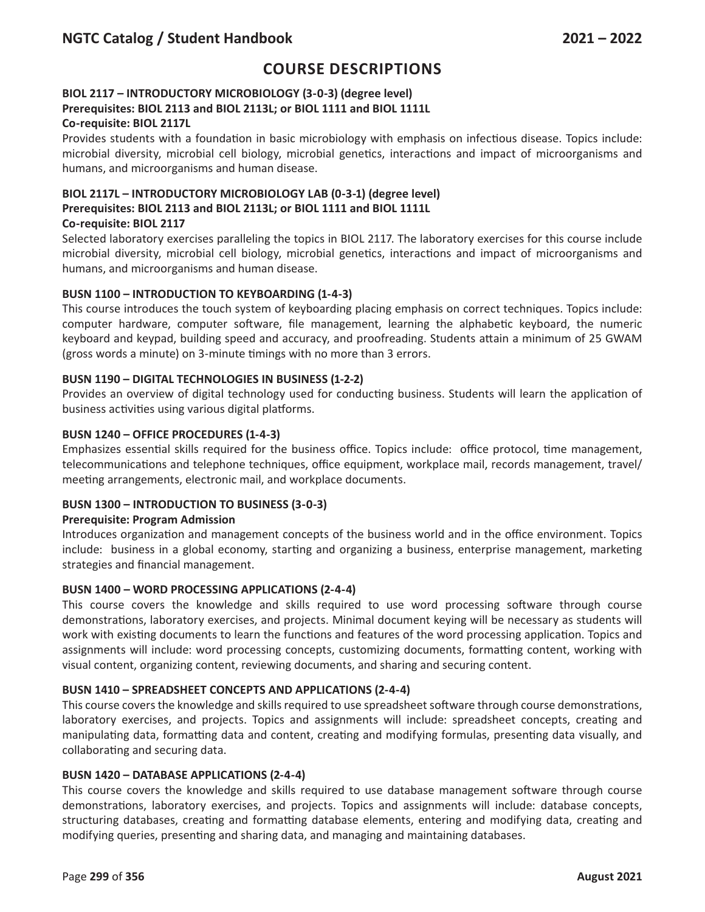## COURSE DESCRIPTIONS

**BIOL 2117 – INTRODUCTORY MICROBIOLOGY (3-0-3) (degree level)**
**Prerequisites: BIOL 2113 and BIOL 2113L; or BIOL 1111 and BIOL 1111L**
**Co-requisite: BIOL 2117L**

Provides students with a foundation in basic microbiology with emphasis on infectious disease. Topics include: microbial diversity, microbial cell biology, microbial genetics, interactions and impact of microorganisms and humans, and microorganisms and human disease.

**BIOL 2117L – INTRODUCTORY MICROBIOLOGY LAB (0-3-1) (degree level)**
**Prerequisites: BIOL 2113 and BIOL 2113L; or BIOL 1111 and BIOL 1111L**
**Co-requisite: BIOL 2117**

Selected laboratory exercises paralleling the topics in BIOL 2117. The laboratory exercises for this course include microbial diversity, microbial cell biology, microbial genetics, interactions and impact of microorganisms and humans, and microorganisms and human disease.

**BUSN 1100 – INTRODUCTION TO KEYBOARDING (1-4-3)**

This course introduces the touch system of keyboarding placing emphasis on correct techniques. Topics include: computer hardware, computer software, file management, learning the alphabetic keyboard, the numeric keyboard and keypad, building speed and accuracy, and proofreading. Students attain a minimum of 25 GWAM (gross words a minute) on 3-minute timings with no more than 3 errors.

**BUSN 1190 – DIGITAL TECHNOLOGIES IN BUSINESS (1-2-2)**

Provides an overview of digital technology used for conducting business. Students will learn the application of business activities using various digital platforms.

**BUSN 1240 – OFFICE PROCEDURES (1-4-3)**

Emphasizes essential skills required for the business office. Topics include: office protocol, time management, telecommunications and telephone techniques, office equipment, workplace mail, records management, travel/meeting arrangements, electronic mail, and workplace documents.

**BUSN 1300 – INTRODUCTION TO BUSINESS (3-0-3)**
**Prerequisite: Program Admission**

Introduces organization and management concepts of the business world and in the office environment. Topics include: business in a global economy, starting and organizing a business, enterprise management, marketing strategies and financial management.

**BUSN 1400 – WORD PROCESSING APPLICATIONS (2-4-4)**

This course covers the knowledge and skills required to use word processing software through course demonstrations, laboratory exercises, and projects. Minimal document keying will be necessary as students will work with existing documents to learn the functions and features of the word processing application. Topics and assignments will include: word processing concepts, customizing documents, formatting content, working with visual content, organizing content, reviewing documents, and sharing and securing content.

**BUSN 1410 – SPREADSHEET CONCEPTS AND APPLICATIONS (2-4-4)**

This course covers the knowledge and skills required to use spreadsheet software through course demonstrations, laboratory exercises, and projects. Topics and assignments will include: spreadsheet concepts, creating and manipulating data, formatting data and content, creating and modifying formulas, presenting data visually, and collaborating and securing data.

**BUSN 1420 – DATABASE APPLICATIONS (2-4-4)**

This course covers the knowledge and skills required to use database management software through course demonstrations, laboratory exercises, and projects. Topics and assignments will include: database concepts, structuring databases, creating and formatting database elements, entering and modifying data, creating and modifying queries, presenting and sharing data, and managing and maintaining databases.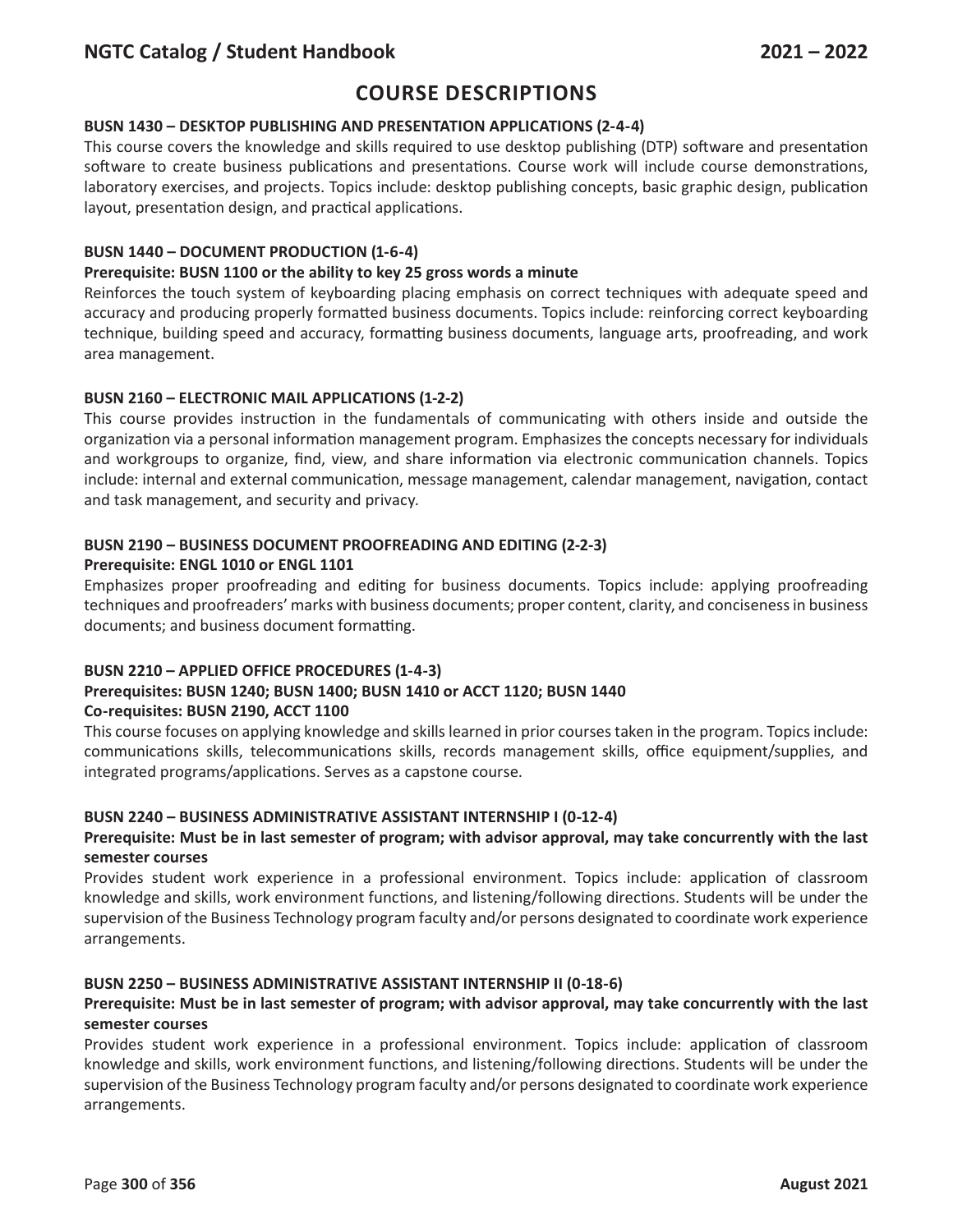# COURSE DESCRIPTIONS

### BUSN 1430 – DESKTOP PUBLISHING AND PRESENTATION APPLICATIONS (2-4-4)

This course covers the knowledge and skills required to use desktop publishing (DTP) software and presentation software to create business publications and presentations. Course work will include course demonstrations, laboratory exercises, and projects. Topics include: desktop publishing concepts, basic graphic design, publication layout, presentation design, and practical applications.

### BUSN 1440 – DOCUMENT PRODUCTION (1-6-4)

**Prerequisite: BUSN 1100 or the ability to key 25 gross words a minute**

Reinforces the touch system of keyboarding placing emphasis on correct techniques with adequate speed and accuracy and producing properly formatted business documents. Topics include: reinforcing correct keyboarding technique, building speed and accuracy, formatting business documents, language arts, proofreading, and work area management.

### BUSN 2160 – ELECTRONIC MAIL APPLICATIONS (1-2-2)

This course provides instruction in the fundamentals of communicating with others inside and outside the organization via a personal information management program. Emphasizes the concepts necessary for individuals and workgroups to organize, find, view, and share information via electronic communication channels. Topics include: internal and external communication, message management, calendar management, navigation, contact and task management, and security and privacy.

### BUSN 2190 – BUSINESS DOCUMENT PROOFREADING AND EDITING (2-2-3)

**Prerequisite: ENGL 1010 or ENGL 1101**

Emphasizes proper proofreading and editing for business documents. Topics include: applying proofreading techniques and proofreaders' marks with business documents; proper content, clarity, and conciseness in business documents; and business document formatting.

### BUSN 2210 – APPLIED OFFICE PROCEDURES (1-4-3)

**Prerequisites: BUSN 1240; BUSN 1400; BUSN 1410 or ACCT 1120; BUSN 1440**
**Co-requisites: BUSN 2190, ACCT 1100**

This course focuses on applying knowledge and skills learned in prior courses taken in the program. Topics include: communications skills, telecommunications skills, records management skills, office equipment/supplies, and integrated programs/applications. Serves as a capstone course.

### BUSN 2240 – BUSINESS ADMINISTRATIVE ASSISTANT INTERNSHIP I (0-12-4)

**Prerequisite: Must be in last semester of program; with advisor approval, may take concurrently with the last semester courses**

Provides student work experience in a professional environment. Topics include: application of classroom knowledge and skills, work environment functions, and listening/following directions. Students will be under the supervision of the Business Technology program faculty and/or persons designated to coordinate work experience arrangements.

### BUSN 2250 – BUSINESS ADMINISTRATIVE ASSISTANT INTERNSHIP II (0-18-6)

**Prerequisite: Must be in last semester of program; with advisor approval, may take concurrently with the last semester courses**

Provides student work experience in a professional environment. Topics include: application of classroom knowledge and skills, work environment functions, and listening/following directions. Students will be under the supervision of the Business Technology program faculty and/or persons designated to coordinate work experience arrangements.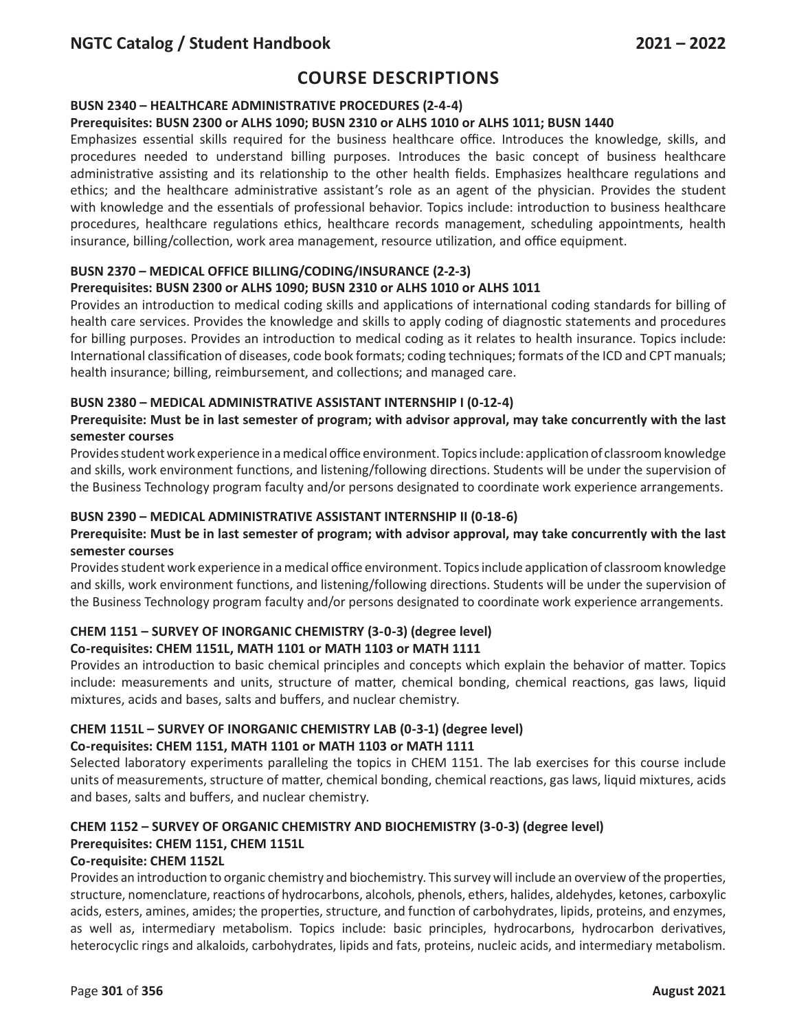# COURSE DESCRIPTIONS

### BUSN 2340 – HEALTHCARE ADMINISTRATIVE PROCEDURES (2-4-4)

**Prerequisites: BUSN 2300 or ALHS 1090; BUSN 2310 or ALHS 1010 or ALHS 1011; BUSN 1440**

Emphasizes essential skills required for the business healthcare office. Introduces the knowledge, skills, and procedures needed to understand billing purposes. Introduces the basic concept of business healthcare administrative assisting and its relationship to the other health fields. Emphasizes healthcare regulations and ethics; and the healthcare administrative assistant's role as an agent of the physician. Provides the student with knowledge and the essentials of professional behavior. Topics include: introduction to business healthcare procedures, healthcare regulations ethics, healthcare records management, scheduling appointments, health insurance, billing/collection, work area management, resource utilization, and office equipment.

### BUSN 2370 – MEDICAL OFFICE BILLING/CODING/INSURANCE (2-2-3)

**Prerequisites: BUSN 2300 or ALHS 1090; BUSN 2310 or ALHS 1010 or ALHS 1011**

Provides an introduction to medical coding skills and applications of international coding standards for billing of health care services. Provides the knowledge and skills to apply coding of diagnostic statements and procedures for billing purposes. Provides an introduction to medical coding as it relates to health insurance. Topics include: International classification of diseases, code book formats; coding techniques; formats of the ICD and CPT manuals; health insurance; billing, reimbursement, and collections; and managed care.

### BUSN 2380 – MEDICAL ADMINISTRATIVE ASSISTANT INTERNSHIP I (0-12-4)

**Prerequisite: Must be in last semester of program; with advisor approval, may take concurrently with the last semester courses**

Provides student work experience in a medical office environment. Topics include: application of classroom knowledge and skills, work environment functions, and listening/following directions. Students will be under the supervision of the Business Technology program faculty and/or persons designated to coordinate work experience arrangements.

### BUSN 2390 – MEDICAL ADMINISTRATIVE ASSISTANT INTERNSHIP II (0-18-6)

**Prerequisite: Must be in last semester of program; with advisor approval, may take concurrently with the last semester courses**

Provides student work experience in a medical office environment. Topics include application of classroom knowledge and skills, work environment functions, and listening/following directions. Students will be under the supervision of the Business Technology program faculty and/or persons designated to coordinate work experience arrangements.

### CHEM 1151 – SURVEY OF INORGANIC CHEMISTRY (3-0-3) (degree level)

**Co-requisites: CHEM 1151L, MATH 1101 or MATH 1103 or MATH 1111**

Provides an introduction to basic chemical principles and concepts which explain the behavior of matter. Topics include: measurements and units, structure of matter, chemical bonding, chemical reactions, gas laws, liquid mixtures, acids and bases, salts and buffers, and nuclear chemistry.

### CHEM 1151L – SURVEY OF INORGANIC CHEMISTRY LAB (0-3-1) (degree level)

**Co-requisites: CHEM 1151, MATH 1101 or MATH 1103 or MATH 1111**

Selected laboratory experiments paralleling the topics in CHEM 1151. The lab exercises for this course include units of measurements, structure of matter, chemical bonding, chemical reactions, gas laws, liquid mixtures, acids and bases, salts and buffers, and nuclear chemistry.

### CHEM 1152 – SURVEY OF ORGANIC CHEMISTRY AND BIOCHEMISTRY (3-0-3) (degree level)

**Prerequisites: CHEM 1151, CHEM 1151L**

**Co-requisite: CHEM 1152L**

Provides an introduction to organic chemistry and biochemistry. This survey will include an overview of the properties, structure, nomenclature, reactions of hydrocarbons, alcohols, phenols, ethers, halides, aldehydes, ketones, carboxylic acids, esters, amines, amides; the properties, structure, and function of carbohydrates, lipids, proteins, and enzymes, as well as, intermediary metabolism. Topics include: basic principles, hydrocarbons, hydrocarbon derivatives, heterocyclic rings and alkaloids, carbohydrates, lipids and fats, proteins, nucleic acids, and intermediary metabolism.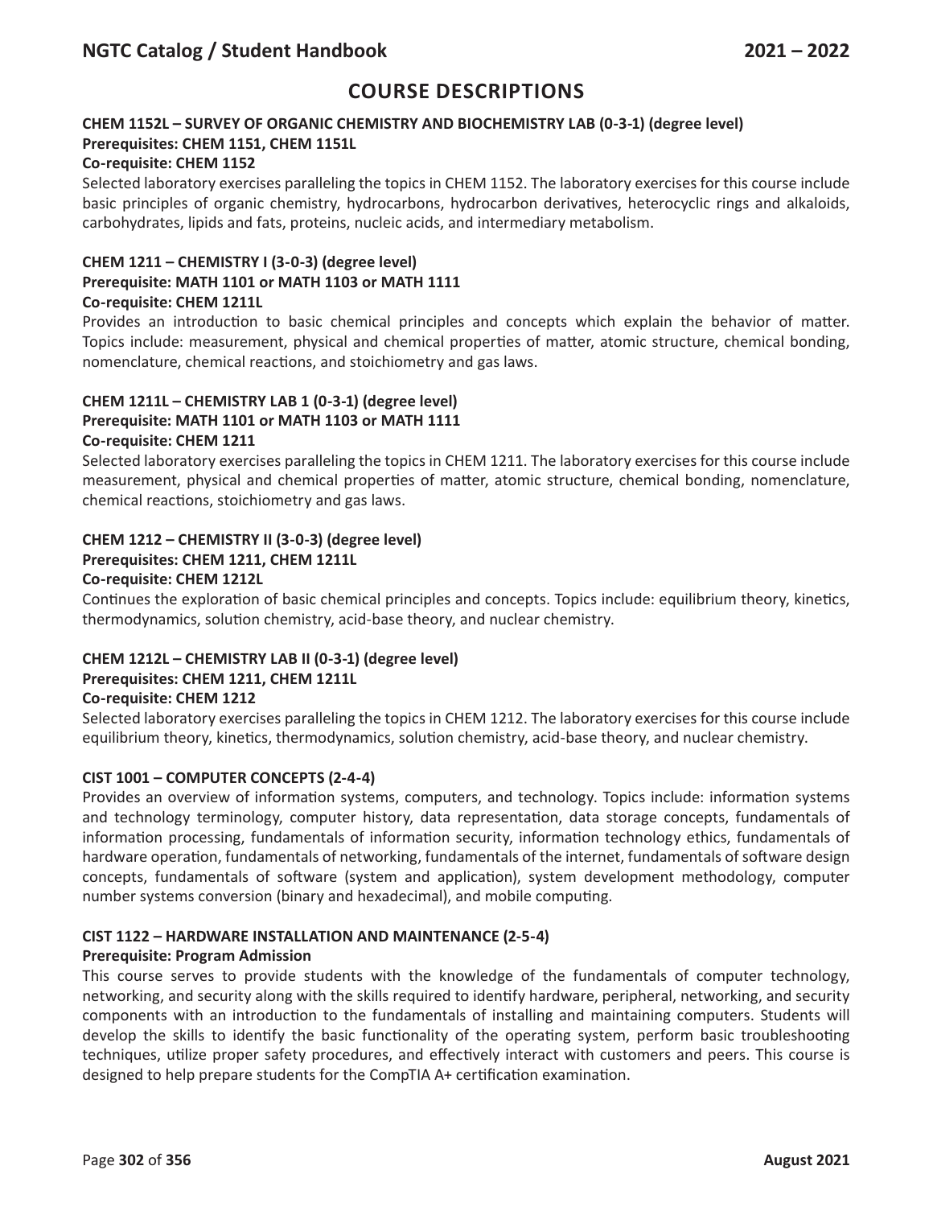## COURSE DESCRIPTIONS

**CHEM 1152L – SURVEY OF ORGANIC CHEMISTRY AND BIOCHEMISTRY LAB (0-3-1) (degree level)**
**Prerequisites: CHEM 1151, CHEM 1151L**
**Co-requisite: CHEM 1152**

Selected laboratory exercises paralleling the topics in CHEM 1152. The laboratory exercises for this course include basic principles of organic chemistry, hydrocarbons, hydrocarbon derivatives, heterocyclic rings and alkaloids, carbohydrates, lipids and fats, proteins, nucleic acids, and intermediary metabolism.

**CHEM 1211 – CHEMISTRY I (3-0-3) (degree level)**
**Prerequisite: MATH 1101 or MATH 1103 or MATH 1111**
**Co-requisite: CHEM 1211L**

Provides an introduction to basic chemical principles and concepts which explain the behavior of matter. Topics include: measurement, physical and chemical properties of matter, atomic structure, chemical bonding, nomenclature, chemical reactions, and stoichiometry and gas laws.

**CHEM 1211L – CHEMISTRY LAB 1 (0-3-1) (degree level)**
**Prerequisite: MATH 1101 or MATH 1103 or MATH 1111**
**Co-requisite: CHEM 1211**

Selected laboratory exercises paralleling the topics in CHEM 1211. The laboratory exercises for this course include measurement, physical and chemical properties of matter, atomic structure, chemical bonding, nomenclature, chemical reactions, stoichiometry and gas laws.

**CHEM 1212 – CHEMISTRY II (3-0-3) (degree level)**
**Prerequisites: CHEM 1211, CHEM 1211L**
**Co-requisite: CHEM 1212L**

Continues the exploration of basic chemical principles and concepts. Topics include: equilibrium theory, kinetics, thermodynamics, solution chemistry, acid-base theory, and nuclear chemistry.

**CHEM 1212L – CHEMISTRY LAB II (0-3-1) (degree level)**
**Prerequisites: CHEM 1211, CHEM 1211L**
**Co-requisite: CHEM 1212**

Selected laboratory exercises paralleling the topics in CHEM 1212. The laboratory exercises for this course include equilibrium theory, kinetics, thermodynamics, solution chemistry, acid-base theory, and nuclear chemistry.

**CIST 1001 – COMPUTER CONCEPTS (2-4-4)**

Provides an overview of information systems, computers, and technology. Topics include: information systems and technology terminology, computer history, data representation, data storage concepts, fundamentals of information processing, fundamentals of information security, information technology ethics, fundamentals of hardware operation, fundamentals of networking, fundamentals of the internet, fundamentals of software design concepts, fundamentals of software (system and application), system development methodology, computer number systems conversion (binary and hexadecimal), and mobile computing.

**CIST 1122 – HARDWARE INSTALLATION AND MAINTENANCE (2-5-4)**
**Prerequisite: Program Admission**

This course serves to provide students with the knowledge of the fundamentals of computer technology, networking, and security along with the skills required to identify hardware, peripheral, networking, and security components with an introduction to the fundamentals of installing and maintaining computers. Students will develop the skills to identify the basic functionality of the operating system, perform basic troubleshooting techniques, utilize proper safety procedures, and effectively interact with customers and peers. This course is designed to help prepare students for the CompTIA A+ certification examination.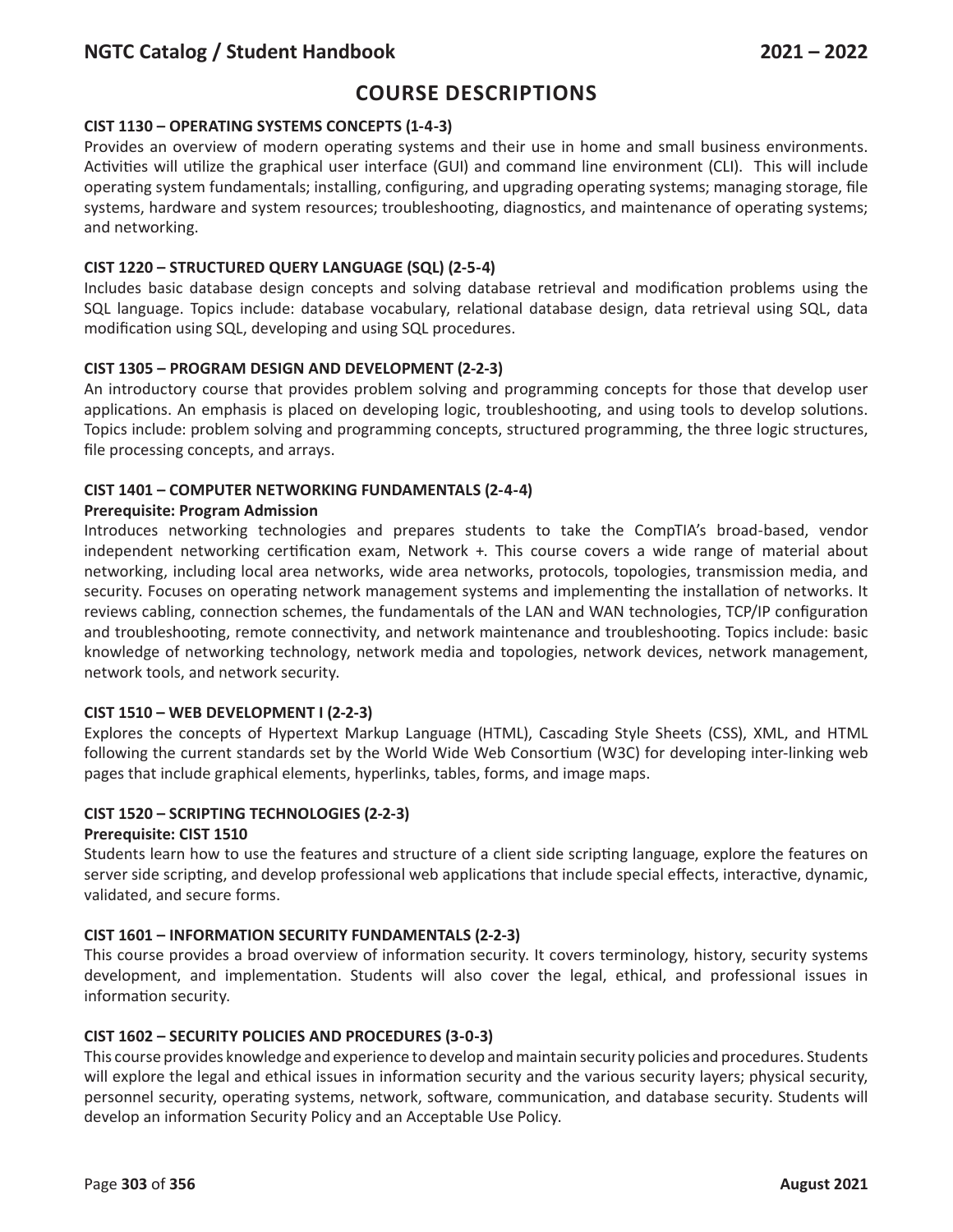# COURSE DESCRIPTIONS

**CIST 1130 – OPERATING SYSTEMS CONCEPTS (1-4-3)**

Provides an overview of modern operating systems and their use in home and small business environments. Activities will utilize the graphical user interface (GUI) and command line environment (CLI). This will include operating system fundamentals; installing, configuring, and upgrading operating systems; managing storage, file systems, hardware and system resources; troubleshooting, diagnostics, and maintenance of operating systems; and networking.

**CIST 1220 – STRUCTURED QUERY LANGUAGE (SQL) (2-5-4)**

Includes basic database design concepts and solving database retrieval and modification problems using the SQL language. Topics include: database vocabulary, relational database design, data retrieval using SQL, data modification using SQL, developing and using SQL procedures.

**CIST 1305 – PROGRAM DESIGN AND DEVELOPMENT (2-2-3)**

An introductory course that provides problem solving and programming concepts for those that develop user applications. An emphasis is placed on developing logic, troubleshooting, and using tools to develop solutions. Topics include: problem solving and programming concepts, structured programming, the three logic structures, file processing concepts, and arrays.

**CIST 1401 – COMPUTER NETWORKING FUNDAMENTALS (2-4-4)**

**Prerequisite: Program Admission**

Introduces networking technologies and prepares students to take the CompTIA's broad-based, vendor independent networking certification exam, Network +. This course covers a wide range of material about networking, including local area networks, wide area networks, protocols, topologies, transmission media, and security. Focuses on operating network management systems and implementing the installation of networks. It reviews cabling, connection schemes, the fundamentals of the LAN and WAN technologies, TCP/IP configuration and troubleshooting, remote connectivity, and network maintenance and troubleshooting. Topics include: basic knowledge of networking technology, network media and topologies, network devices, network management, network tools, and network security.

**CIST 1510 – WEB DEVELOPMENT I (2-2-3)**

Explores the concepts of Hypertext Markup Language (HTML), Cascading Style Sheets (CSS), XML, and HTML following the current standards set by the World Wide Web Consortium (W3C) for developing inter-linking web pages that include graphical elements, hyperlinks, tables, forms, and image maps.

**CIST 1520 – SCRIPTING TECHNOLOGIES (2-2-3)**

**Prerequisite: CIST 1510**

Students learn how to use the features and structure of a client side scripting language, explore the features on server side scripting, and develop professional web applications that include special effects, interactive, dynamic, validated, and secure forms.

**CIST 1601 – INFORMATION SECURITY FUNDAMENTALS (2-2-3)**

This course provides a broad overview of information security. It covers terminology, history, security systems development, and implementation. Students will also cover the legal, ethical, and professional issues in information security.

**CIST 1602 – SECURITY POLICIES AND PROCEDURES (3-0-3)**

This course provides knowledge and experience to develop and maintain security policies and procedures. Students will explore the legal and ethical issues in information security and the various security layers; physical security, personnel security, operating systems, network, software, communication, and database security. Students will develop an information Security Policy and an Acceptable Use Policy.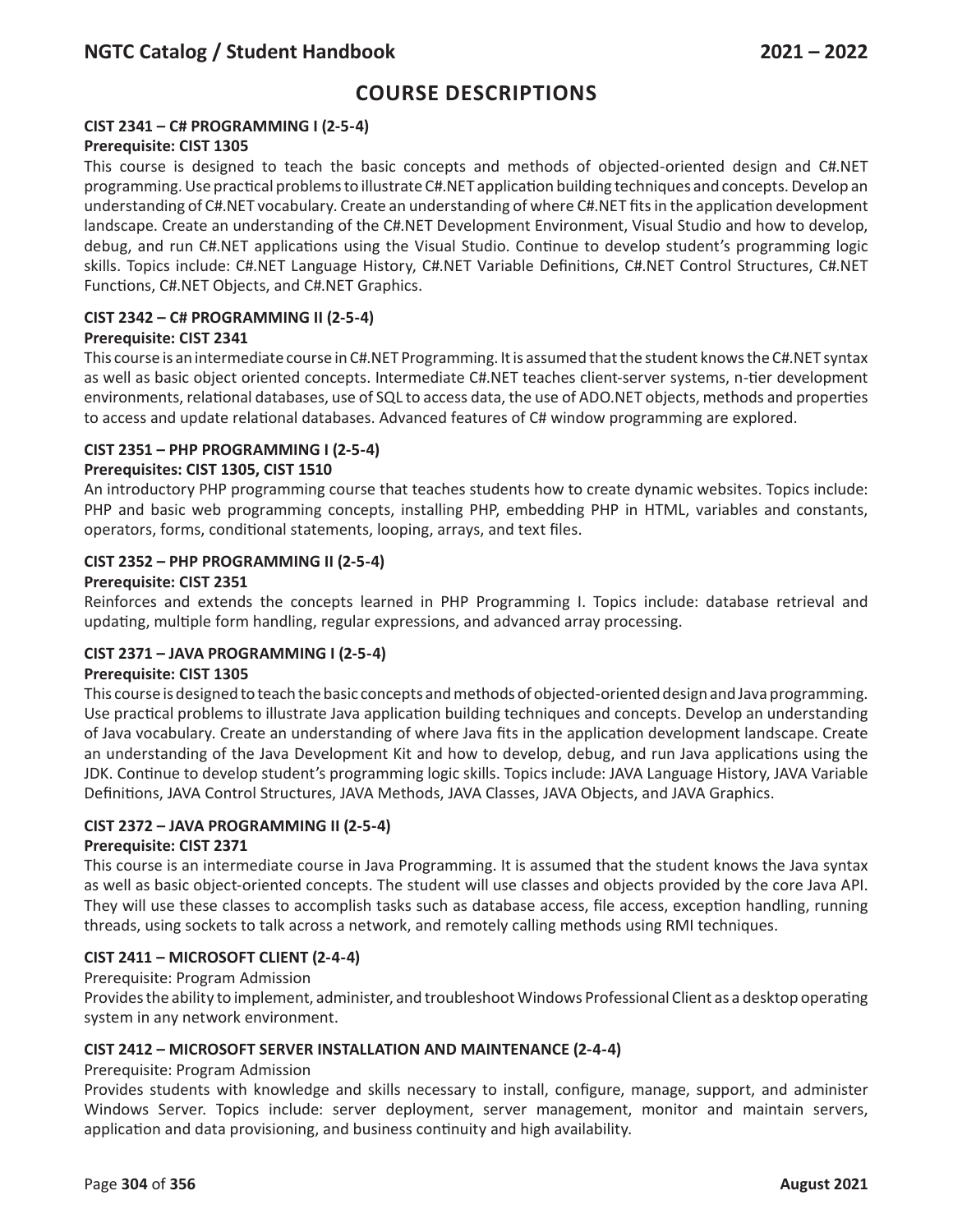# COURSE DESCRIPTIONS

### CIST 2341 – C# PROGRAMMING I (2-5-4)

**Prerequisite: CIST 1305**

This course is designed to teach the basic concepts and methods of objected-oriented design and C#.NET programming. Use practical problems to illustrate C#.NET application building techniques and concepts. Develop an understanding of C#.NET vocabulary. Create an understanding of where C#.NET fits in the application development landscape. Create an understanding of the C#.NET Development Environment, Visual Studio and how to develop, debug, and run C#.NET applications using the Visual Studio. Continue to develop student's programming logic skills. Topics include: C#.NET Language History, C#.NET Variable Definitions, C#.NET Control Structures, C#.NET Functions, C#.NET Objects, and C#.NET Graphics.

### CIST 2342 – C# PROGRAMMING II (2-5-4)

**Prerequisite: CIST 2341**

This course is an intermediate course in C#.NET Programming. It is assumed that the student knows the C#.NET syntax as well as basic object oriented concepts. Intermediate C#.NET teaches client-server systems, n-tier development environments, relational databases, use of SQL to access data, the use of ADO.NET objects, methods and properties to access and update relational databases. Advanced features of C# window programming are explored.

### CIST 2351 – PHP PROGRAMMING I (2-5-4)

**Prerequisites: CIST 1305, CIST 1510**

An introductory PHP programming course that teaches students how to create dynamic websites. Topics include: PHP and basic web programming concepts, installing PHP, embedding PHP in HTML, variables and constants, operators, forms, conditional statements, looping, arrays, and text files.

### CIST 2352 – PHP PROGRAMMING II (2-5-4)

**Prerequisite: CIST 2351**

Reinforces and extends the concepts learned in PHP Programming I. Topics include: database retrieval and updating, multiple form handling, regular expressions, and advanced array processing.

### CIST 2371 – JAVA PROGRAMMING I (2-5-4)

**Prerequisite: CIST 1305**

This course is designed to teach the basic concepts and methods of objected-oriented design and Java programming. Use practical problems to illustrate Java application building techniques and concepts. Develop an understanding of Java vocabulary. Create an understanding of where Java fits in the application development landscape. Create an understanding of the Java Development Kit and how to develop, debug, and run Java applications using the JDK. Continue to develop student's programming logic skills. Topics include: JAVA Language History, JAVA Variable Definitions, JAVA Control Structures, JAVA Methods, JAVA Classes, JAVA Objects, and JAVA Graphics.

### CIST 2372 – JAVA PROGRAMMING II (2-5-4)

**Prerequisite: CIST 2371**

This course is an intermediate course in Java Programming. It is assumed that the student knows the Java syntax as well as basic object-oriented concepts. The student will use classes and objects provided by the core Java API. They will use these classes to accomplish tasks such as database access, file access, exception handling, running threads, using sockets to talk across a network, and remotely calling methods using RMI techniques.

### CIST 2411 – MICROSOFT CLIENT (2-4-4)

Prerequisite: Program Admission

Provides the ability to implement, administer, and troubleshoot Windows Professional Client as a desktop operating system in any network environment.

### CIST 2412 – MICROSOFT SERVER INSTALLATION AND MAINTENANCE (2-4-4)

Prerequisite: Program Admission

Provides students with knowledge and skills necessary to install, configure, manage, support, and administer Windows Server. Topics include: server deployment, server management, monitor and maintain servers, application and data provisioning, and business continuity and high availability.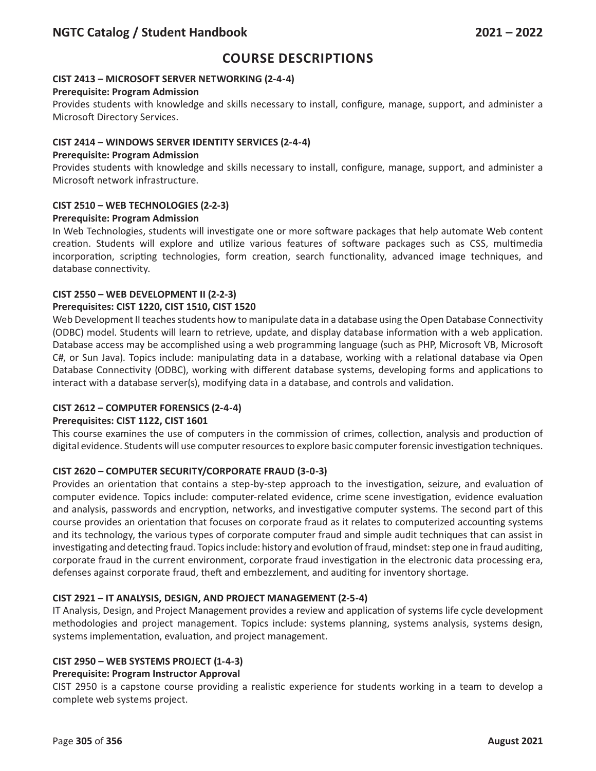# COURSE DESCRIPTIONS

### CIST 2413 – MICROSOFT SERVER NETWORKING (2-4-4)

**Prerequisite: Program Admission**

Provides students with knowledge and skills necessary to install, configure, manage, support, and administer a Microsoft Directory Services.

### CIST 2414 – WINDOWS SERVER IDENTITY SERVICES (2-4-4)

**Prerequisite: Program Admission**

Provides students with knowledge and skills necessary to install, configure, manage, support, and administer a Microsoft network infrastructure.

### CIST 2510 – WEB TECHNOLOGIES (2-2-3)

**Prerequisite: Program Admission**

In Web Technologies, students will investigate one or more software packages that help automate Web content creation. Students will explore and utilize various features of software packages such as CSS, multimedia incorporation, scripting technologies, form creation, search functionality, advanced image techniques, and database connectivity.

### CIST 2550 – WEB DEVELOPMENT II (2-2-3)

**Prerequisites: CIST 1220, CIST 1510, CIST 1520**

Web Development II teaches students how to manipulate data in a database using the Open Database Connectivity (ODBC) model. Students will learn to retrieve, update, and display database information with a web application. Database access may be accomplished using a web programming language (such as PHP, Microsoft VB, Microsoft C#, or Sun Java). Topics include: manipulating data in a database, working with a relational database via Open Database Connectivity (ODBC), working with different database systems, developing forms and applications to interact with a database server(s), modifying data in a database, and controls and validation.

### CIST 2612 – COMPUTER FORENSICS (2-4-4)

**Prerequisites: CIST 1122, CIST 1601**

This course examines the use of computers in the commission of crimes, collection, analysis and production of digital evidence. Students will use computer resources to explore basic computer forensic investigation techniques.

### CIST 2620 – COMPUTER SECURITY/CORPORATE FRAUD (3-0-3)

Provides an orientation that contains a step-by-step approach to the investigation, seizure, and evaluation of computer evidence. Topics include: computer-related evidence, crime scene investigation, evidence evaluation and analysis, passwords and encryption, networks, and investigative computer systems. The second part of this course provides an orientation that focuses on corporate fraud as it relates to computerized accounting systems and its technology, the various types of corporate computer fraud and simple audit techniques that can assist in investigating and detecting fraud. Topics include: history and evolution of fraud, mindset: step one in fraud auditing, corporate fraud in the current environment, corporate fraud investigation in the electronic data processing era, defenses against corporate fraud, theft and embezzlement, and auditing for inventory shortage.

### CIST 2921 – IT ANALYSIS, DESIGN, AND PROJECT MANAGEMENT (2-5-4)

IT Analysis, Design, and Project Management provides a review and application of systems life cycle development methodologies and project management. Topics include: systems planning, systems analysis, systems design, systems implementation, evaluation, and project management.

### CIST 2950 – WEB SYSTEMS PROJECT (1-4-3)

**Prerequisite: Program Instructor Approval**

CIST 2950 is a capstone course providing a realistic experience for students working in a team to develop a complete web systems project.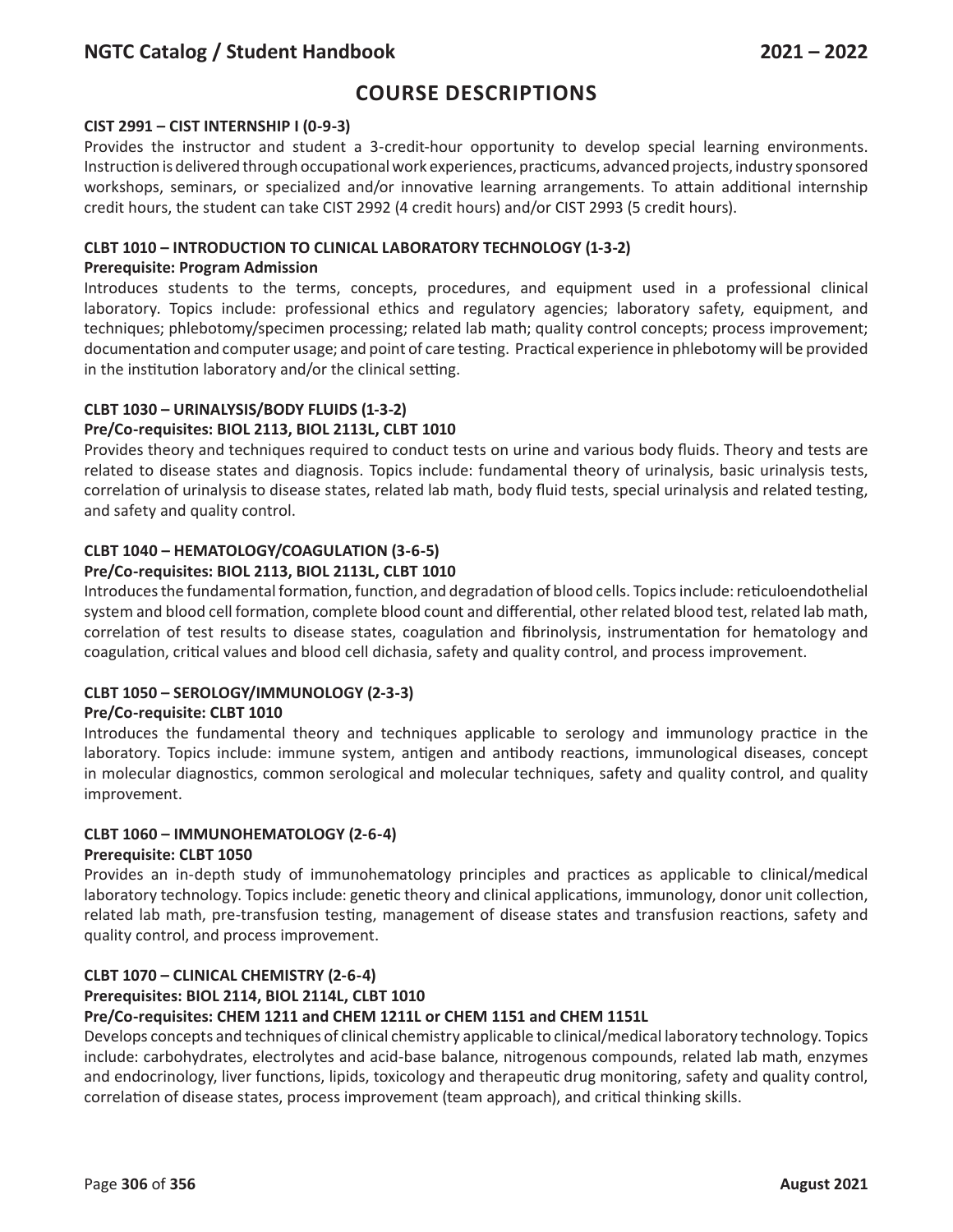# COURSE DESCRIPTIONS

**CIST 2991 – CIST INTERNSHIP I (0-9-3)**

Provides the instructor and student a 3-credit-hour opportunity to develop special learning environments. Instruction is delivered through occupational work experiences, practicums, advanced projects, industry sponsored workshops, seminars, or specialized and/or innovative learning arrangements. To attain additional internship credit hours, the student can take CIST 2992 (4 credit hours) and/or CIST 2993 (5 credit hours).

**CLBT 1010 – INTRODUCTION TO CLINICAL LABORATORY TECHNOLOGY (1-3-2)**
**Prerequisite: Program Admission**

Introduces students to the terms, concepts, procedures, and equipment used in a professional clinical laboratory. Topics include: professional ethics and regulatory agencies; laboratory safety, equipment, and techniques; phlebotomy/specimen processing; related lab math; quality control concepts; process improvement; documentation and computer usage; and point of care testing. Practical experience in phlebotomy will be provided in the institution laboratory and/or the clinical setting.

**CLBT 1030 – URINALYSIS/BODY FLUIDS (1-3-2)**
**Pre/Co-requisites: BIOL 2113, BIOL 2113L, CLBT 1010**

Provides theory and techniques required to conduct tests on urine and various body fluids. Theory and tests are related to disease states and diagnosis. Topics include: fundamental theory of urinalysis, basic urinalysis tests, correlation of urinalysis to disease states, related lab math, body fluid tests, special urinalysis and related testing, and safety and quality control.

**CLBT 1040 – HEMATOLOGY/COAGULATION (3-6-5)**
**Pre/Co-requisites: BIOL 2113, BIOL 2113L, CLBT 1010**

Introduces the fundamental formation, function, and degradation of blood cells. Topics include: reticuloendothelial system and blood cell formation, complete blood count and differential, other related blood test, related lab math, correlation of test results to disease states, coagulation and fibrinolysis, instrumentation for hematology and coagulation, critical values and blood cell dichasia, safety and quality control, and process improvement.

**CLBT 1050 – SEROLOGY/IMMUNOLOGY (2-3-3)**
**Pre/Co-requisite: CLBT 1010**

Introduces the fundamental theory and techniques applicable to serology and immunology practice in the laboratory. Topics include: immune system, antigen and antibody reactions, immunological diseases, concept in molecular diagnostics, common serological and molecular techniques, safety and quality control, and quality improvement.

**CLBT 1060 – IMMUNOHEMATOLOGY (2-6-4)**
**Prerequisite: CLBT 1050**

Provides an in-depth study of immunohematology principles and practices as applicable to clinical/medical laboratory technology. Topics include: genetic theory and clinical applications, immunology, donor unit collection, related lab math, pre-transfusion testing, management of disease states and transfusion reactions, safety and quality control, and process improvement.

**CLBT 1070 – CLINICAL CHEMISTRY (2-6-4)**
**Prerequisites: BIOL 2114, BIOL 2114L, CLBT 1010**
**Pre/Co-requisites: CHEM 1211 and CHEM 1211L or CHEM 1151 and CHEM 1151L**

Develops concepts and techniques of clinical chemistry applicable to clinical/medical laboratory technology. Topics include: carbohydrates, electrolytes and acid-base balance, nitrogenous compounds, related lab math, enzymes and endocrinology, liver functions, lipids, toxicology and therapeutic drug monitoring, safety and quality control, correlation of disease states, process improvement (team approach), and critical thinking skills.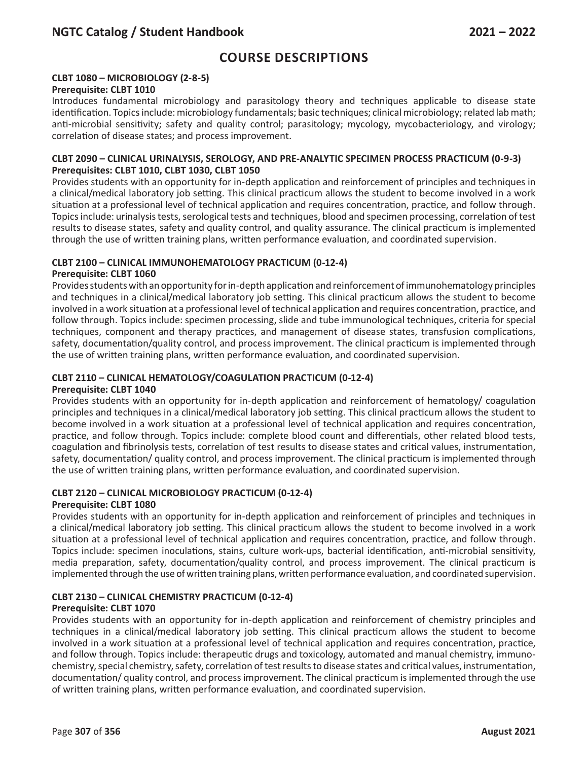# COURSE DESCRIPTIONS

### CLBT 1080 – MICROBIOLOGY (2-8-5)

**Prerequisite: CLBT 1010**

Introduces fundamental microbiology and parasitology theory and techniques applicable to disease state identification. Topics include: microbiology fundamentals; basic techniques; clinical microbiology; related lab math; anti-microbial sensitivity; safety and quality control; parasitology; mycology, mycobacteriology, and virology; correlation of disease states; and process improvement.

### CLBT 2090 – CLINICAL URINALYSIS, SEROLOGY, AND PRE-ANALYTIC SPECIMEN PROCESS PRACTICUM (0-9-3)

**Prerequisites: CLBT 1010, CLBT 1030, CLBT 1050**

Provides students with an opportunity for in-depth application and reinforcement of principles and techniques in a clinical/medical laboratory job setting. This clinical practicum allows the student to become involved in a work situation at a professional level of technical application and requires concentration, practice, and follow through. Topics include: urinalysis tests, serological tests and techniques, blood and specimen processing, correlation of test results to disease states, safety and quality control, and quality assurance. The clinical practicum is implemented through the use of written training plans, written performance evaluation, and coordinated supervision.

### CLBT 2100 – CLINICAL IMMUNOHEMATOLOGY PRACTICUM (0-12-4)

**Prerequisite: CLBT 1060**

Provides students with an opportunity for in-depth application and reinforcement of immunohematology principles and techniques in a clinical/medical laboratory job setting. This clinical practicum allows the student to become involved in a work situation at a professional level of technical application and requires concentration, practice, and follow through. Topics include: specimen processing, slide and tube immunological techniques, criteria for special techniques, component and therapy practices, and management of disease states, transfusion complications, safety, documentation/quality control, and process improvement. The clinical practicum is implemented through the use of written training plans, written performance evaluation, and coordinated supervision.

### CLBT 2110 – CLINICAL HEMATOLOGY/COAGULATION PRACTICUM (0-12-4)

**Prerequisite: CLBT 1040**

Provides students with an opportunity for in-depth application and reinforcement of hematology/ coagulation principles and techniques in a clinical/medical laboratory job setting. This clinical practicum allows the student to become involved in a work situation at a professional level of technical application and requires concentration, practice, and follow through. Topics include: complete blood count and differentials, other related blood tests, coagulation and fibrinolysis tests, correlation of test results to disease states and critical values, instrumentation, safety, documentation/ quality control, and process improvement. The clinical practicum is implemented through the use of written training plans, written performance evaluation, and coordinated supervision.

### CLBT 2120 – CLINICAL MICROBIOLOGY PRACTICUM (0-12-4)

**Prerequisite: CLBT 1080**

Provides students with an opportunity for in-depth application and reinforcement of principles and techniques in a clinical/medical laboratory job setting. This clinical practicum allows the student to become involved in a work situation at a professional level of technical application and requires concentration, practice, and follow through. Topics include: specimen inoculations, stains, culture work-ups, bacterial identification, anti-microbial sensitivity, media preparation, safety, documentation/quality control, and process improvement. The clinical practicum is implemented through the use of written training plans, written performance evaluation, and coordinated supervision.

### CLBT 2130 – CLINICAL CHEMISTRY PRACTICUM (0-12-4)

**Prerequisite: CLBT 1070**

Provides students with an opportunity for in-depth application and reinforcement of chemistry principles and techniques in a clinical/medical laboratory job setting. This clinical practicum allows the student to become involved in a work situation at a professional level of technical application and requires concentration, practice, and follow through. Topics include: therapeutic drugs and toxicology, automated and manual chemistry, immuno-chemistry, special chemistry, safety, correlation of test results to disease states and critical values, instrumentation, documentation/ quality control, and process improvement. The clinical practicum is implemented through the use of written training plans, written performance evaluation, and coordinated supervision.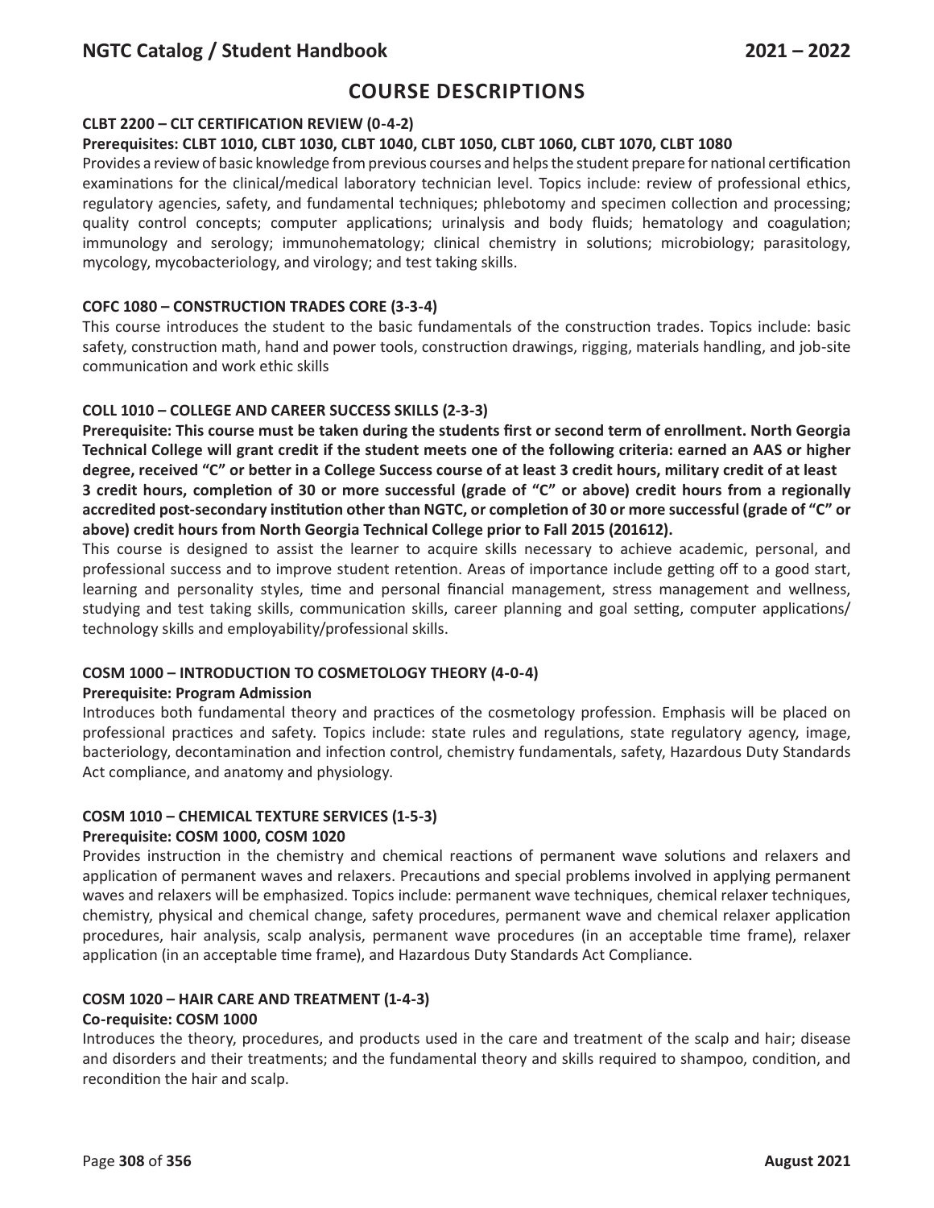# COURSE DESCRIPTIONS

**CLBT 2200 – CLT CERTIFICATION REVIEW (0-4-2)**

**Prerequisites: CLBT 1010, CLBT 1030, CLBT 1040, CLBT 1050, CLBT 1060, CLBT 1070, CLBT 1080**

Provides a review of basic knowledge from previous courses and helps the student prepare for national certification examinations for the clinical/medical laboratory technician level. Topics include: review of professional ethics, regulatory agencies, safety, and fundamental techniques; phlebotomy and specimen collection and processing; quality control concepts; computer applications; urinalysis and body fluids; hematology and coagulation; immunology and serology; immunohematology; clinical chemistry in solutions; microbiology; parasitology, mycology, mycobacteriology, and virology; and test taking skills.

**COFC 1080 – CONSTRUCTION TRADES CORE (3-3-4)**

This course introduces the student to the basic fundamentals of the construction trades. Topics include: basic safety, construction math, hand and power tools, construction drawings, rigging, materials handling, and job-site communication and work ethic skills

**COLL 1010 – COLLEGE AND CAREER SUCCESS SKILLS (2-3-3)**

**Prerequisite: This course must be taken during the students first or second term of enrollment. North Georgia Technical College will grant credit if the student meets one of the following criteria: earned an AAS or higher degree, received "C" or better in a College Success course of at least 3 credit hours, military credit of at least 3 credit hours, completion of 30 or more successful (grade of "C" or above) credit hours from a regionally accredited post-secondary institution other than NGTC, or completion of 30 or more successful (grade of "C" or above) credit hours from North Georgia Technical College prior to Fall 2015 (201612).**

This course is designed to assist the learner to acquire skills necessary to achieve academic, personal, and professional success and to improve student retention. Areas of importance include getting off to a good start, learning and personality styles, time and personal financial management, stress management and wellness, studying and test taking skills, communication skills, career planning and goal setting, computer applications/ technology skills and employability/professional skills.

**COSM 1000 – INTRODUCTION TO COSMETOLOGY THEORY (4-0-4)**

**Prerequisite: Program Admission**

Introduces both fundamental theory and practices of the cosmetology profession. Emphasis will be placed on professional practices and safety. Topics include: state rules and regulations, state regulatory agency, image, bacteriology, decontamination and infection control, chemistry fundamentals, safety, Hazardous Duty Standards Act compliance, and anatomy and physiology.

**COSM 1010 – CHEMICAL TEXTURE SERVICES (1-5-3)**

**Prerequisite: COSM 1000, COSM 1020**

Provides instruction in the chemistry and chemical reactions of permanent wave solutions and relaxers and application of permanent waves and relaxers. Precautions and special problems involved in applying permanent waves and relaxers will be emphasized. Topics include: permanent wave techniques, chemical relaxer techniques, chemistry, physical and chemical change, safety procedures, permanent wave and chemical relaxer application procedures, hair analysis, scalp analysis, permanent wave procedures (in an acceptable time frame), relaxer application (in an acceptable time frame), and Hazardous Duty Standards Act Compliance.

**COSM 1020 – HAIR CARE AND TREATMENT (1-4-3)**

**Co-requisite: COSM 1000**

Introduces the theory, procedures, and products used in the care and treatment of the scalp and hair; disease and disorders and their treatments; and the fundamental theory and skills required to shampoo, condition, and recondition the hair and scalp.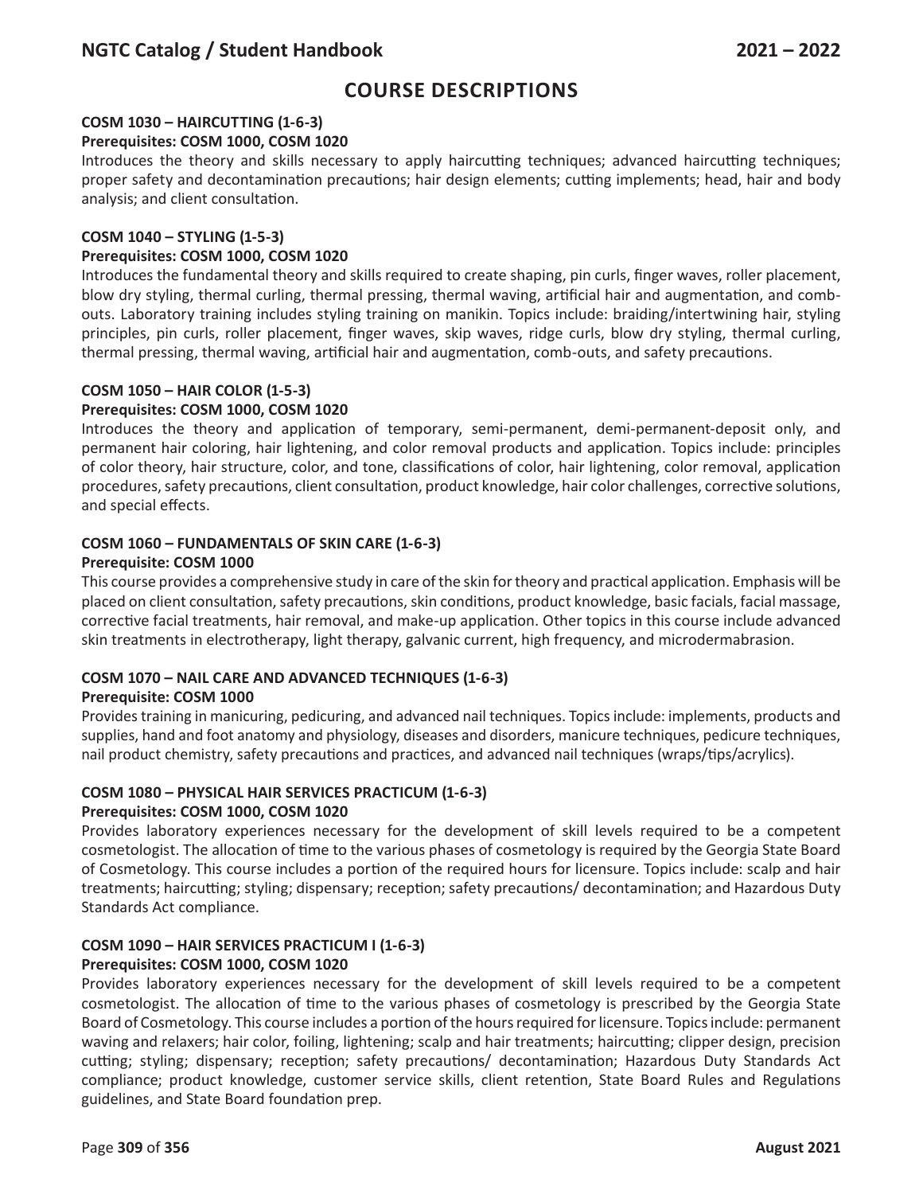# COURSE DESCRIPTIONS

**COSM 1030 – HAIRCUTTING (1-6-3)**
**Prerequisites: COSM 1000, COSM 1020**

Introduces the theory and skills necessary to apply haircutting techniques; advanced haircutting techniques; proper safety and decontamination precautions; hair design elements; cutting implements; head, hair and body analysis; and client consultation.

**COSM 1040 – STYLING (1-5-3)**
**Prerequisites: COSM 1000, COSM 1020**

Introduces the fundamental theory and skills required to create shaping, pin curls, finger waves, roller placement, blow dry styling, thermal curling, thermal pressing, thermal waving, artificial hair and augmentation, and comb-outs. Laboratory training includes styling training on manikin. Topics include: braiding/intertwining hair, styling principles, pin curls, roller placement, finger waves, skip waves, ridge curls, blow dry styling, thermal curling, thermal pressing, thermal waving, artificial hair and augmentation, comb-outs, and safety precautions.

**COSM 1050 – HAIR COLOR (1-5-3)**
**Prerequisites: COSM 1000, COSM 1020**

Introduces the theory and application of temporary, semi-permanent, demi-permanent-deposit only, and permanent hair coloring, hair lightening, and color removal products and application. Topics include: principles of color theory, hair structure, color, and tone, classifications of color, hair lightening, color removal, application procedures, safety precautions, client consultation, product knowledge, hair color challenges, corrective solutions, and special effects.

**COSM 1060 – FUNDAMENTALS OF SKIN CARE (1-6-3)**
**Prerequisite: COSM 1000**

This course provides a comprehensive study in care of the skin for theory and practical application. Emphasis will be placed on client consultation, safety precautions, skin conditions, product knowledge, basic facials, facial massage, corrective facial treatments, hair removal, and make-up application. Other topics in this course include advanced skin treatments in electrotherapy, light therapy, galvanic current, high frequency, and microdermabrasion.

**COSM 1070 – NAIL CARE AND ADVANCED TECHNIQUES (1-6-3)**
**Prerequisite: COSM 1000**

Provides training in manicuring, pedicuring, and advanced nail techniques. Topics include: implements, products and supplies, hand and foot anatomy and physiology, diseases and disorders, manicure techniques, pedicure techniques, nail product chemistry, safety precautions and practices, and advanced nail techniques (wraps/tips/acrylics).

**COSM 1080 – PHYSICAL HAIR SERVICES PRACTICUM (1-6-3)**
**Prerequisites: COSM 1000, COSM 1020**

Provides laboratory experiences necessary for the development of skill levels required to be a competent cosmetologist. The allocation of time to the various phases of cosmetology is required by the Georgia State Board of Cosmetology. This course includes a portion of the required hours for licensure. Topics include: scalp and hair treatments; haircutting; styling; dispensary; reception; safety precautions/ decontamination; and Hazardous Duty Standards Act compliance.

**COSM 1090 – HAIR SERVICES PRACTICUM I (1-6-3)**
**Prerequisites: COSM 1000, COSM 1020**

Provides laboratory experiences necessary for the development of skill levels required to be a competent cosmetologist. The allocation of time to the various phases of cosmetology is prescribed by the Georgia State Board of Cosmetology. This course includes a portion of the hours required for licensure. Topics include: permanent waving and relaxers; hair color, foiling, lightening; scalp and hair treatments; haircutting; clipper design, precision cutting; styling; dispensary; reception; safety precautions/ decontamination; Hazardous Duty Standards Act compliance; product knowledge, customer service skills, client retention, State Board Rules and Regulations guidelines, and State Board foundation prep.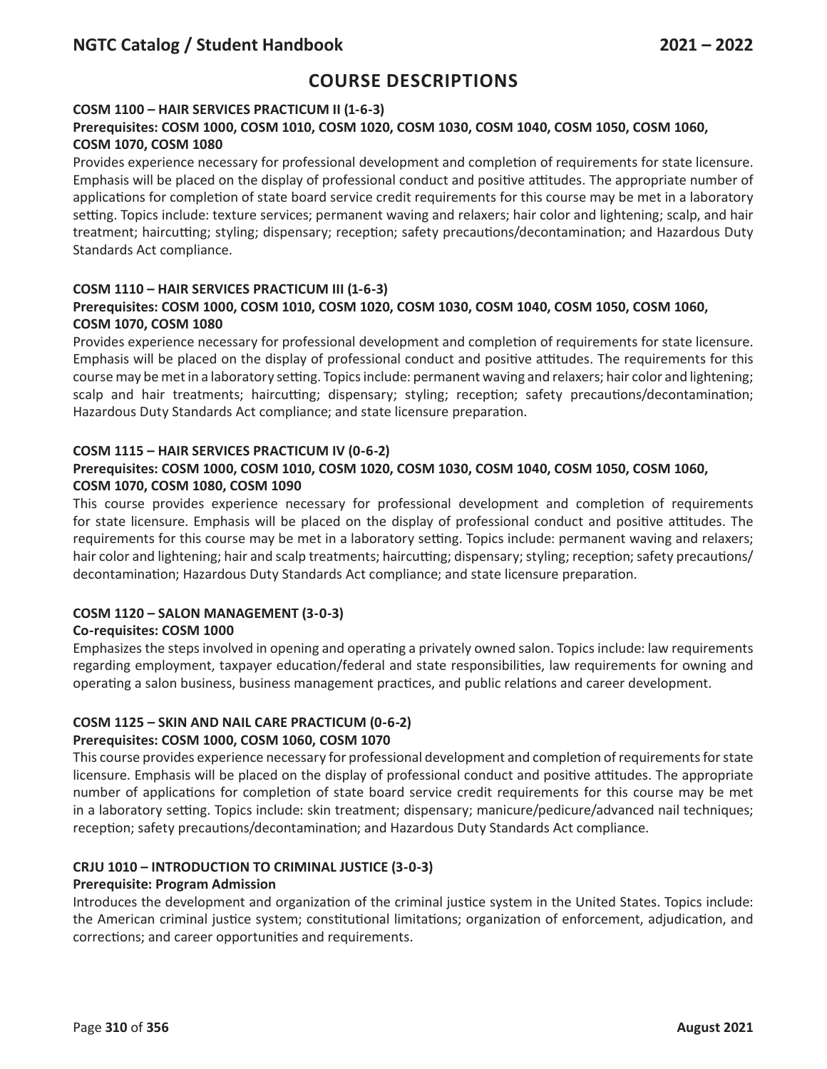## COURSE DESCRIPTIONS

### COSM 1100 – HAIR SERVICES PRACTICUM II (1-6-3)

**Prerequisites: COSM 1000, COSM 1010, COSM 1020, COSM 1030, COSM 1040, COSM 1050, COSM 1060, COSM 1070, COSM 1080**

Provides experience necessary for professional development and completion of requirements for state licensure. Emphasis will be placed on the display of professional conduct and positive attitudes. The appropriate number of applications for completion of state board service credit requirements for this course may be met in a laboratory setting. Topics include: texture services; permanent waving and relaxers; hair color and lightening; scalp, and hair treatment; haircutting; styling; dispensary; reception; safety precautions/decontamination; and Hazardous Duty Standards Act compliance.

### COSM 1110 – HAIR SERVICES PRACTICUM III (1-6-3)

**Prerequisites: COSM 1000, COSM 1010, COSM 1020, COSM 1030, COSM 1040, COSM 1050, COSM 1060, COSM 1070, COSM 1080**

Provides experience necessary for professional development and completion of requirements for state licensure. Emphasis will be placed on the display of professional conduct and positive attitudes. The requirements for this course may be met in a laboratory setting. Topics include: permanent waving and relaxers; hair color and lightening; scalp and hair treatments; haircutting; dispensary; styling; reception; safety precautions/decontamination; Hazardous Duty Standards Act compliance; and state licensure preparation.

### COSM 1115 – HAIR SERVICES PRACTICUM IV (0-6-2)

**Prerequisites: COSM 1000, COSM 1010, COSM 1020, COSM 1030, COSM 1040, COSM 1050, COSM 1060, COSM 1070, COSM 1080, COSM 1090**

This course provides experience necessary for professional development and completion of requirements for state licensure. Emphasis will be placed on the display of professional conduct and positive attitudes. The requirements for this course may be met in a laboratory setting. Topics include: permanent waving and relaxers; hair color and lightening; hair and scalp treatments; haircutting; dispensary; styling; reception; safety precautions/decontamination; Hazardous Duty Standards Act compliance; and state licensure preparation.

### COSM 1120 – SALON MANAGEMENT (3-0-3)

**Co-requisites: COSM 1000**

Emphasizes the steps involved in opening and operating a privately owned salon. Topics include: law requirements regarding employment, taxpayer education/federal and state responsibilities, law requirements for owning and operating a salon business, business management practices, and public relations and career development.

### COSM 1125 – SKIN AND NAIL CARE PRACTICUM (0-6-2)

**Prerequisites: COSM 1000, COSM 1060, COSM 1070**

This course provides experience necessary for professional development and completion of requirements for state licensure. Emphasis will be placed on the display of professional conduct and positive attitudes. The appropriate number of applications for completion of state board service credit requirements for this course may be met in a laboratory setting. Topics include: skin treatment; dispensary; manicure/pedicure/advanced nail techniques; reception; safety precautions/decontamination; and Hazardous Duty Standards Act compliance.

### CRJU 1010 – INTRODUCTION TO CRIMINAL JUSTICE (3-0-3)

**Prerequisite: Program Admission**

Introduces the development and organization of the criminal justice system in the United States. Topics include: the American criminal justice system; constitutional limitations; organization of enforcement, adjudication, and corrections; and career opportunities and requirements.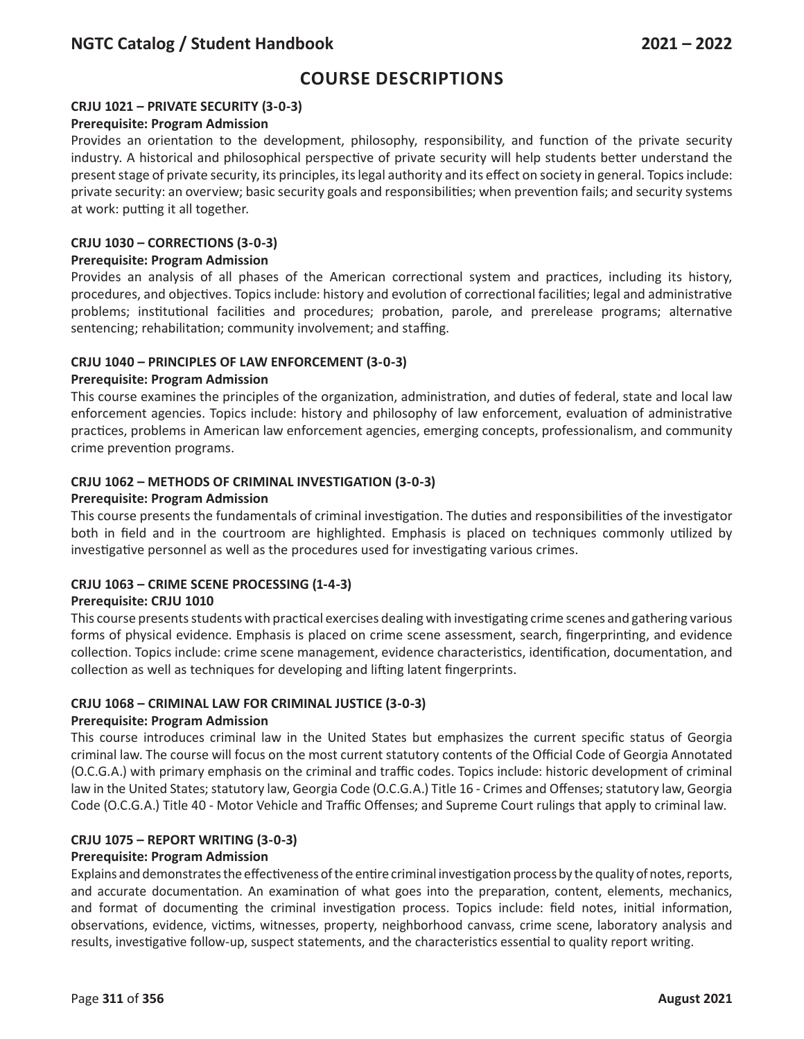# COURSE DESCRIPTIONS

### CRJU 1021 – PRIVATE SECURITY (3-0-3)

**Prerequisite: Program Admission**

Provides an orientation to the development, philosophy, responsibility, and function of the private security industry. A historical and philosophical perspective of private security will help students better understand the present stage of private security, its principles, its legal authority and its effect on society in general. Topics include: private security: an overview; basic security goals and responsibilities; when prevention fails; and security systems at work: putting it all together.

### CRJU 1030 – CORRECTIONS (3-0-3)

**Prerequisite: Program Admission**

Provides an analysis of all phases of the American correctional system and practices, including its history, procedures, and objectives. Topics include: history and evolution of correctional facilities; legal and administrative problems; institutional facilities and procedures; probation, parole, and prerelease programs; alternative sentencing; rehabilitation; community involvement; and staffing.

### CRJU 1040 – PRINCIPLES OF LAW ENFORCEMENT (3-0-3)

**Prerequisite: Program Admission**

This course examines the principles of the organization, administration, and duties of federal, state and local law enforcement agencies. Topics include: history and philosophy of law enforcement, evaluation of administrative practices, problems in American law enforcement agencies, emerging concepts, professionalism, and community crime prevention programs.

### CRJU 1062 – METHODS OF CRIMINAL INVESTIGATION (3-0-3)

**Prerequisite: Program Admission**

This course presents the fundamentals of criminal investigation. The duties and responsibilities of the investigator both in field and in the courtroom are highlighted. Emphasis is placed on techniques commonly utilized by investigative personnel as well as the procedures used for investigating various crimes.

### CRJU 1063 – CRIME SCENE PROCESSING (1-4-3)

**Prerequisite: CRJU 1010**

This course presents students with practical exercises dealing with investigating crime scenes and gathering various forms of physical evidence. Emphasis is placed on crime scene assessment, search, fingerprinting, and evidence collection. Topics include: crime scene management, evidence characteristics, identification, documentation, and collection as well as techniques for developing and lifting latent fingerprints.

### CRJU 1068 – CRIMINAL LAW FOR CRIMINAL JUSTICE (3-0-3)

**Prerequisite: Program Admission**

This course introduces criminal law in the United States but emphasizes the current specific status of Georgia criminal law. The course will focus on the most current statutory contents of the Official Code of Georgia Annotated (O.C.G.A.) with primary emphasis on the criminal and traffic codes. Topics include: historic development of criminal law in the United States; statutory law, Georgia Code (O.C.G.A.) Title 16 - Crimes and Offenses; statutory law, Georgia Code (O.C.G.A.) Title 40 - Motor Vehicle and Traffic Offenses; and Supreme Court rulings that apply to criminal law.

### CRJU 1075 – REPORT WRITING (3-0-3)

**Prerequisite: Program Admission**

Explains and demonstrates the effectiveness of the entire criminal investigation process by the quality of notes, reports, and accurate documentation. An examination of what goes into the preparation, content, elements, mechanics, and format of documenting the criminal investigation process. Topics include: field notes, initial information, observations, evidence, victims, witnesses, property, neighborhood canvass, crime scene, laboratory analysis and results, investigative follow-up, suspect statements, and the characteristics essential to quality report writing.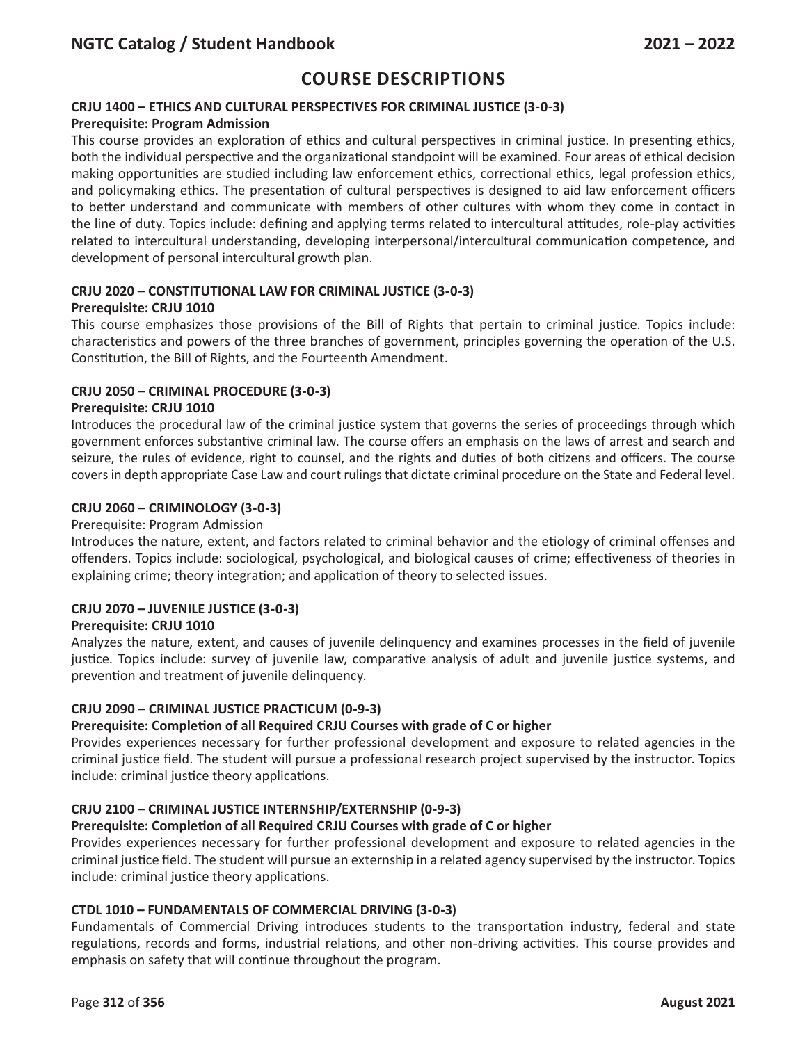# COURSE DESCRIPTIONS

### CRJU 1400 – ETHICS AND CULTURAL PERSPECTIVES FOR CRIMINAL JUSTICE (3-0-3)

**Prerequisite: Program Admission**

This course provides an exploration of ethics and cultural perspectives in criminal justice. In presenting ethics, both the individual perspective and the organizational standpoint will be examined. Four areas of ethical decision making opportunities are studied including law enforcement ethics, correctional ethics, legal profession ethics, and policymaking ethics. The presentation of cultural perspectives is designed to aid law enforcement officers to better understand and communicate with members of other cultures with whom they come in contact in the line of duty. Topics include: defining and applying terms related to intercultural attitudes, role-play activities related to intercultural understanding, developing interpersonal/intercultural communication competence, and development of personal intercultural growth plan.

### CRJU 2020 – CONSTITUTIONAL LAW FOR CRIMINAL JUSTICE (3-0-3)

**Prerequisite: CRJU 1010**

This course emphasizes those provisions of the Bill of Rights that pertain to criminal justice. Topics include: characteristics and powers of the three branches of government, principles governing the operation of the U.S. Constitution, the Bill of Rights, and the Fourteenth Amendment.

### CRJU 2050 – CRIMINAL PROCEDURE (3-0-3)

**Prerequisite: CRJU 1010**

Introduces the procedural law of the criminal justice system that governs the series of proceedings through which government enforces substantive criminal law. The course offers an emphasis on the laws of arrest and search and seizure, the rules of evidence, right to counsel, and the rights and duties of both citizens and officers. The course covers in depth appropriate Case Law and court rulings that dictate criminal procedure on the State and Federal level.

### CRJU 2060 – CRIMINOLOGY (3-0-3)

Prerequisite: Program Admission

Introduces the nature, extent, and factors related to criminal behavior and the etiology of criminal offenses and offenders. Topics include: sociological, psychological, and biological causes of crime; effectiveness of theories in explaining crime; theory integration; and application of theory to selected issues.

### CRJU 2070 – JUVENILE JUSTICE (3-0-3)

**Prerequisite: CRJU 1010**

Analyzes the nature, extent, and causes of juvenile delinquency and examines processes in the field of juvenile justice. Topics include: survey of juvenile law, comparative analysis of adult and juvenile justice systems, and prevention and treatment of juvenile delinquency.

### CRJU 2090 – CRIMINAL JUSTICE PRACTICUM (0-9-3)

**Prerequisite: Completion of all Required CRJU Courses with grade of C or higher**

Provides experiences necessary for further professional development and exposure to related agencies in the criminal justice field. The student will pursue a professional research project supervised by the instructor. Topics include: criminal justice theory applications.

### CRJU 2100 – CRIMINAL JUSTICE INTERNSHIP/EXTERNSHIP (0-9-3)

**Prerequisite: Completion of all Required CRJU Courses with grade of C or higher**

Provides experiences necessary for further professional development and exposure to related agencies in the criminal justice field. The student will pursue an externship in a related agency supervised by the instructor. Topics include: criminal justice theory applications.

### CTDL 1010 – FUNDAMENTALS OF COMMERCIAL DRIVING (3-0-3)

Fundamentals of Commercial Driving introduces students to the transportation industry, federal and state regulations, records and forms, industrial relations, and other non-driving activities. This course provides and emphasis on safety that will continue throughout the program.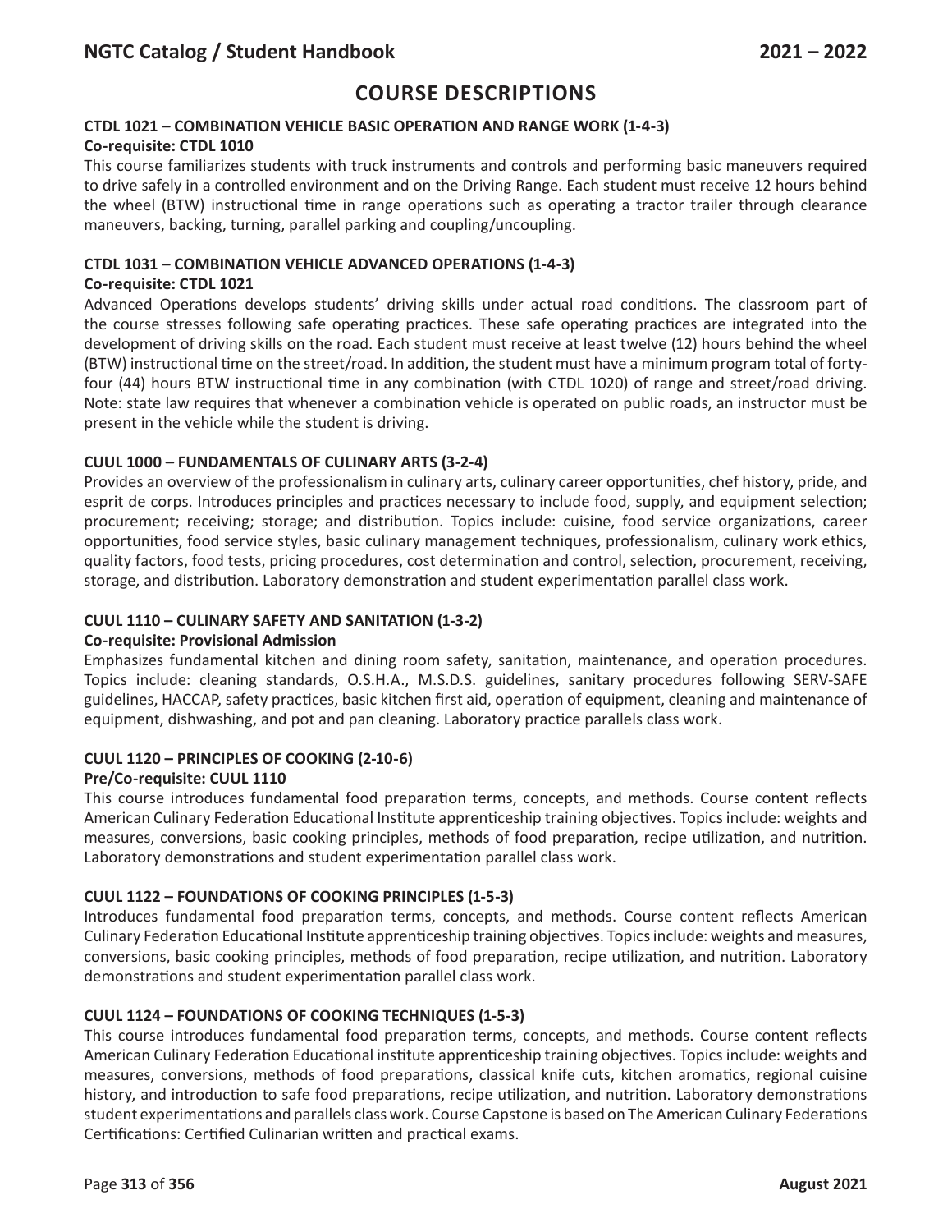# COURSE DESCRIPTIONS

### CTDL 1021 – COMBINATION VEHICLE BASIC OPERATION AND RANGE WORK (1-4-3)

**Co-requisite: CTDL 1010**

This course familiarizes students with truck instruments and controls and performing basic maneuvers required to drive safely in a controlled environment and on the Driving Range. Each student must receive 12 hours behind the wheel (BTW) instructional time in range operations such as operating a tractor trailer through clearance maneuvers, backing, turning, parallel parking and coupling/uncoupling.

### CTDL 1031 – COMBINATION VEHICLE ADVANCED OPERATIONS (1-4-3)

**Co-requisite: CTDL 1021**

Advanced Operations develops students' driving skills under actual road conditions. The classroom part of the course stresses following safe operating practices. These safe operating practices are integrated into the development of driving skills on the road. Each student must receive at least twelve (12) hours behind the wheel (BTW) instructional time on the street/road. In addition, the student must have a minimum program total of forty-four (44) hours BTW instructional time in any combination (with CTDL 1020) of range and street/road driving. Note: state law requires that whenever a combination vehicle is operated on public roads, an instructor must be present in the vehicle while the student is driving.

### CUUL 1000 – FUNDAMENTALS OF CULINARY ARTS (3-2-4)

Provides an overview of the professionalism in culinary arts, culinary career opportunities, chef history, pride, and esprit de corps. Introduces principles and practices necessary to include food, supply, and equipment selection; procurement; receiving; storage; and distribution. Topics include: cuisine, food service organizations, career opportunities, food service styles, basic culinary management techniques, professionalism, culinary work ethics, quality factors, food tests, pricing procedures, cost determination and control, selection, procurement, receiving, storage, and distribution. Laboratory demonstration and student experimentation parallel class work.

### CUUL 1110 – CULINARY SAFETY AND SANITATION (1-3-2)

**Co-requisite: Provisional Admission**

Emphasizes fundamental kitchen and dining room safety, sanitation, maintenance, and operation procedures. Topics include: cleaning standards, O.S.H.A., M.S.D.S. guidelines, sanitary procedures following SERV-SAFE guidelines, HACCAP, safety practices, basic kitchen first aid, operation of equipment, cleaning and maintenance of equipment, dishwashing, and pot and pan cleaning. Laboratory practice parallels class work.

### CUUL 1120 – PRINCIPLES OF COOKING (2-10-6)

**Pre/Co-requisite: CUUL 1110**

This course introduces fundamental food preparation terms, concepts, and methods. Course content reflects American Culinary Federation Educational Institute apprenticeship training objectives. Topics include: weights and measures, conversions, basic cooking principles, methods of food preparation, recipe utilization, and nutrition. Laboratory demonstrations and student experimentation parallel class work.

### CUUL 1122 – FOUNDATIONS OF COOKING PRINCIPLES (1-5-3)

Introduces fundamental food preparation terms, concepts, and methods. Course content reflects American Culinary Federation Educational Institute apprenticeship training objectives. Topics include: weights and measures, conversions, basic cooking principles, methods of food preparation, recipe utilization, and nutrition. Laboratory demonstrations and student experimentation parallel class work.

### CUUL 1124 – FOUNDATIONS OF COOKING TECHNIQUES (1-5-3)

This course introduces fundamental food preparation terms, concepts, and methods. Course content reflects American Culinary Federation Educational institute apprenticeship training objectives. Topics include: weights and measures, conversions, methods of food preparations, classical knife cuts, kitchen aromatics, regional cuisine history, and introduction to safe food preparations, recipe utilization, and nutrition. Laboratory demonstrations student experimentations and parallels class work. Course Capstone is based on The American Culinary Federations Certifications: Certified Culinarian written and practical exams.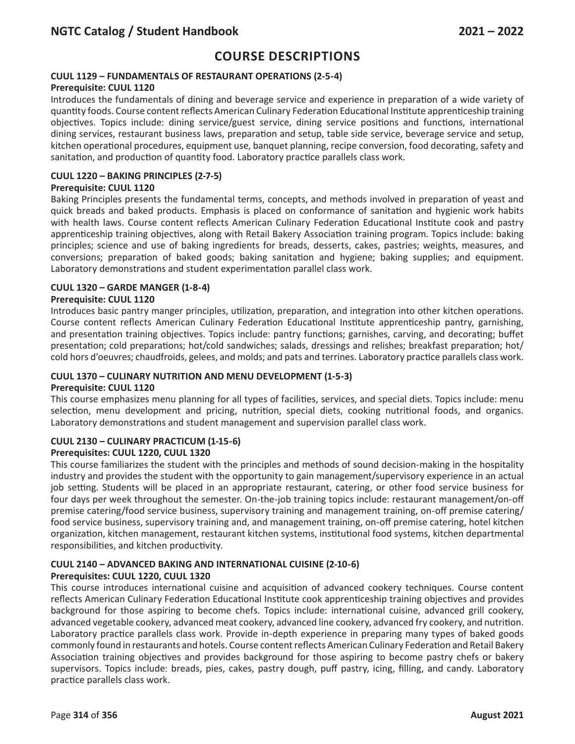# COURSE DESCRIPTIONS

### CUUL 1129 – FUNDAMENTALS OF RESTAURANT OPERATIONS (2-5-4)

**Prerequisite: CUUL 1120**

Introduces the fundamentals of dining and beverage service and experience in preparation of a wide variety of quantity foods. Course content reflects American Culinary Federation Educational Institute apprenticeship training objectives. Topics include: dining service/guest service, dining service positions and functions, international dining services, restaurant business laws, preparation and setup, table side service, beverage service and setup, kitchen operational procedures, equipment use, banquet planning, recipe conversion, food decorating, safety and sanitation, and production of quantity food. Laboratory practice parallels class work.

### CUUL 1220 – BAKING PRINCIPLES (2-7-5)

**Prerequisite: CUUL 1120**

Baking Principles presents the fundamental terms, concepts, and methods involved in preparation of yeast and quick breads and baked products. Emphasis is placed on conformance of sanitation and hygienic work habits with health laws. Course content reflects American Culinary Federation Educational Institute cook and pastry apprenticeship training objectives, along with Retail Bakery Association training program. Topics include: baking principles; science and use of baking ingredients for breads, desserts, cakes, pastries; weights, measures, and conversions; preparation of baked goods; baking sanitation and hygiene; baking supplies; and equipment. Laboratory demonstrations and student experimentation parallel class work.

### CUUL 1320 – GARDE MANGER (1-8-4)

**Prerequisite: CUUL 1120**

Introduces basic pantry manger principles, utilization, preparation, and integration into other kitchen operations. Course content reflects American Culinary Federation Educational Institute apprenticeship pantry, garnishing, and presentation training objectives. Topics include: pantry functions; garnishes, carving, and decorating; buffet presentation; cold preparations; hot/cold sandwiches; salads, dressings and relishes; breakfast preparation; hot/cold hors d'oeuvres; chaudfroids, gelees, and molds; and pats and terrines. Laboratory practice parallels class work.

### CUUL 1370 – CULINARY NUTRITION AND MENU DEVELOPMENT (1-5-3)

**Prerequisite: CUUL 1120**

This course emphasizes menu planning for all types of facilities, services, and special diets. Topics include: menu selection, menu development and pricing, nutrition, special diets, cooking nutritional foods, and organics. Laboratory demonstrations and student management and supervision parallel class work.

### CUUL 2130 – CULINARY PRACTICUM (1-15-6)

**Prerequisites: CUUL 1220, CUUL 1320**

This course familiarizes the student with the principles and methods of sound decision-making in the hospitality industry and provides the student with the opportunity to gain management/supervisory experience in an actual job setting. Students will be placed in an appropriate restaurant, catering, or other food service business for four days per week throughout the semester. On-the-job training topics include: restaurant management/on-off premise catering/food service business, supervisory training and management training, on-off premise catering/food service business, supervisory training and, and management training, on-off premise catering, hotel kitchen organization, kitchen management, restaurant kitchen systems, institutional food systems, kitchen departmental responsibilities, and kitchen productivity.

### CUUL 2140 – ADVANCED BAKING AND INTERNATIONAL CUISINE (2-10-6)

**Prerequisites: CUUL 1220, CUUL 1320**

This course introduces international cuisine and acquisition of advanced cookery techniques. Course content reflects American Culinary Federation Educational Institute cook apprenticeship training objectives and provides background for those aspiring to become chefs. Topics include: international cuisine, advanced grill cookery, advanced vegetable cookery, advanced meat cookery, advanced line cookery, advanced fry cookery, and nutrition. Laboratory practice parallels class work. Provide in-depth experience in preparing many types of baked goods commonly found in restaurants and hotels. Course content reflects American Culinary Federation and Retail Bakery Association training objectives and provides background for those aspiring to become pastry chefs or bakery supervisors. Topics include: breads, pies, cakes, pastry dough, puff pastry, icing, filling, and candy. Laboratory practice parallels class work.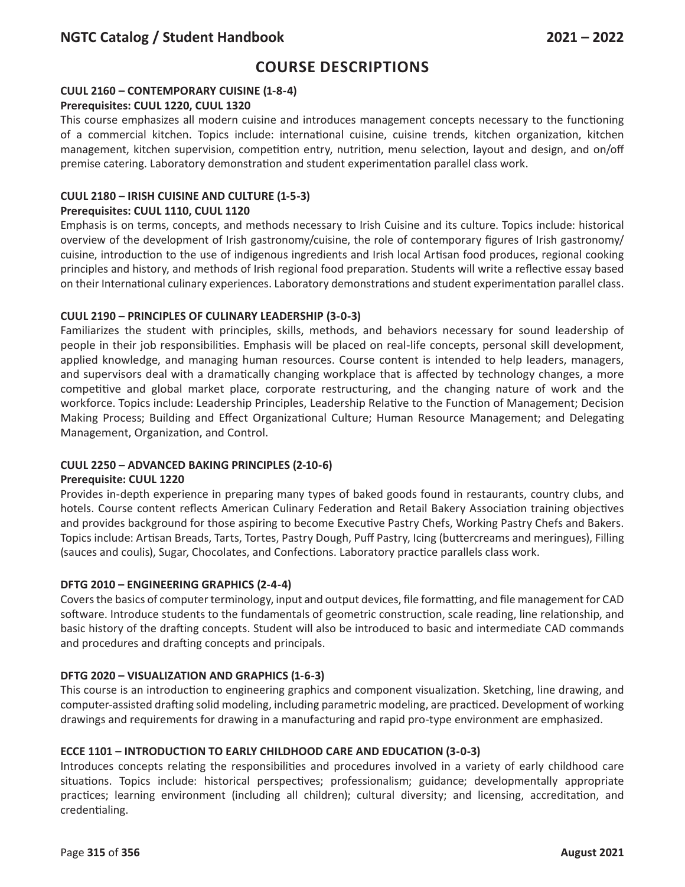## COURSE DESCRIPTIONS

### CUUL 2160 – CONTEMPORARY CUISINE (1-8-4)

**Prerequisites: CUUL 1220, CUUL 1320**

This course emphasizes all modern cuisine and introduces management concepts necessary to the functioning of a commercial kitchen. Topics include: international cuisine, cuisine trends, kitchen organization, kitchen management, kitchen supervision, competition entry, nutrition, menu selection, layout and design, and on/off premise catering. Laboratory demonstration and student experimentation parallel class work.

### CUUL 2180 – IRISH CUISINE AND CULTURE (1-5-3)

**Prerequisites: CUUL 1110, CUUL 1120**

Emphasis is on terms, concepts, and methods necessary to Irish Cuisine and its culture. Topics include: historical overview of the development of Irish gastronomy/cuisine, the role of contemporary figures of Irish gastronomy/ cuisine, introduction to the use of indigenous ingredients and Irish local Artisan food produces, regional cooking principles and history, and methods of Irish regional food preparation. Students will write a reflective essay based on their International culinary experiences. Laboratory demonstrations and student experimentation parallel class.

### CUUL 2190 – PRINCIPLES OF CULINARY LEADERSHIP (3-0-3)

Familiarizes the student with principles, skills, methods, and behaviors necessary for sound leadership of people in their job responsibilities. Emphasis will be placed on real-life concepts, personal skill development, applied knowledge, and managing human resources. Course content is intended to help leaders, managers, and supervisors deal with a dramatically changing workplace that is affected by technology changes, a more competitive and global market place, corporate restructuring, and the changing nature of work and the workforce. Topics include: Leadership Principles, Leadership Relative to the Function of Management; Decision Making Process; Building and Effect Organizational Culture; Human Resource Management; and Delegating Management, Organization, and Control.

### CUUL 2250 – ADVANCED BAKING PRINCIPLES (2-10-6)

**Prerequisite: CUUL 1220**

Provides in-depth experience in preparing many types of baked goods found in restaurants, country clubs, and hotels. Course content reflects American Culinary Federation and Retail Bakery Association training objectives and provides background for those aspiring to become Executive Pastry Chefs, Working Pastry Chefs and Bakers. Topics include: Artisan Breads, Tarts, Tortes, Pastry Dough, Puff Pastry, Icing (buttercreams and meringues), Filling (sauces and coulis), Sugar, Chocolates, and Confections. Laboratory practice parallels class work.

### DFTG 2010 – ENGINEERING GRAPHICS (2-4-4)

Covers the basics of computer terminology, input and output devices, file formatting, and file management for CAD software. Introduce students to the fundamentals of geometric construction, scale reading, line relationship, and basic history of the drafting concepts. Student will also be introduced to basic and intermediate CAD commands and procedures and drafting concepts and principals.

### DFTG 2020 – VISUALIZATION AND GRAPHICS (1-6-3)

This course is an introduction to engineering graphics and component visualization. Sketching, line drawing, and computer-assisted drafting solid modeling, including parametric modeling, are practiced. Development of working drawings and requirements for drawing in a manufacturing and rapid pro-type environment are emphasized.

### ECCE 1101 – INTRODUCTION TO EARLY CHILDHOOD CARE AND EDUCATION (3-0-3)

Introduces concepts relating the responsibilities and procedures involved in a variety of early childhood care situations. Topics include: historical perspectives; professionalism; guidance; developmentally appropriate practices; learning environment (including all children); cultural diversity; and licensing, accreditation, and credentialing.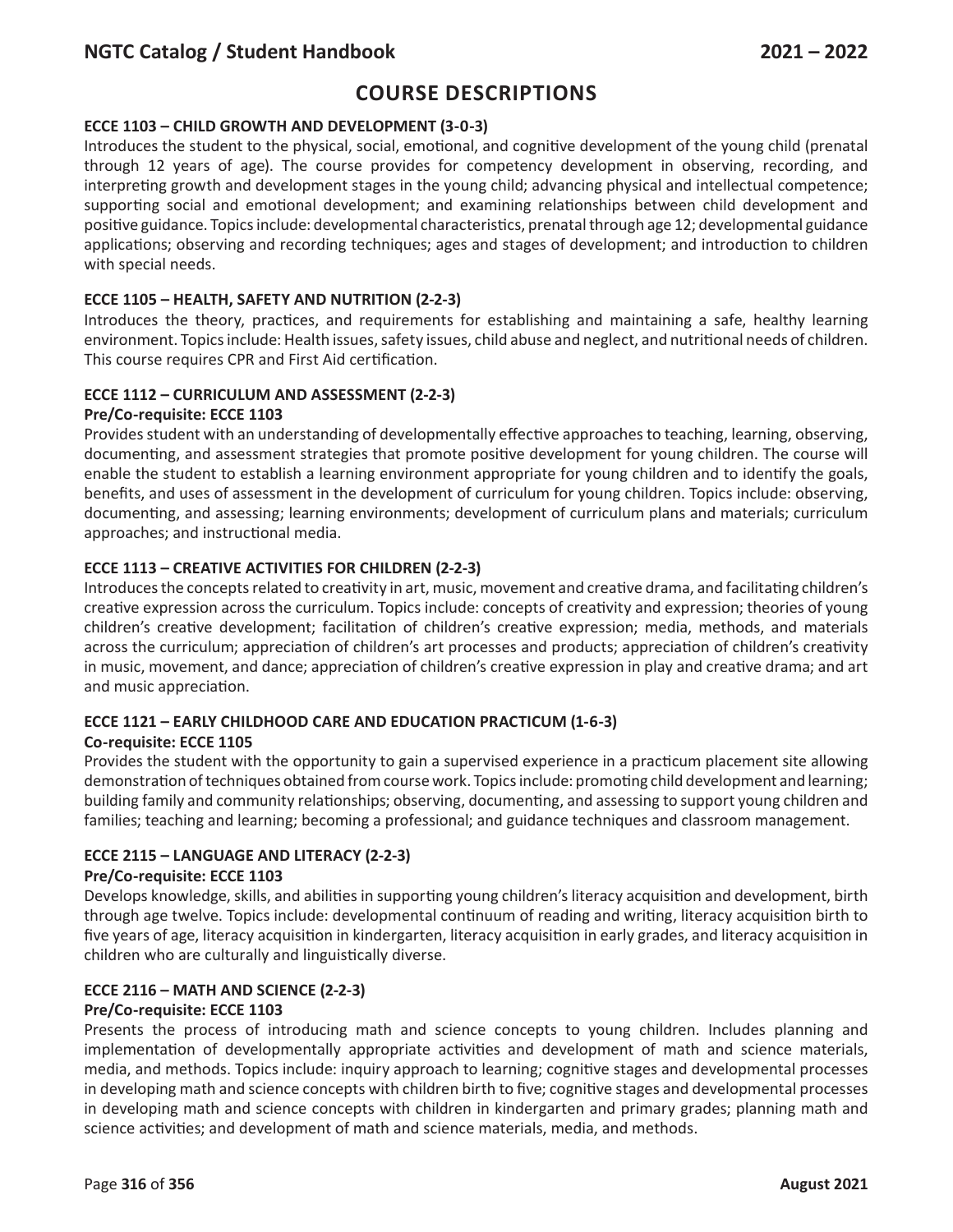# COURSE DESCRIPTIONS

### ECCE 1103 – CHILD GROWTH AND DEVELOPMENT (3-0-3)

Introduces the student to the physical, social, emotional, and cognitive development of the young child (prenatal through 12 years of age). The course provides for competency development in observing, recording, and interpreting growth and development stages in the young child; advancing physical and intellectual competence; supporting social and emotional development; and examining relationships between child development and positive guidance. Topics include: developmental characteristics, prenatal through age 12; developmental guidance applications; observing and recording techniques; ages and stages of development; and introduction to children with special needs.

### ECCE 1105 – HEALTH, SAFETY AND NUTRITION (2-2-3)

Introduces the theory, practices, and requirements for establishing and maintaining a safe, healthy learning environment. Topics include: Health issues, safety issues, child abuse and neglect, and nutritional needs of children. This course requires CPR and First Aid certification.

### ECCE 1112 – CURRICULUM AND ASSESSMENT (2-2-3)

**Pre/Co-requisite: ECCE 1103**

Provides student with an understanding of developmentally effective approaches to teaching, learning, observing, documenting, and assessment strategies that promote positive development for young children. The course will enable the student to establish a learning environment appropriate for young children and to identify the goals, benefits, and uses of assessment in the development of curriculum for young children. Topics include: observing, documenting, and assessing; learning environments; development of curriculum plans and materials; curriculum approaches; and instructional media.

### ECCE 1113 – CREATIVE ACTIVITIES FOR CHILDREN (2-2-3)

Introduces the concepts related to creativity in art, music, movement and creative drama, and facilitating children's creative expression across the curriculum. Topics include: concepts of creativity and expression; theories of young children's creative development; facilitation of children's creative expression; media, methods, and materials across the curriculum; appreciation of children's art processes and products; appreciation of children's creativity in music, movement, and dance; appreciation of children's creative expression in play and creative drama; and art and music appreciation.

### ECCE 1121 – EARLY CHILDHOOD CARE AND EDUCATION PRACTICUM (1-6-3)

**Co-requisite: ECCE 1105**

Provides the student with the opportunity to gain a supervised experience in a practicum placement site allowing demonstration of techniques obtained from course work. Topics include: promoting child development and learning; building family and community relationships; observing, documenting, and assessing to support young children and families; teaching and learning; becoming a professional; and guidance techniques and classroom management.

### ECCE 2115 – LANGUAGE AND LITERACY (2-2-3)

**Pre/Co-requisite: ECCE 1103**

Develops knowledge, skills, and abilities in supporting young children's literacy acquisition and development, birth through age twelve. Topics include: developmental continuum of reading and writing, literacy acquisition birth to five years of age, literacy acquisition in kindergarten, literacy acquisition in early grades, and literacy acquisition in children who are culturally and linguistically diverse.

### ECCE 2116 – MATH AND SCIENCE (2-2-3)

**Pre/Co-requisite: ECCE 1103**

Presents the process of introducing math and science concepts to young children. Includes planning and implementation of developmentally appropriate activities and development of math and science materials, media, and methods. Topics include: inquiry approach to learning; cognitive stages and developmental processes in developing math and science concepts with children birth to five; cognitive stages and developmental processes in developing math and science concepts with children in kindergarten and primary grades; planning math and science activities; and development of math and science materials, media, and methods.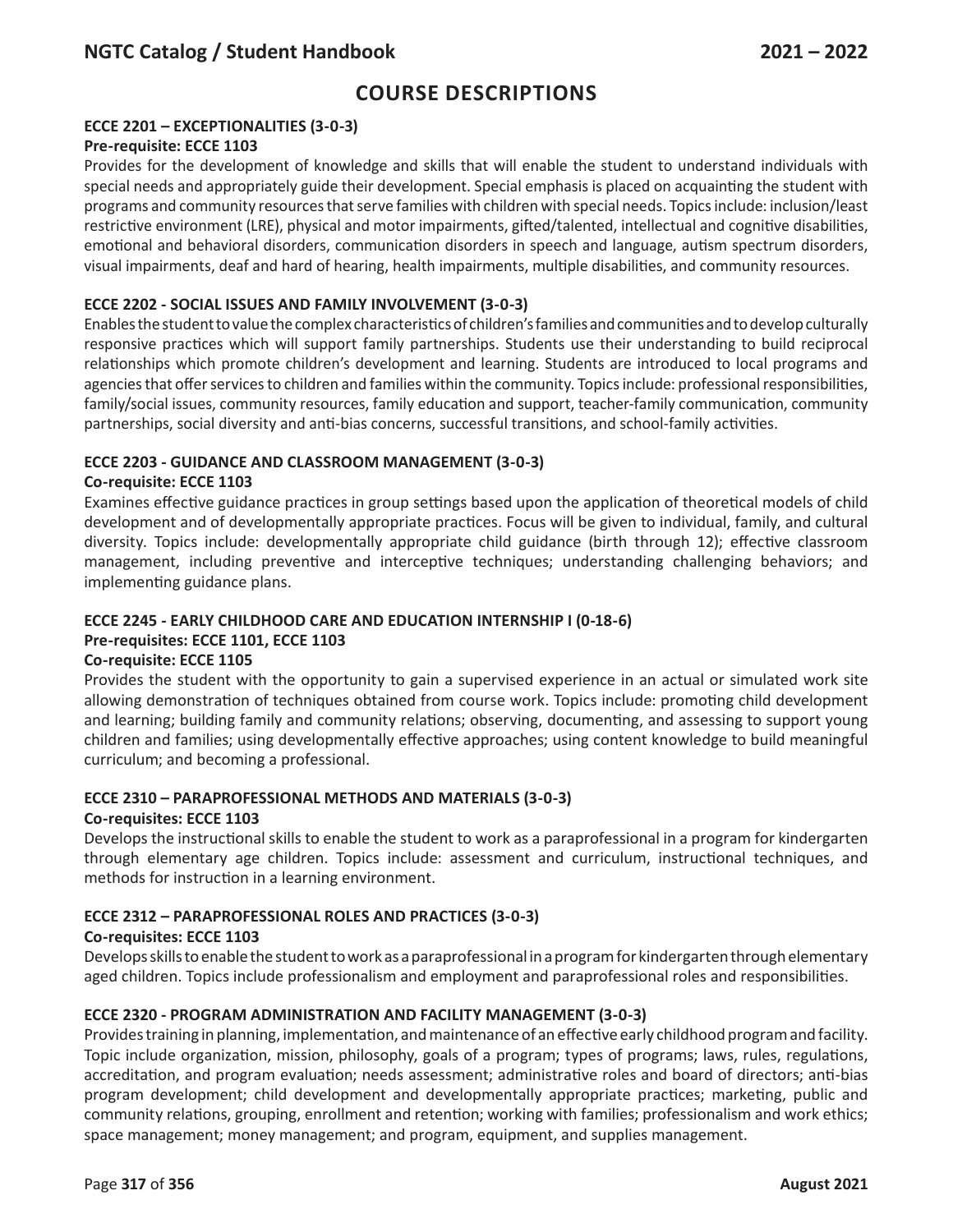# COURSE DESCRIPTIONS

### ECCE 2201 – EXCEPTIONALITIES (3-0-3)

**Pre-requisite: ECCE 1103**

Provides for the development of knowledge and skills that will enable the student to understand individuals with special needs and appropriately guide their development. Special emphasis is placed on acquainting the student with programs and community resources that serve families with children with special needs. Topics include: inclusion/least restrictive environment (LRE), physical and motor impairments, gifted/talented, intellectual and cognitive disabilities, emotional and behavioral disorders, communication disorders in speech and language, autism spectrum disorders, visual impairments, deaf and hard of hearing, health impairments, multiple disabilities, and community resources.

### ECCE 2202 - SOCIAL ISSUES AND FAMILY INVOLVEMENT (3-0-3)

Enables the student to value the complex characteristics of children's families and communities and to develop culturally responsive practices which will support family partnerships. Students use their understanding to build reciprocal relationships which promote children's development and learning. Students are introduced to local programs and agencies that offer services to children and families within the community. Topics include: professional responsibilities, family/social issues, community resources, family education and support, teacher-family communication, community partnerships, social diversity and anti-bias concerns, successful transitions, and school-family activities.

### ECCE 2203 - GUIDANCE AND CLASSROOM MANAGEMENT (3-0-3)

**Co-requisite: ECCE 1103**

Examines effective guidance practices in group settings based upon the application of theoretical models of child development and of developmentally appropriate practices. Focus will be given to individual, family, and cultural diversity. Topics include: developmentally appropriate child guidance (birth through 12); effective classroom management, including preventive and interceptive techniques; understanding challenging behaviors; and implementing guidance plans.

### ECCE 2245 - EARLY CHILDHOOD CARE AND EDUCATION INTERNSHIP I (0-18-6)

**Pre-requisites: ECCE 1101, ECCE 1103**

**Co-requisite: ECCE 1105**

Provides the student with the opportunity to gain a supervised experience in an actual or simulated work site allowing demonstration of techniques obtained from course work. Topics include: promoting child development and learning; building family and community relations; observing, documenting, and assessing to support young children and families; using developmentally effective approaches; using content knowledge to build meaningful curriculum; and becoming a professional.

### ECCE 2310 – PARAPROFESSIONAL METHODS AND MATERIALS (3-0-3)

**Co-requisites: ECCE 1103**

Develops the instructional skills to enable the student to work as a paraprofessional in a program for kindergarten through elementary age children. Topics include: assessment and curriculum, instructional techniques, and methods for instruction in a learning environment.

### ECCE 2312 – PARAPROFESSIONAL ROLES AND PRACTICES (3-0-3)

**Co-requisites: ECCE 1103**

Develops skills to enable the student to work as a paraprofessional in a program for kindergarten through elementary aged children. Topics include professionalism and employment and paraprofessional roles and responsibilities.

### ECCE 2320 - PROGRAM ADMINISTRATION AND FACILITY MANAGEMENT (3-0-3)

Provides training in planning, implementation, and maintenance of an effective early childhood program and facility. Topic include organization, mission, philosophy, goals of a program; types of programs; laws, rules, regulations, accreditation, and program evaluation; needs assessment; administrative roles and board of directors; anti-bias program development; child development and developmentally appropriate practices; marketing, public and community relations, grouping, enrollment and retention; working with families; professionalism and work ethics; space management; money management; and program, equipment, and supplies management.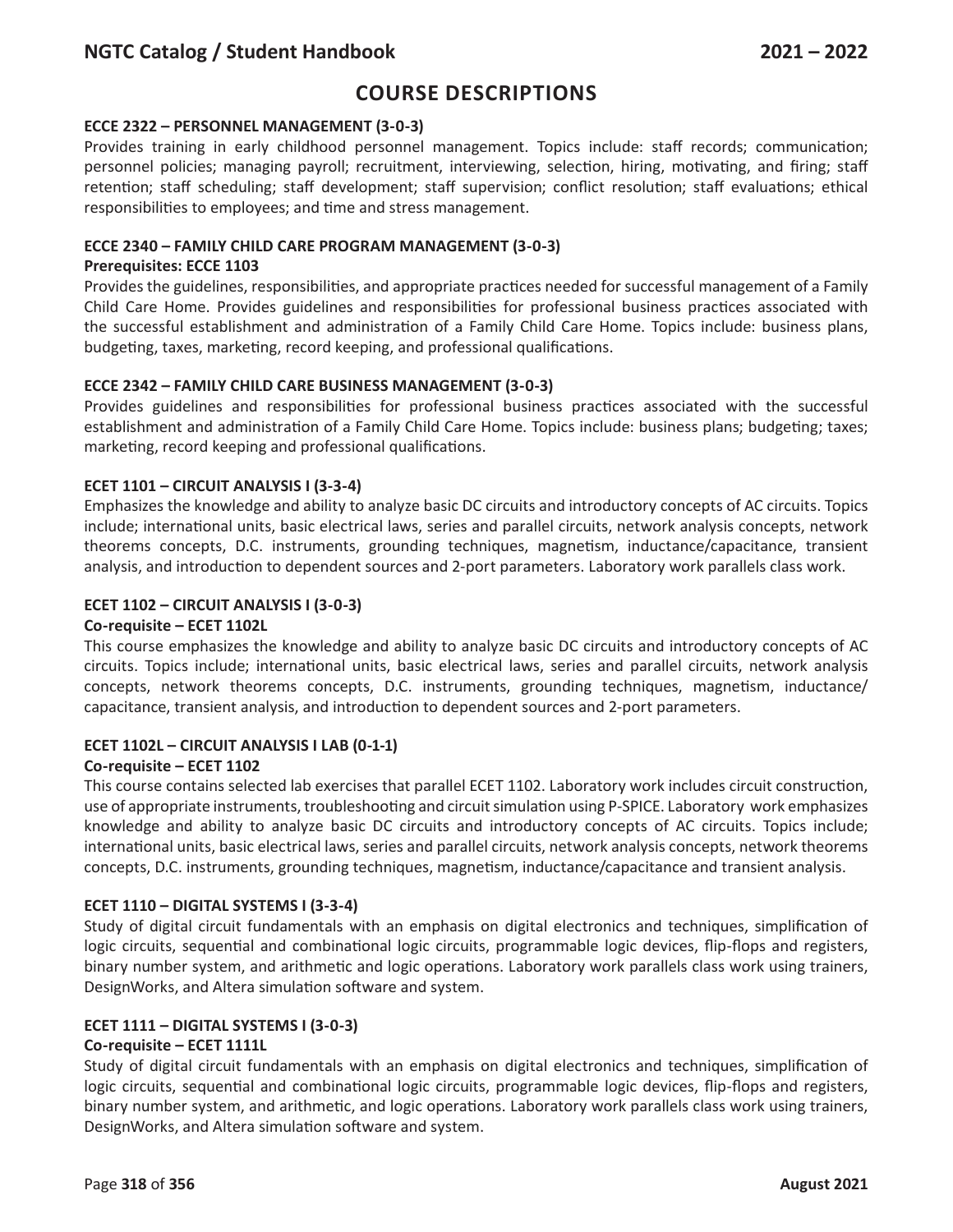## COURSE DESCRIPTIONS

### ECCE 2322 – PERSONNEL MANAGEMENT (3-0-3)

Provides training in early childhood personnel management. Topics include: staff records; communication; personnel policies; managing payroll; recruitment, interviewing, selection, hiring, motivating, and firing; staff retention; staff scheduling; staff development; staff supervision; conflict resolution; staff evaluations; ethical responsibilities to employees; and time and stress management.

### ECCE 2340 – FAMILY CHILD CARE PROGRAM MANAGEMENT (3-0-3)

**Prerequisites: ECCE 1103**

Provides the guidelines, responsibilities, and appropriate practices needed for successful management of a Family Child Care Home. Provides guidelines and responsibilities for professional business practices associated with the successful establishment and administration of a Family Child Care Home. Topics include: business plans, budgeting, taxes, marketing, record keeping, and professional qualifications.

### ECCE 2342 – FAMILY CHILD CARE BUSINESS MANAGEMENT (3-0-3)

Provides guidelines and responsibilities for professional business practices associated with the successful establishment and administration of a Family Child Care Home. Topics include: business plans; budgeting; taxes; marketing, record keeping and professional qualifications.

### ECET 1101 – CIRCUIT ANALYSIS I (3-3-4)

Emphasizes the knowledge and ability to analyze basic DC circuits and introductory concepts of AC circuits. Topics include; international units, basic electrical laws, series and parallel circuits, network analysis concepts, network theorems concepts, D.C. instruments, grounding techniques, magnetism, inductance/capacitance, transient analysis, and introduction to dependent sources and 2-port parameters. Laboratory work parallels class work.

### ECET 1102 – CIRCUIT ANALYSIS I (3-0-3)

**Co-requisite – ECET 1102L**

This course emphasizes the knowledge and ability to analyze basic DC circuits and introductory concepts of AC circuits. Topics include; international units, basic electrical laws, series and parallel circuits, network analysis concepts, network theorems concepts, D.C. instruments, grounding techniques, magnetism, inductance/ capacitance, transient analysis, and introduction to dependent sources and 2-port parameters.

### ECET 1102L – CIRCUIT ANALYSIS I LAB (0-1-1)

**Co-requisite – ECET 1102**

This course contains selected lab exercises that parallel ECET 1102. Laboratory work includes circuit construction, use of appropriate instruments, troubleshooting and circuit simulation using P-SPICE. Laboratory work emphasizes knowledge and ability to analyze basic DC circuits and introductory concepts of AC circuits. Topics include; international units, basic electrical laws, series and parallel circuits, network analysis concepts, network theorems concepts, D.C. instruments, grounding techniques, magnetism, inductance/capacitance and transient analysis.

### ECET 1110 – DIGITAL SYSTEMS I (3-3-4)

Study of digital circuit fundamentals with an emphasis on digital electronics and techniques, simplification of logic circuits, sequential and combinational logic circuits, programmable logic devices, flip-flops and registers, binary number system, and arithmetic and logic operations. Laboratory work parallels class work using trainers, DesignWorks, and Altera simulation software and system.

### ECET 1111 – DIGITAL SYSTEMS I (3-0-3)

**Co-requisite – ECET 1111L**

Study of digital circuit fundamentals with an emphasis on digital electronics and techniques, simplification of logic circuits, sequential and combinational logic circuits, programmable logic devices, flip-flops and registers, binary number system, and arithmetic, and logic operations. Laboratory work parallels class work using trainers, DesignWorks, and Altera simulation software and system.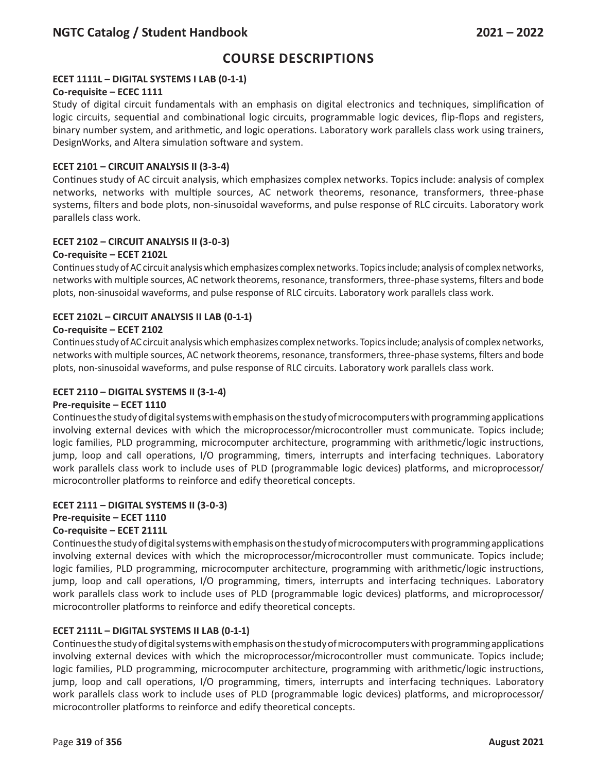## COURSE DESCRIPTIONS

### ECET 1111L – DIGITAL SYSTEMS I LAB (0-1-1)

**Co-requisite – ECEC 1111**

Study of digital circuit fundamentals with an emphasis on digital electronics and techniques, simplification of logic circuits, sequential and combinational logic circuits, programmable logic devices, flip-flops and registers, binary number system, and arithmetic, and logic operations. Laboratory work parallels class work using trainers, DesignWorks, and Altera simulation software and system.

### ECET 2101 – CIRCUIT ANALYSIS II (3-3-4)

Continues study of AC circuit analysis, which emphasizes complex networks. Topics include: analysis of complex networks, networks with multiple sources, AC network theorems, resonance, transformers, three-phase systems, filters and bode plots, non-sinusoidal waveforms, and pulse response of RLC circuits. Laboratory work parallels class work.

### ECET 2102 – CIRCUIT ANALYSIS II (3-0-3)

**Co-requisite – ECET 2102L**

Continues study of AC circuit analysis which emphasizes complex networks. Topics include; analysis of complex networks, networks with multiple sources, AC network theorems, resonance, transformers, three-phase systems, filters and bode plots, non-sinusoidal waveforms, and pulse response of RLC circuits. Laboratory work parallels class work.

### ECET 2102L – CIRCUIT ANALYSIS II LAB (0-1-1)

**Co-requisite – ECET 2102**

Continues study of AC circuit analysis which emphasizes complex networks. Topics include; analysis of complex networks, networks with multiple sources, AC network theorems, resonance, transformers, three-phase systems, filters and bode plots, non-sinusoidal waveforms, and pulse response of RLC circuits. Laboratory work parallels class work.

### ECET 2110 – DIGITAL SYSTEMS II (3-1-4)

**Pre-requisite – ECET 1110**

Continues the study of digital systems with emphasis on the study of microcomputers with programming applications involving external devices with which the microprocessor/microcontroller must communicate. Topics include; logic families, PLD programming, microcomputer architecture, programming with arithmetic/logic instructions, jump, loop and call operations, I/O programming, timers, interrupts and interfacing techniques. Laboratory work parallels class work to include uses of PLD (programmable logic devices) platforms, and microprocessor/microcontroller platforms to reinforce and edify theoretical concepts.

### ECET 2111 – DIGITAL SYSTEMS II (3-0-3)

**Pre-requisite – ECET 1110**

**Co-requisite – ECET 2111L**

Continues the study of digital systems with emphasis on the study of microcomputers with programming applications involving external devices with which the microprocessor/microcontroller must communicate. Topics include; logic families, PLD programming, microcomputer architecture, programming with arithmetic/logic instructions, jump, loop and call operations, I/O programming, timers, interrupts and interfacing techniques. Laboratory work parallels class work to include uses of PLD (programmable logic devices) platforms, and microprocessor/microcontroller platforms to reinforce and edify theoretical concepts.

### ECET 2111L – DIGITAL SYSTEMS II LAB (0-1-1)

Continues the study of digital systems with emphasis on the study of microcomputers with programming applications involving external devices with which the microprocessor/microcontroller must communicate. Topics include; logic families, PLD programming, microcomputer architecture, programming with arithmetic/logic instructions, jump, loop and call operations, I/O programming, timers, interrupts and interfacing techniques. Laboratory work parallels class work to include uses of PLD (programmable logic devices) platforms, and microprocessor/microcontroller platforms to reinforce and edify theoretical concepts.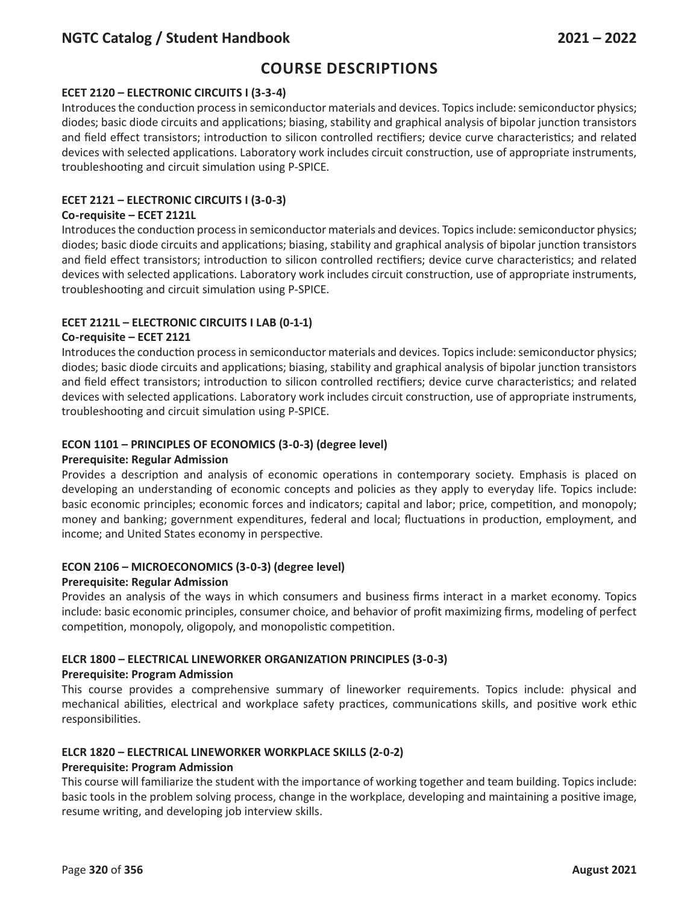# COURSE DESCRIPTIONS

### ECET 2120 – ELECTRONIC CIRCUITS I (3-3-4)

Introduces the conduction process in semiconductor materials and devices. Topics include: semiconductor physics; diodes; basic diode circuits and applications; biasing, stability and graphical analysis of bipolar junction transistors and field effect transistors; introduction to silicon controlled rectifiers; device curve characteristics; and related devices with selected applications. Laboratory work includes circuit construction, use of appropriate instruments, troubleshooting and circuit simulation using P-SPICE.

### ECET 2121 – ELECTRONIC CIRCUITS I (3-0-3)

**Co-requisite – ECET 2121L**

Introduces the conduction process in semiconductor materials and devices. Topics include: semiconductor physics; diodes; basic diode circuits and applications; biasing, stability and graphical analysis of bipolar junction transistors and field effect transistors; introduction to silicon controlled rectifiers; device curve characteristics; and related devices with selected applications. Laboratory work includes circuit construction, use of appropriate instruments, troubleshooting and circuit simulation using P-SPICE.

### ECET 2121L – ELECTRONIC CIRCUITS I LAB (0-1-1)

**Co-requisite – ECET 2121**

Introduces the conduction process in semiconductor materials and devices. Topics include: semiconductor physics; diodes; basic diode circuits and applications; biasing, stability and graphical analysis of bipolar junction transistors and field effect transistors; introduction to silicon controlled rectifiers; device curve characteristics; and related devices with selected applications. Laboratory work includes circuit construction, use of appropriate instruments, troubleshooting and circuit simulation using P-SPICE.

### ECON 1101 – PRINCIPLES OF ECONOMICS (3-0-3) (degree level)

**Prerequisite: Regular Admission**

Provides a description and analysis of economic operations in contemporary society. Emphasis is placed on developing an understanding of economic concepts and policies as they apply to everyday life. Topics include: basic economic principles; economic forces and indicators; capital and labor; price, competition, and monopoly; money and banking; government expenditures, federal and local; fluctuations in production, employment, and income; and United States economy in perspective.

### ECON 2106 – MICROECONOMICS (3-0-3) (degree level)

**Prerequisite: Regular Admission**

Provides an analysis of the ways in which consumers and business firms interact in a market economy. Topics include: basic economic principles, consumer choice, and behavior of profit maximizing firms, modeling of perfect competition, monopoly, oligopoly, and monopolistic competition.

### ELCR 1800 – ELECTRICAL LINEWORKER ORGANIZATION PRINCIPLES (3-0-3)

**Prerequisite: Program Admission**

This course provides a comprehensive summary of lineworker requirements. Topics include: physical and mechanical abilities, electrical and workplace safety practices, communications skills, and positive work ethic responsibilities.

### ELCR 1820 – ELECTRICAL LINEWORKER WORKPLACE SKILLS (2-0-2)

**Prerequisite: Program Admission**

This course will familiarize the student with the importance of working together and team building. Topics include: basic tools in the problem solving process, change in the workplace, developing and maintaining a positive image, resume writing, and developing job interview skills.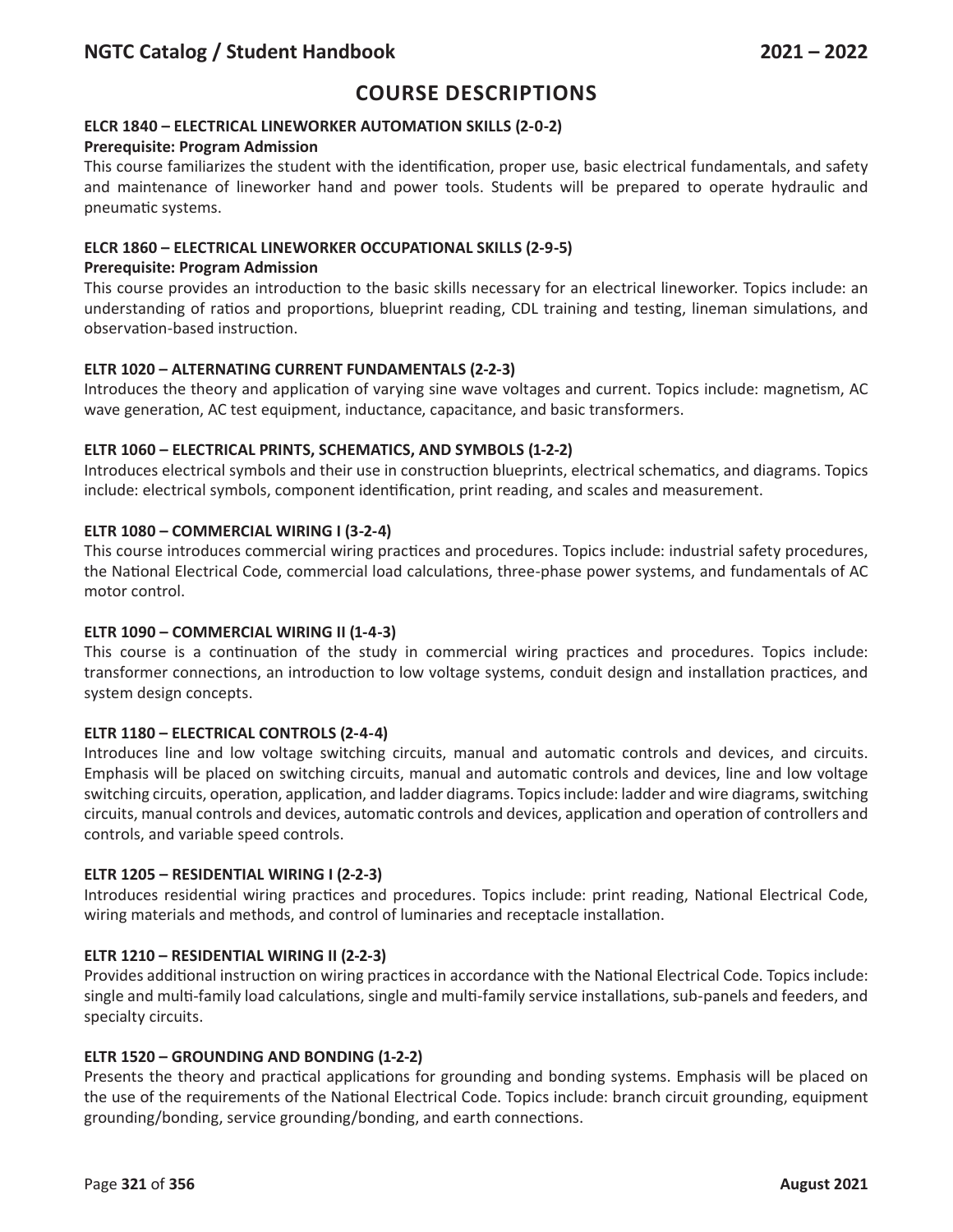# COURSE DESCRIPTIONS

**ELCR 1840 – ELECTRICAL LINEWORKER AUTOMATION SKILLS (2-0-2)**
**Prerequisite: Program Admission**
This course familiarizes the student with the identification, proper use, basic electrical fundamentals, and safety and maintenance of lineworker hand and power tools. Students will be prepared to operate hydraulic and pneumatic systems.

**ELCR 1860 – ELECTRICAL LINEWORKER OCCUPATIONAL SKILLS (2-9-5)**
**Prerequisite: Program Admission**
This course provides an introduction to the basic skills necessary for an electrical lineworker. Topics include: an understanding of ratios and proportions, blueprint reading, CDL training and testing, lineman simulations, and observation-based instruction.

**ELTR 1020 – ALTERNATING CURRENT FUNDAMENTALS (2-2-3)**
Introduces the theory and application of varying sine wave voltages and current. Topics include: magnetism, AC wave generation, AC test equipment, inductance, capacitance, and basic transformers.

**ELTR 1060 – ELECTRICAL PRINTS, SCHEMATICS, AND SYMBOLS (1-2-2)**
Introduces electrical symbols and their use in construction blueprints, electrical schematics, and diagrams. Topics include: electrical symbols, component identification, print reading, and scales and measurement.

**ELTR 1080 – COMMERCIAL WIRING I (3-2-4)**
This course introduces commercial wiring practices and procedures. Topics include: industrial safety procedures, the National Electrical Code, commercial load calculations, three-phase power systems, and fundamentals of AC motor control.

**ELTR 1090 – COMMERCIAL WIRING II (1-4-3)**
This course is a continuation of the study in commercial wiring practices and procedures. Topics include: transformer connections, an introduction to low voltage systems, conduit design and installation practices, and system design concepts.

**ELTR 1180 – ELECTRICAL CONTROLS (2-4-4)**
Introduces line and low voltage switching circuits, manual and automatic controls and devices, and circuits. Emphasis will be placed on switching circuits, manual and automatic controls and devices, line and low voltage switching circuits, operation, application, and ladder diagrams. Topics include: ladder and wire diagrams, switching circuits, manual controls and devices, automatic controls and devices, application and operation of controllers and controls, and variable speed controls.

**ELTR 1205 – RESIDENTIAL WIRING I (2-2-3)**
Introduces residential wiring practices and procedures. Topics include: print reading, National Electrical Code, wiring materials and methods, and control of luminaries and receptacle installation.

**ELTR 1210 – RESIDENTIAL WIRING II (2-2-3)**
Provides additional instruction on wiring practices in accordance with the National Electrical Code. Topics include: single and multi-family load calculations, single and multi-family service installations, sub-panels and feeders, and specialty circuits.

**ELTR 1520 – GROUNDING AND BONDING (1-2-2)**
Presents the theory and practical applications for grounding and bonding systems. Emphasis will be placed on the use of the requirements of the National Electrical Code. Topics include: branch circuit grounding, equipment grounding/bonding, service grounding/bonding, and earth connections.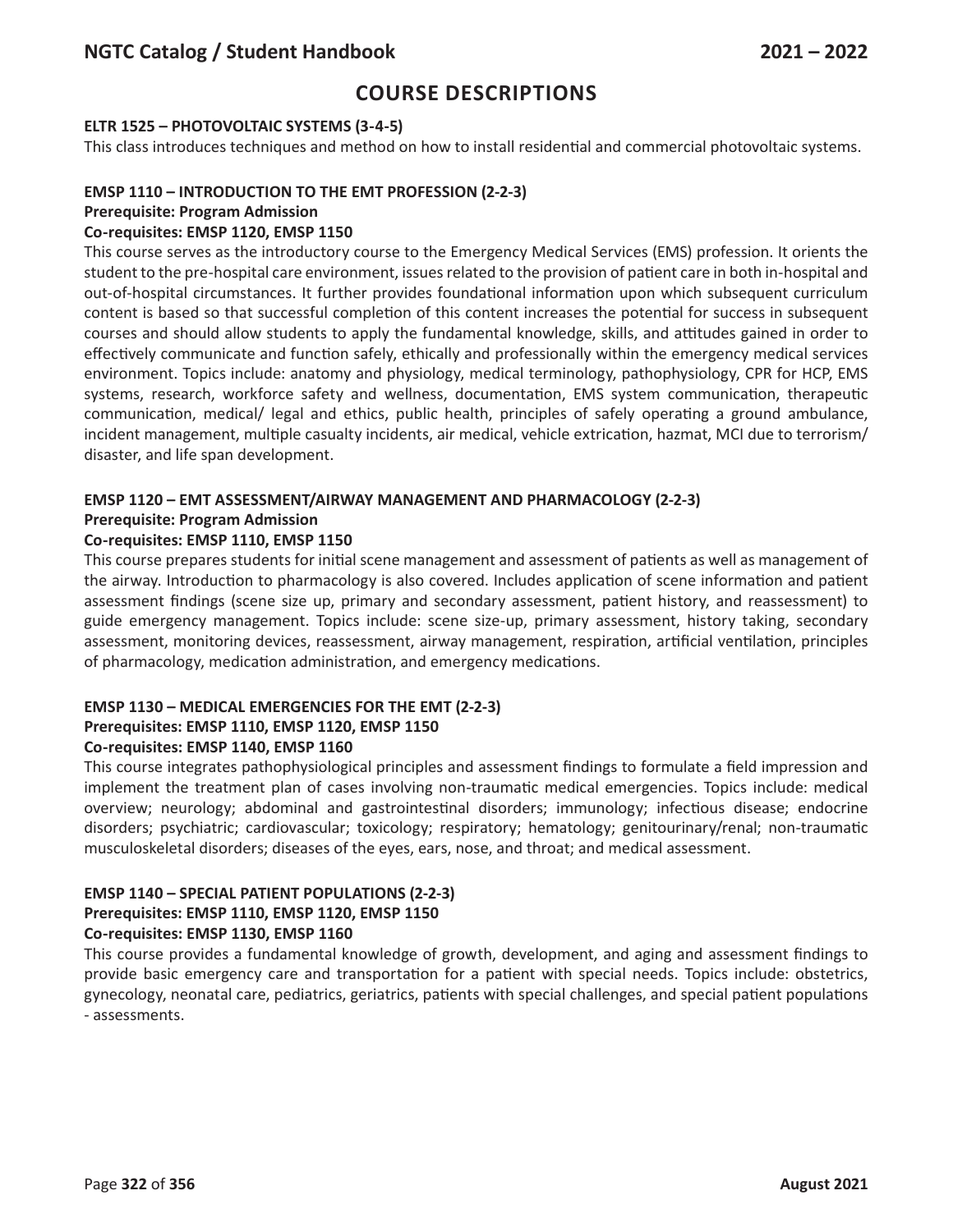# COURSE DESCRIPTIONS

**ELTR 1525 – PHOTOVOLTAIC SYSTEMS (3-4-5)**

This class introduces techniques and method on how to install residential and commercial photovoltaic systems.

**EMSP 1110 – INTRODUCTION TO THE EMT PROFESSION (2-2-3)**
**Prerequisite: Program Admission**
**Co-requisites: EMSP 1120, EMSP 1150**

This course serves as the introductory course to the Emergency Medical Services (EMS) profession. It orients the student to the pre-hospital care environment, issues related to the provision of patient care in both in-hospital and out-of-hospital circumstances. It further provides foundational information upon which subsequent curriculum content is based so that successful completion of this content increases the potential for success in subsequent courses and should allow students to apply the fundamental knowledge, skills, and attitudes gained in order to effectively communicate and function safely, ethically and professionally within the emergency medical services environment. Topics include: anatomy and physiology, medical terminology, pathophysiology, CPR for HCP, EMS systems, research, workforce safety and wellness, documentation, EMS system communication, therapeutic communication, medical/ legal and ethics, public health, principles of safely operating a ground ambulance, incident management, multiple casualty incidents, air medical, vehicle extrication, hazmat, MCI due to terrorism/ disaster, and life span development.

**EMSP 1120 – EMT ASSESSMENT/AIRWAY MANAGEMENT AND PHARMACOLOGY (2-2-3)**
**Prerequisite: Program Admission**
**Co-requisites: EMSP 1110, EMSP 1150**

This course prepares students for initial scene management and assessment of patients as well as management of the airway. Introduction to pharmacology is also covered. Includes application of scene information and patient assessment findings (scene size up, primary and secondary assessment, patient history, and reassessment) to guide emergency management. Topics include: scene size-up, primary assessment, history taking, secondary assessment, monitoring devices, reassessment, airway management, respiration, artificial ventilation, principles of pharmacology, medication administration, and emergency medications.

**EMSP 1130 – MEDICAL EMERGENCIES FOR THE EMT (2-2-3)**
**Prerequisites: EMSP 1110, EMSP 1120, EMSP 1150**
**Co-requisites: EMSP 1140, EMSP 1160**

This course integrates pathophysiological principles and assessment findings to formulate a field impression and implement the treatment plan of cases involving non-traumatic medical emergencies. Topics include: medical overview; neurology; abdominal and gastrointestinal disorders; immunology; infectious disease; endocrine disorders; psychiatric; cardiovascular; toxicology; respiratory; hematology; genitourinary/renal; non-traumatic musculoskeletal disorders; diseases of the eyes, ears, nose, and throat; and medical assessment.

**EMSP 1140 – SPECIAL PATIENT POPULATIONS (2-2-3)**
**Prerequisites: EMSP 1110, EMSP 1120, EMSP 1150**
**Co-requisites: EMSP 1130, EMSP 1160**

This course provides a fundamental knowledge of growth, development, and aging and assessment findings to provide basic emergency care and transportation for a patient with special needs. Topics include: obstetrics, gynecology, neonatal care, pediatrics, geriatrics, patients with special challenges, and special patient populations - assessments.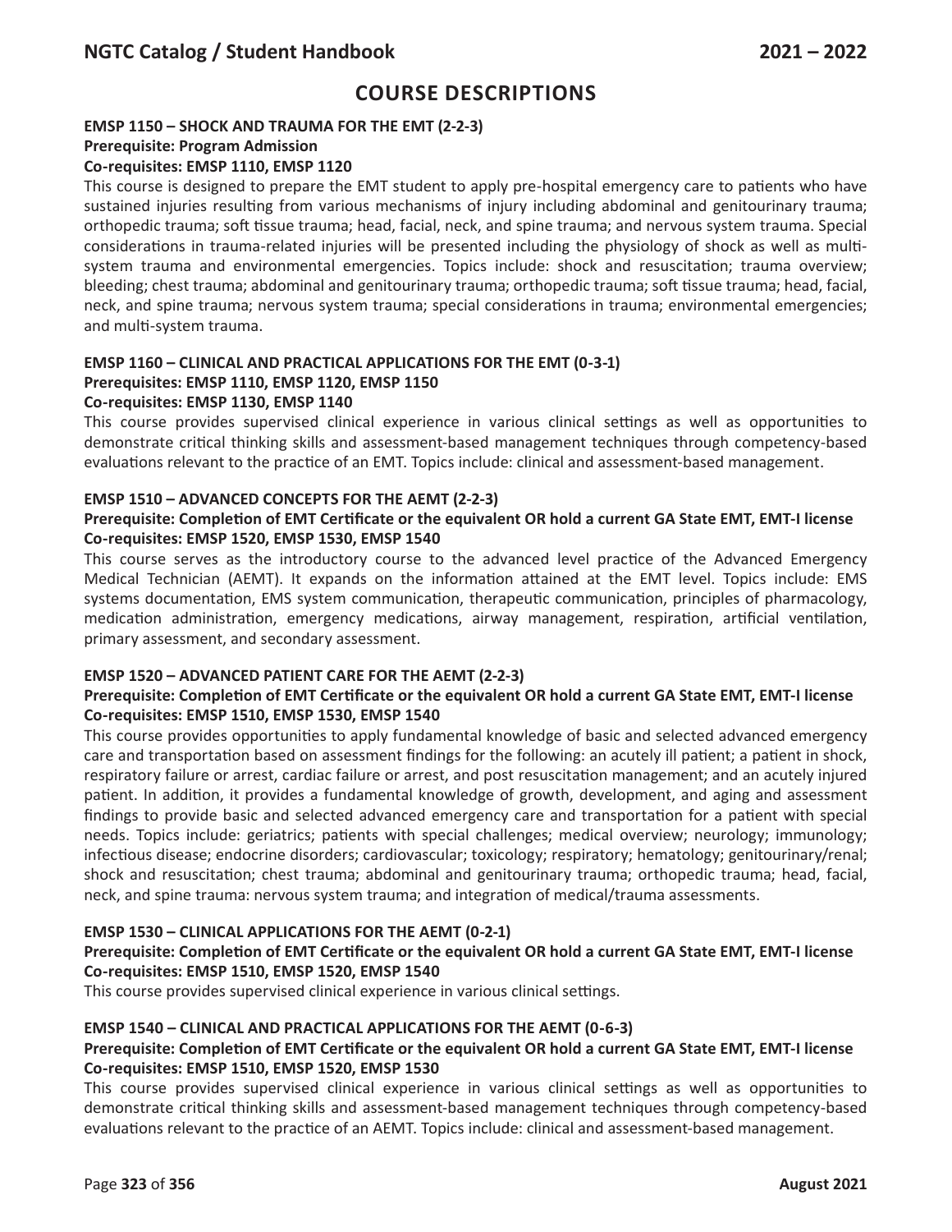# COURSE DESCRIPTIONS

**EMSP 1150 – SHOCK AND TRAUMA FOR THE EMT (2-2-3)**
**Prerequisite: Program Admission**
**Co-requisites: EMSP 1110, EMSP 1120**

This course is designed to prepare the EMT student to apply pre-hospital emergency care to patients who have sustained injuries resulting from various mechanisms of injury including abdominal and genitourinary trauma; orthopedic trauma; soft tissue trauma; head, facial, neck, and spine trauma; and nervous system trauma. Special considerations in trauma-related injuries will be presented including the physiology of shock as well as multi-system trauma and environmental emergencies. Topics include: shock and resuscitation; trauma overview; bleeding; chest trauma; abdominal and genitourinary trauma; orthopedic trauma; soft tissue trauma; head, facial, neck, and spine trauma; nervous system trauma; special considerations in trauma; environmental emergencies; and multi-system trauma.

**EMSP 1160 – CLINICAL AND PRACTICAL APPLICATIONS FOR THE EMT (0-3-1)**
**Prerequisites: EMSP 1110, EMSP 1120, EMSP 1150**
**Co-requisites: EMSP 1130, EMSP 1140**

This course provides supervised clinical experience in various clinical settings as well as opportunities to demonstrate critical thinking skills and assessment-based management techniques through competency-based evaluations relevant to the practice of an EMT. Topics include: clinical and assessment-based management.

**EMSP 1510 – ADVANCED CONCEPTS FOR THE AEMT (2-2-3)**
**Prerequisite: Completion of EMT Certificate or the equivalent OR hold a current GA State EMT, EMT-I license**
**Co-requisites: EMSP 1520, EMSP 1530, EMSP 1540**

This course serves as the introductory course to the advanced level practice of the Advanced Emergency Medical Technician (AEMT). It expands on the information attained at the EMT level. Topics include: EMS systems documentation, EMS system communication, therapeutic communication, principles of pharmacology, medication administration, emergency medications, airway management, respiration, artificial ventilation, primary assessment, and secondary assessment.

**EMSP 1520 – ADVANCED PATIENT CARE FOR THE AEMT (2-2-3)**
**Prerequisite: Completion of EMT Certificate or the equivalent OR hold a current GA State EMT, EMT-I license**
**Co-requisites: EMSP 1510, EMSP 1530, EMSP 1540**

This course provides opportunities to apply fundamental knowledge of basic and selected advanced emergency care and transportation based on assessment findings for the following: an acutely ill patient; a patient in shock, respiratory failure or arrest, cardiac failure or arrest, and post resuscitation management; and an acutely injured patient. In addition, it provides a fundamental knowledge of growth, development, and aging and assessment findings to provide basic and selected advanced emergency care and transportation for a patient with special needs. Topics include: geriatrics; patients with special challenges; medical overview; neurology; immunology; infectious disease; endocrine disorders; cardiovascular; toxicology; respiratory; hematology; genitourinary/renal; shock and resuscitation; chest trauma; abdominal and genitourinary trauma; orthopedic trauma; head, facial, neck, and spine trauma: nervous system trauma; and integration of medical/trauma assessments.

**EMSP 1530 – CLINICAL APPLICATIONS FOR THE AEMT (0-2-1)**
**Prerequisite: Completion of EMT Certificate or the equivalent OR hold a current GA State EMT, EMT-I license**
**Co-requisites: EMSP 1510, EMSP 1520, EMSP 1540**

This course provides supervised clinical experience in various clinical settings.

**EMSP 1540 – CLINICAL AND PRACTICAL APPLICATIONS FOR THE AEMT (0-6-3)**
**Prerequisite: Completion of EMT Certificate or the equivalent OR hold a current GA State EMT, EMT-I license**
**Co-requisites: EMSP 1510, EMSP 1520, EMSP 1530**

This course provides supervised clinical experience in various clinical settings as well as opportunities to demonstrate critical thinking skills and assessment-based management techniques through competency-based evaluations relevant to the practice of an AEMT. Topics include: clinical and assessment-based management.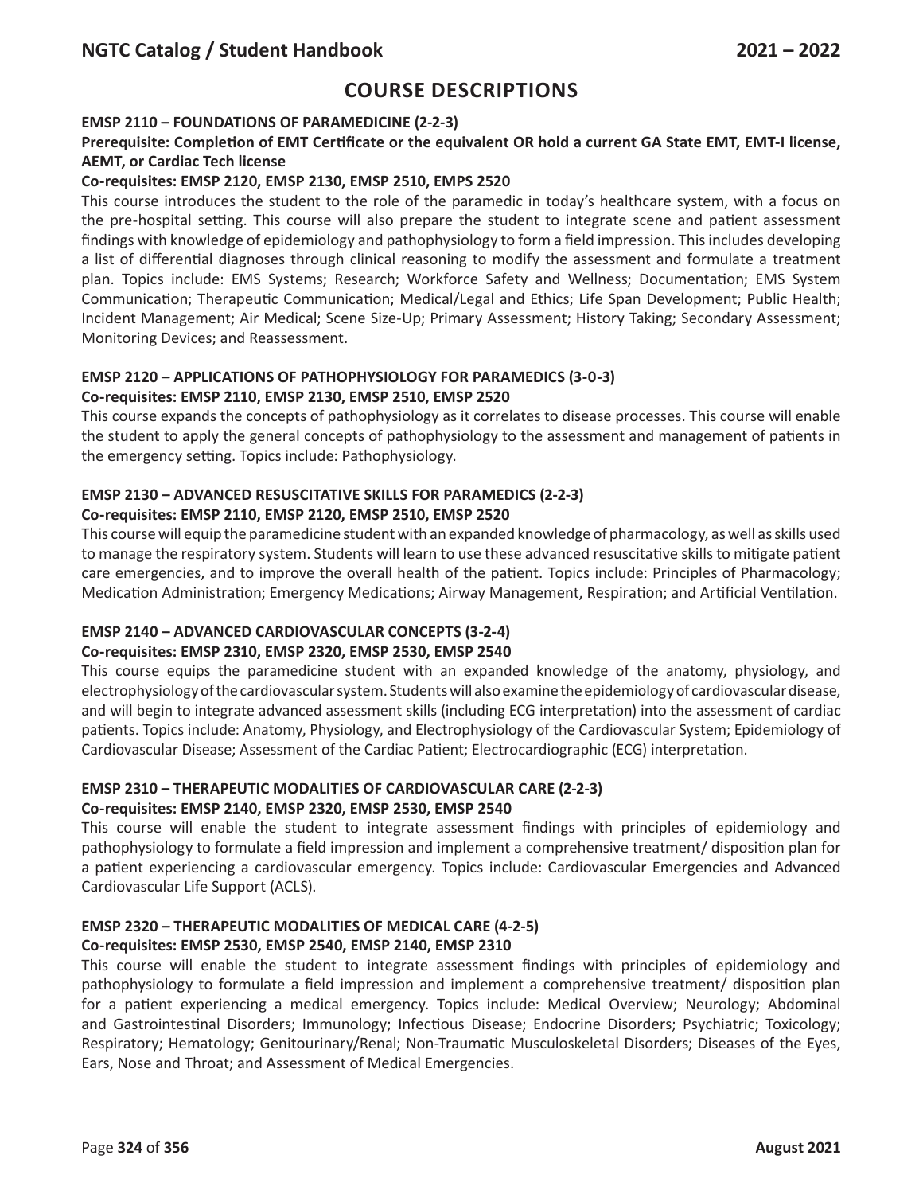# COURSE DESCRIPTIONS

**EMSP 2110 – FOUNDATIONS OF PARAMEDICINE (2-2-3)**

**Prerequisite: Completion of EMT Certificate or the equivalent OR hold a current GA State EMT, EMT-I license, AEMT, or Cardiac Tech license**

**Co-requisites: EMSP 2120, EMSP 2130, EMSP 2510, EMPS 2520**

This course introduces the student to the role of the paramedic in today's healthcare system, with a focus on the pre-hospital setting. This course will also prepare the student to integrate scene and patient assessment findings with knowledge of epidemiology and pathophysiology to form a field impression. This includes developing a list of differential diagnoses through clinical reasoning to modify the assessment and formulate a treatment plan. Topics include: EMS Systems; Research; Workforce Safety and Wellness; Documentation; EMS System Communication; Therapeutic Communication; Medical/Legal and Ethics; Life Span Development; Public Health; Incident Management; Air Medical; Scene Size-Up; Primary Assessment; History Taking; Secondary Assessment; Monitoring Devices; and Reassessment.

**EMSP 2120 – APPLICATIONS OF PATHOPHYSIOLOGY FOR PARAMEDICS (3-0-3)**

**Co-requisites: EMSP 2110, EMSP 2130, EMSP 2510, EMSP 2520**

This course expands the concepts of pathophysiology as it correlates to disease processes. This course will enable the student to apply the general concepts of pathophysiology to the assessment and management of patients in the emergency setting. Topics include: Pathophysiology.

**EMSP 2130 – ADVANCED RESUSCITATIVE SKILLS FOR PARAMEDICS (2-2-3)**

**Co-requisites: EMSP 2110, EMSP 2120, EMSP 2510, EMSP 2520**

This course will equip the paramedicine student with an expanded knowledge of pharmacology, as well as skills used to manage the respiratory system. Students will learn to use these advanced resuscitative skills to mitigate patient care emergencies, and to improve the overall health of the patient. Topics include: Principles of Pharmacology; Medication Administration; Emergency Medications; Airway Management, Respiration; and Artificial Ventilation.

**EMSP 2140 – ADVANCED CARDIOVASCULAR CONCEPTS (3-2-4)**

**Co-requisites: EMSP 2310, EMSP 2320, EMSP 2530, EMSP 2540**

This course equips the paramedicine student with an expanded knowledge of the anatomy, physiology, and electrophysiology of the cardiovascular system. Students will also examine the epidemiology of cardiovascular disease, and will begin to integrate advanced assessment skills (including ECG interpretation) into the assessment of cardiac patients. Topics include: Anatomy, Physiology, and Electrophysiology of the Cardiovascular System; Epidemiology of Cardiovascular Disease; Assessment of the Cardiac Patient; Electrocardiographic (ECG) interpretation.

**EMSP 2310 – THERAPEUTIC MODALITIES OF CARDIOVASCULAR CARE (2-2-3)**

**Co-requisites: EMSP 2140, EMSP 2320, EMSP 2530, EMSP 2540**

This course will enable the student to integrate assessment findings with principles of epidemiology and pathophysiology to formulate a field impression and implement a comprehensive treatment/ disposition plan for a patient experiencing a cardiovascular emergency. Topics include: Cardiovascular Emergencies and Advanced Cardiovascular Life Support (ACLS).

**EMSP 2320 – THERAPEUTIC MODALITIES OF MEDICAL CARE (4-2-5)**

**Co-requisites: EMSP 2530, EMSP 2540, EMSP 2140, EMSP 2310**

This course will enable the student to integrate assessment findings with principles of epidemiology and pathophysiology to formulate a field impression and implement a comprehensive treatment/ disposition plan for a patient experiencing a medical emergency. Topics include: Medical Overview; Neurology; Abdominal and Gastrointestinal Disorders; Immunology; Infectious Disease; Endocrine Disorders; Psychiatric; Toxicology; Respiratory; Hematology; Genitourinary/Renal; Non-Traumatic Musculoskeletal Disorders; Diseases of the Eyes, Ears, Nose and Throat; and Assessment of Medical Emergencies.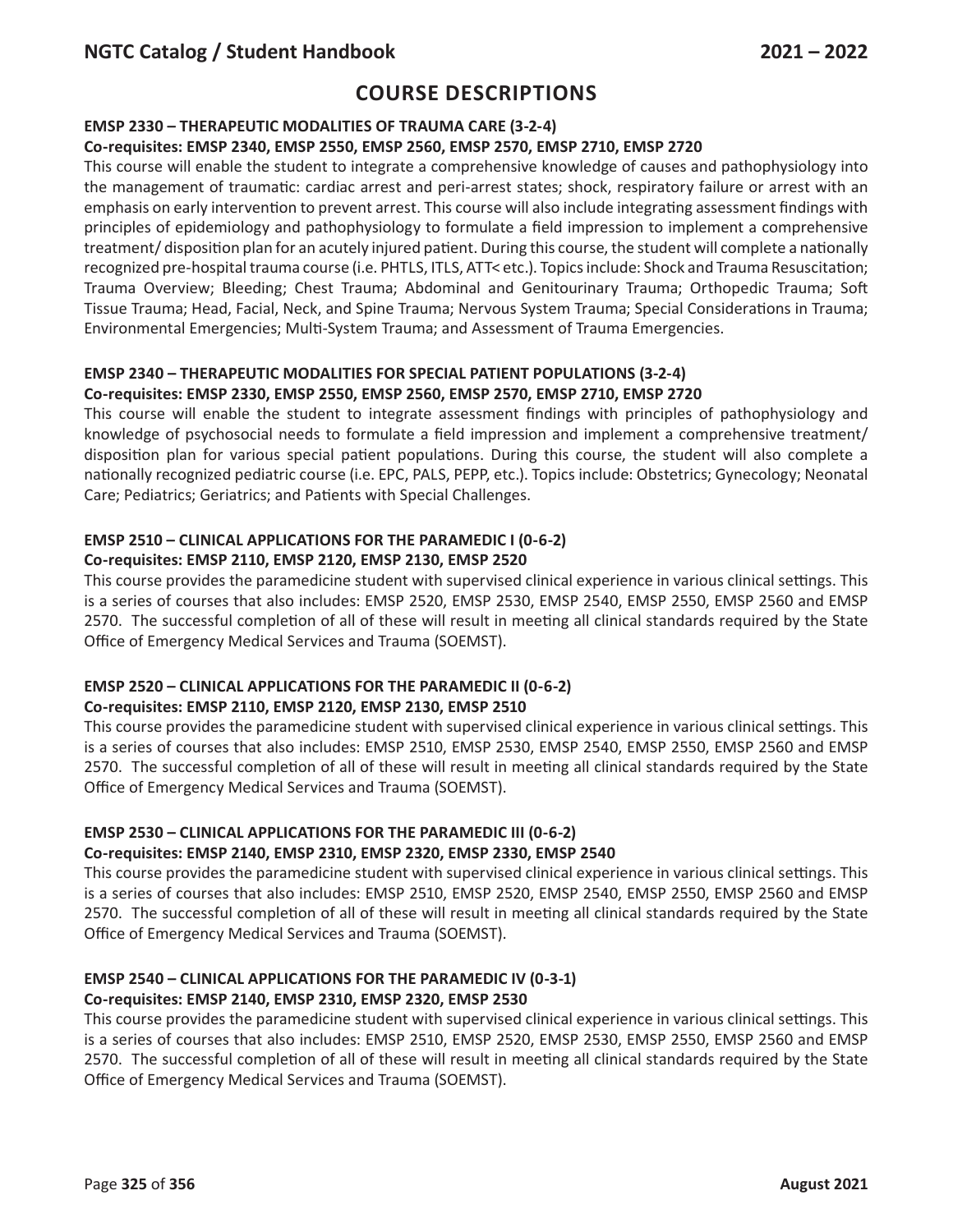## COURSE DESCRIPTIONS

### EMSP 2330 – THERAPEUTIC MODALITIES OF TRAUMA CARE (3-2-4)

**Co-requisites: EMSP 2340, EMSP 2550, EMSP 2560, EMSP 2570, EMSP 2710, EMSP 2720**

This course will enable the student to integrate a comprehensive knowledge of causes and pathophysiology into the management of traumatic: cardiac arrest and peri-arrest states; shock, respiratory failure or arrest with an emphasis on early intervention to prevent arrest. This course will also include integrating assessment findings with principles of epidemiology and pathophysiology to formulate a field impression to implement a comprehensive treatment/ disposition plan for an acutely injured patient. During this course, the student will complete a nationally recognized pre-hospital trauma course (i.e. PHTLS, ITLS, ATT< etc.). Topics include: Shock and Trauma Resuscitation; Trauma Overview; Bleeding; Chest Trauma; Abdominal and Genitourinary Trauma; Orthopedic Trauma; Soft Tissue Trauma; Head, Facial, Neck, and Spine Trauma; Nervous System Trauma; Special Considerations in Trauma; Environmental Emergencies; Multi-System Trauma; and Assessment of Trauma Emergencies.

### EMSP 2340 – THERAPEUTIC MODALITIES FOR SPECIAL PATIENT POPULATIONS (3-2-4)

**Co-requisites: EMSP 2330, EMSP 2550, EMSP 2560, EMSP 2570, EMSP 2710, EMSP 2720**

This course will enable the student to integrate assessment findings with principles of pathophysiology and knowledge of psychosocial needs to formulate a field impression and implement a comprehensive treatment/ disposition plan for various special patient populations. During this course, the student will also complete a nationally recognized pediatric course (i.e. EPC, PALS, PEPP, etc.). Topics include: Obstetrics; Gynecology; Neonatal Care; Pediatrics; Geriatrics; and Patients with Special Challenges.

### EMSP 2510 – CLINICAL APPLICATIONS FOR THE PARAMEDIC I (0-6-2)

**Co-requisites: EMSP 2110, EMSP 2120, EMSP 2130, EMSP 2520**

This course provides the paramedicine student with supervised clinical experience in various clinical settings. This is a series of courses that also includes: EMSP 2520, EMSP 2530, EMSP 2540, EMSP 2550, EMSP 2560 and EMSP 2570. The successful completion of all of these will result in meeting all clinical standards required by the State Office of Emergency Medical Services and Trauma (SOEMST).

### EMSP 2520 – CLINICAL APPLICATIONS FOR THE PARAMEDIC II (0-6-2)

**Co-requisites: EMSP 2110, EMSP 2120, EMSP 2130, EMSP 2510**

This course provides the paramedicine student with supervised clinical experience in various clinical settings. This is a series of courses that also includes: EMSP 2510, EMSP 2530, EMSP 2540, EMSP 2550, EMSP 2560 and EMSP 2570. The successful completion of all of these will result in meeting all clinical standards required by the State Office of Emergency Medical Services and Trauma (SOEMST).

### EMSP 2530 – CLINICAL APPLICATIONS FOR THE PARAMEDIC III (0-6-2)

**Co-requisites: EMSP 2140, EMSP 2310, EMSP 2320, EMSP 2330, EMSP 2540**

This course provides the paramedicine student with supervised clinical experience in various clinical settings. This is a series of courses that also includes: EMSP 2510, EMSP 2520, EMSP 2540, EMSP 2550, EMSP 2560 and EMSP 2570. The successful completion of all of these will result in meeting all clinical standards required by the State Office of Emergency Medical Services and Trauma (SOEMST).

### EMSP 2540 – CLINICAL APPLICATIONS FOR THE PARAMEDIC IV (0-3-1)

**Co-requisites: EMSP 2140, EMSP 2310, EMSP 2320, EMSP 2530**

This course provides the paramedicine student with supervised clinical experience in various clinical settings. This is a series of courses that also includes: EMSP 2510, EMSP 2520, EMSP 2530, EMSP 2550, EMSP 2560 and EMSP 2570. The successful completion of all of these will result in meeting all clinical standards required by the State Office of Emergency Medical Services and Trauma (SOEMST).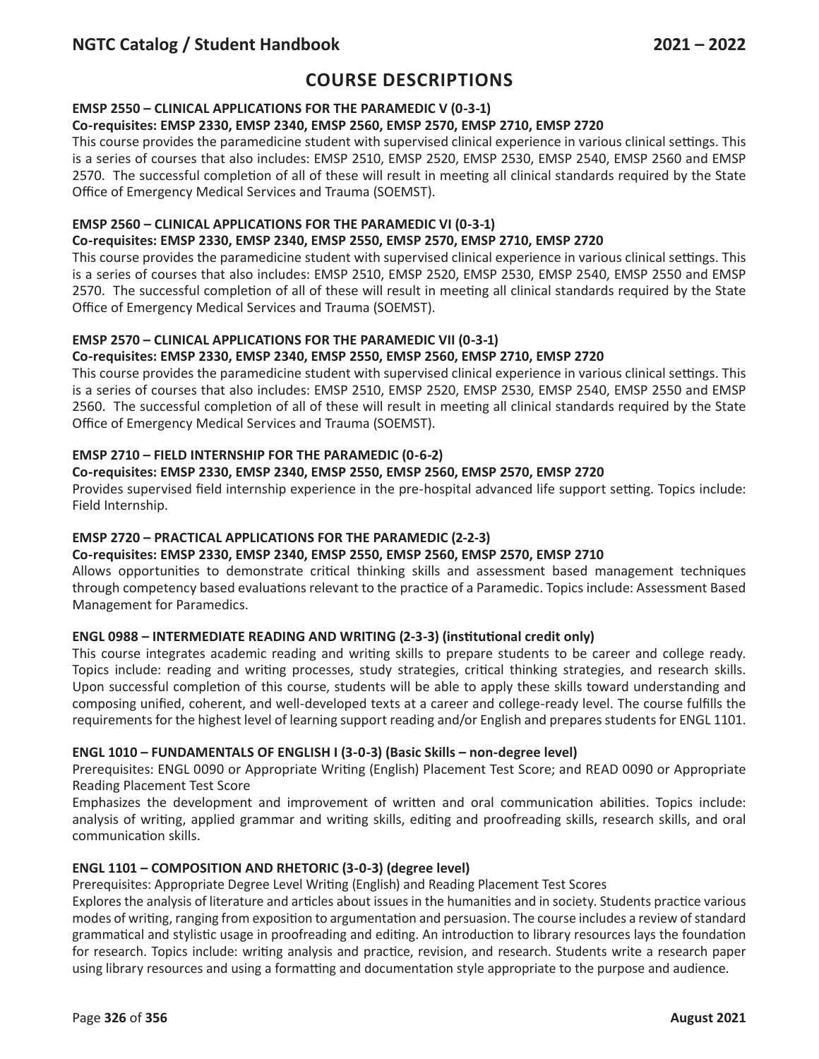# COURSE DESCRIPTIONS

**EMSP 2550 – CLINICAL APPLICATIONS FOR THE PARAMEDIC V (0-3-1)**
**Co-requisites: EMSP 2330, EMSP 2340, EMSP 2560, EMSP 2570, EMSP 2710, EMSP 2720**
This course provides the paramedicine student with supervised clinical experience in various clinical settings. This is a series of courses that also includes: EMSP 2510, EMSP 2520, EMSP 2530, EMSP 2540, EMSP 2560 and EMSP 2570. The successful completion of all of these will result in meeting all clinical standards required by the State Office of Emergency Medical Services and Trauma (SOEMST).

**EMSP 2560 – CLINICAL APPLICATIONS FOR THE PARAMEDIC VI (0-3-1)**
**Co-requisites: EMSP 2330, EMSP 2340, EMSP 2550, EMSP 2570, EMSP 2710, EMSP 2720**
This course provides the paramedicine student with supervised clinical experience in various clinical settings. This is a series of courses that also includes: EMSP 2510, EMSP 2520, EMSP 2530, EMSP 2540, EMSP 2550 and EMSP 2570. The successful completion of all of these will result in meeting all clinical standards required by the State Office of Emergency Medical Services and Trauma (SOEMST).

**EMSP 2570 – CLINICAL APPLICATIONS FOR THE PARAMEDIC VII (0-3-1)**
**Co-requisites: EMSP 2330, EMSP 2340, EMSP 2550, EMSP 2560, EMSP 2710, EMSP 2720**
This course provides the paramedicine student with supervised clinical experience in various clinical settings. This is a series of courses that also includes: EMSP 2510, EMSP 2520, EMSP 2530, EMSP 2540, EMSP 2550 and EMSP 2560. The successful completion of all of these will result in meeting all clinical standards required by the State Office of Emergency Medical Services and Trauma (SOEMST).

**EMSP 2710 – FIELD INTERNSHIP FOR THE PARAMEDIC (0-6-2)**
**Co-requisites: EMSP 2330, EMSP 2340, EMSP 2550, EMSP 2560, EMSP 2570, EMSP 2720**
Provides supervised field internship experience in the pre-hospital advanced life support setting. Topics include: Field Internship.

**EMSP 2720 – PRACTICAL APPLICATIONS FOR THE PARAMEDIC (2-2-3)**
**Co-requisites: EMSP 2330, EMSP 2340, EMSP 2550, EMSP 2560, EMSP 2570, EMSP 2710**
Allows opportunities to demonstrate critical thinking skills and assessment based management techniques through competency based evaluations relevant to the practice of a Paramedic. Topics include: Assessment Based Management for Paramedics.

**ENGL 0988 – INTERMEDIATE READING AND WRITING (2-3-3) (institutional credit only)**
This course integrates academic reading and writing skills to prepare students to be career and college ready. Topics include: reading and writing processes, study strategies, critical thinking strategies, and research skills. Upon successful completion of this course, students will be able to apply these skills toward understanding and composing unified, coherent, and well-developed texts at a career and college-ready level. The course fulfills the requirements for the highest level of learning support reading and/or English and prepares students for ENGL 1101.

**ENGL 1010 – FUNDAMENTALS OF ENGLISH I (3-0-3) (Basic Skills – non-degree level)**
Prerequisites: ENGL 0090 or Appropriate Writing (English) Placement Test Score; and READ 0090 or Appropriate Reading Placement Test Score
Emphasizes the development and improvement of written and oral communication abilities. Topics include: analysis of writing, applied grammar and writing skills, editing and proofreading skills, research skills, and oral communication skills.

**ENGL 1101 – COMPOSITION AND RHETORIC (3-0-3) (degree level)**
Prerequisites: Appropriate Degree Level Writing (English) and Reading Placement Test Scores
Explores the analysis of literature and articles about issues in the humanities and in society. Students practice various modes of writing, ranging from exposition to argumentation and persuasion. The course includes a review of standard grammatical and stylistic usage in proofreading and editing. An introduction to library resources lays the foundation for research. Topics include: writing analysis and practice, revision, and research. Students write a research paper using library resources and using a formatting and documentation style appropriate to the purpose and audience.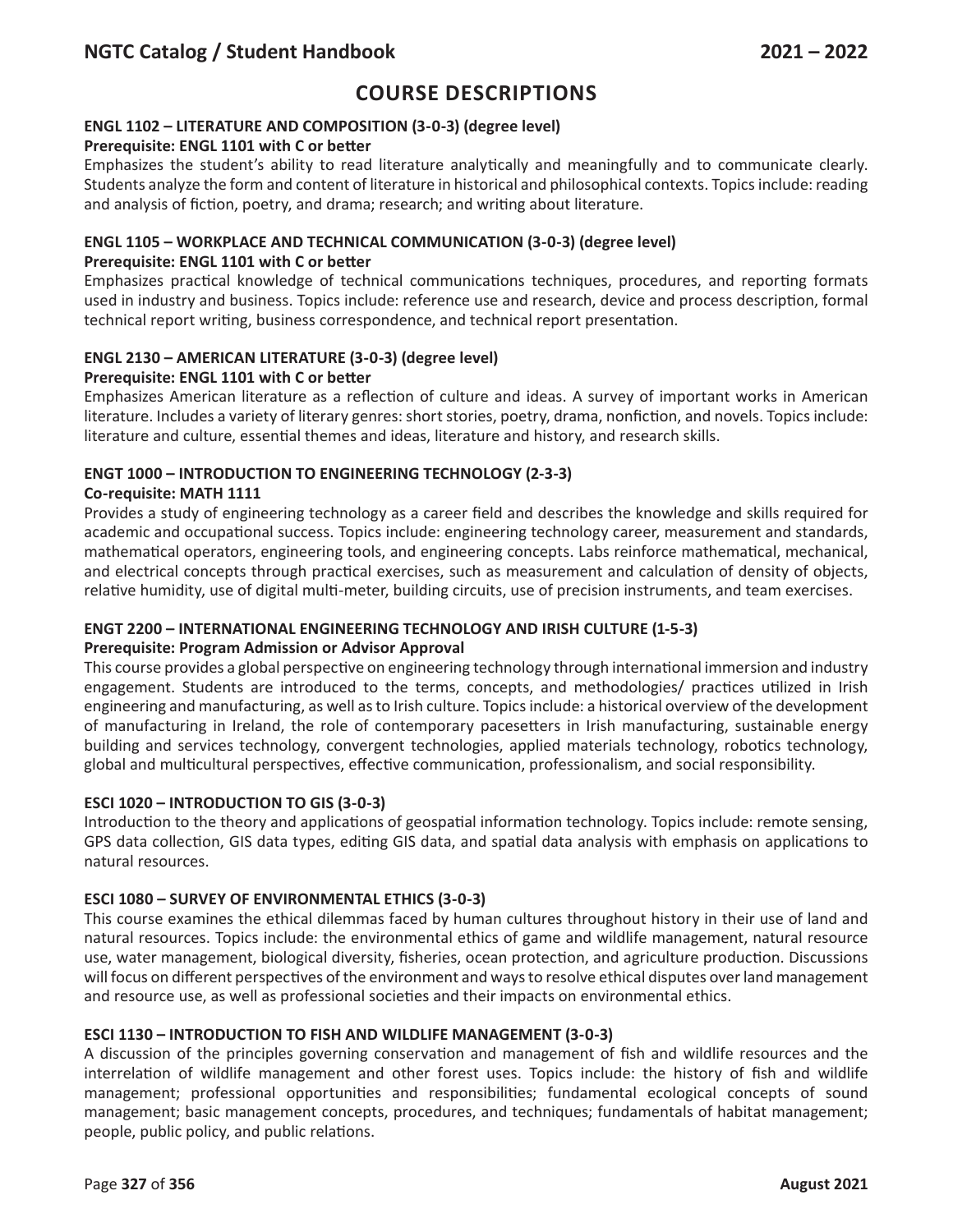## COURSE DESCRIPTIONS

**ENGL 1102 – LITERATURE AND COMPOSITION (3-0-3) (degree level)**
**Prerequisite: ENGL 1101 with C or better**

Emphasizes the student's ability to read literature analytically and meaningfully and to communicate clearly. Students analyze the form and content of literature in historical and philosophical contexts. Topics include: reading and analysis of fiction, poetry, and drama; research; and writing about literature.

**ENGL 1105 – WORKPLACE AND TECHNICAL COMMUNICATION (3-0-3) (degree level)**
**Prerequisite: ENGL 1101 with C or better**

Emphasizes practical knowledge of technical communications techniques, procedures, and reporting formats used in industry and business. Topics include: reference use and research, device and process description, formal technical report writing, business correspondence, and technical report presentation.

**ENGL 2130 – AMERICAN LITERATURE (3-0-3) (degree level)**
**Prerequisite: ENGL 1101 with C or better**

Emphasizes American literature as a reflection of culture and ideas. A survey of important works in American literature. Includes a variety of literary genres: short stories, poetry, drama, nonfiction, and novels. Topics include: literature and culture, essential themes and ideas, literature and history, and research skills.

**ENGT 1000 – INTRODUCTION TO ENGINEERING TECHNOLOGY (2-3-3)**
**Co-requisite: MATH 1111**

Provides a study of engineering technology as a career field and describes the knowledge and skills required for academic and occupational success. Topics include: engineering technology career, measurement and standards, mathematical operators, engineering tools, and engineering concepts. Labs reinforce mathematical, mechanical, and electrical concepts through practical exercises, such as measurement and calculation of density of objects, relative humidity, use of digital multi-meter, building circuits, use of precision instruments, and team exercises.

**ENGT 2200 – INTERNATIONAL ENGINEERING TECHNOLOGY AND IRISH CULTURE (1-5-3)**
**Prerequisite: Program Admission or Advisor Approval**

This course provides a global perspective on engineering technology through international immersion and industry engagement. Students are introduced to the terms, concepts, and methodologies/ practices utilized in Irish engineering and manufacturing, as well as to Irish culture. Topics include: a historical overview of the development of manufacturing in Ireland, the role of contemporary pacesetters in Irish manufacturing, sustainable energy building and services technology, convergent technologies, applied materials technology, robotics technology, global and multicultural perspectives, effective communication, professionalism, and social responsibility.

**ESCI 1020 – INTRODUCTION TO GIS (3-0-3)**

Introduction to the theory and applications of geospatial information technology. Topics include: remote sensing, GPS data collection, GIS data types, editing GIS data, and spatial data analysis with emphasis on applications to natural resources.

**ESCI 1080 – SURVEY OF ENVIRONMENTAL ETHICS (3-0-3)**

This course examines the ethical dilemmas faced by human cultures throughout history in their use of land and natural resources. Topics include: the environmental ethics of game and wildlife management, natural resource use, water management, biological diversity, fisheries, ocean protection, and agriculture production. Discussions will focus on different perspectives of the environment and ways to resolve ethical disputes over land management and resource use, as well as professional societies and their impacts on environmental ethics.

**ESCI 1130 – INTRODUCTION TO FISH AND WILDLIFE MANAGEMENT (3-0-3)**

A discussion of the principles governing conservation and management of fish and wildlife resources and the interrelation of wildlife management and other forest uses. Topics include: the history of fish and wildlife management; professional opportunities and responsibilities; fundamental ecological concepts of sound management; basic management concepts, procedures, and techniques; fundamentals of habitat management; people, public policy, and public relations.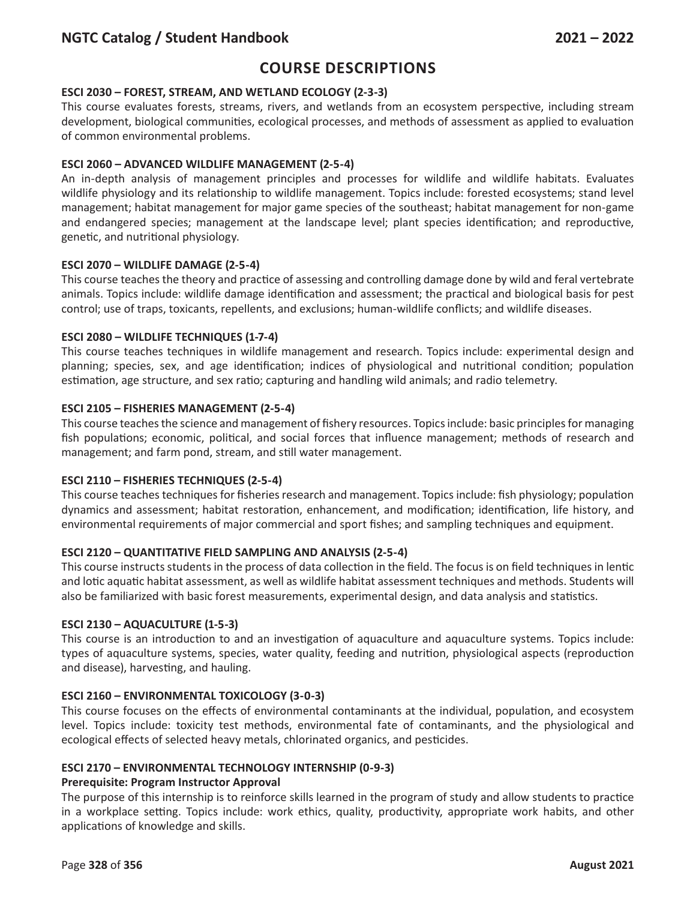# COURSE DESCRIPTIONS

**ESCI 2030 – FOREST, STREAM, AND WETLAND ECOLOGY (2-3-3)**

This course evaluates forests, streams, rivers, and wetlands from an ecosystem perspective, including stream development, biological communities, ecological processes, and methods of assessment as applied to evaluation of common environmental problems.

**ESCI 2060 – ADVANCED WILDLIFE MANAGEMENT (2-5-4)**

An in-depth analysis of management principles and processes for wildlife and wildlife habitats. Evaluates wildlife physiology and its relationship to wildlife management. Topics include: forested ecosystems; stand level management; habitat management for major game species of the southeast; habitat management for non-game and endangered species; management at the landscape level; plant species identification; and reproductive, genetic, and nutritional physiology.

**ESCI 2070 – WILDLIFE DAMAGE (2-5-4)**

This course teaches the theory and practice of assessing and controlling damage done by wild and feral vertebrate animals. Topics include: wildlife damage identification and assessment; the practical and biological basis for pest control; use of traps, toxicants, repellents, and exclusions; human-wildlife conflicts; and wildlife diseases.

**ESCI 2080 – WILDLIFE TECHNIQUES (1-7-4)**

This course teaches techniques in wildlife management and research. Topics include: experimental design and planning; species, sex, and age identification; indices of physiological and nutritional condition; population estimation, age structure, and sex ratio; capturing and handling wild animals; and radio telemetry.

**ESCI 2105 – FISHERIES MANAGEMENT (2-5-4)**

This course teaches the science and management of fishery resources. Topics include: basic principles for managing fish populations; economic, political, and social forces that influence management; methods of research and management; and farm pond, stream, and still water management.

**ESCI 2110 – FISHERIES TECHNIQUES (2-5-4)**

This course teaches techniques for fisheries research and management. Topics include: fish physiology; population dynamics and assessment; habitat restoration, enhancement, and modification; identification, life history, and environmental requirements of major commercial and sport fishes; and sampling techniques and equipment.

**ESCI 2120 – QUANTITATIVE FIELD SAMPLING AND ANALYSIS (2-5-4)**

This course instructs students in the process of data collection in the field. The focus is on field techniques in lentic and lotic aquatic habitat assessment, as well as wildlife habitat assessment techniques and methods. Students will also be familiarized with basic forest measurements, experimental design, and data analysis and statistics.

**ESCI 2130 – AQUACULTURE (1-5-3)**

This course is an introduction to and an investigation of aquaculture and aquaculture systems. Topics include: types of aquaculture systems, species, water quality, feeding and nutrition, physiological aspects (reproduction and disease), harvesting, and hauling.

**ESCI 2160 – ENVIRONMENTAL TOXICOLOGY (3-0-3)**

This course focuses on the effects of environmental contaminants at the individual, population, and ecosystem level. Topics include: toxicity test methods, environmental fate of contaminants, and the physiological and ecological effects of selected heavy metals, chlorinated organics, and pesticides.

**ESCI 2170 – ENVIRONMENTAL TECHNOLOGY INTERNSHIP (0-9-3)**

**Prerequisite: Program Instructor Approval**

The purpose of this internship is to reinforce skills learned in the program of study and allow students to practice in a workplace setting. Topics include: work ethics, quality, productivity, appropriate work habits, and other applications of knowledge and skills.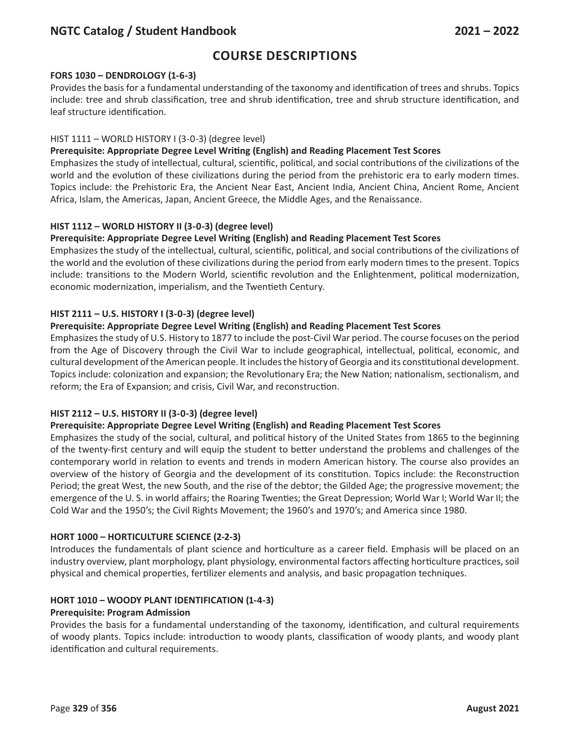# COURSE DESCRIPTIONS

**FORS 1030 – DENDROLOGY (1-6-3)**

Provides the basis for a fundamental understanding of the taxonomy and identification of trees and shrubs. Topics include: tree and shrub classification, tree and shrub identification, tree and shrub structure identification, and leaf structure identification.

HIST 1111 – WORLD HISTORY I (3-0-3) (degree level)

**Prerequisite: Appropriate Degree Level Writing (English) and Reading Placement Test Scores**

Emphasizes the study of intellectual, cultural, scientific, political, and social contributions of the civilizations of the world and the evolution of these civilizations during the period from the prehistoric era to early modern times. Topics include: the Prehistoric Era, the Ancient Near East, Ancient India, Ancient China, Ancient Rome, Ancient Africa, Islam, the Americas, Japan, Ancient Greece, the Middle Ages, and the Renaissance.

**HIST 1112 – WORLD HISTORY II (3-0-3) (degree level)**

**Prerequisite: Appropriate Degree Level Writing (English) and Reading Placement Test Scores**

Emphasizes the study of the intellectual, cultural, scientific, political, and social contributions of the civilizations of the world and the evolution of these civilizations during the period from early modern times to the present. Topics include: transitions to the Modern World, scientific revolution and the Enlightenment, political modernization, economic modernization, imperialism, and the Twentieth Century.

**HIST 2111 – U.S. HISTORY I (3-0-3) (degree level)**

**Prerequisite: Appropriate Degree Level Writing (English) and Reading Placement Test Scores**

Emphasizes the study of U.S. History to 1877 to include the post-Civil War period. The course focuses on the period from the Age of Discovery through the Civil War to include geographical, intellectual, political, economic, and cultural development of the American people. It includes the history of Georgia and its constitutional development. Topics include: colonization and expansion; the Revolutionary Era; the New Nation; nationalism, sectionalism, and reform; the Era of Expansion; and crisis, Civil War, and reconstruction.

**HIST 2112 – U.S. HISTORY II (3-0-3) (degree level)**

**Prerequisite: Appropriate Degree Level Writing (English) and Reading Placement Test Scores**

Emphasizes the study of the social, cultural, and political history of the United States from 1865 to the beginning of the twenty-first century and will equip the student to better understand the problems and challenges of the contemporary world in relation to events and trends in modern American history. The course also provides an overview of the history of Georgia and the development of its constitution. Topics include: the Reconstruction Period; the great West, the new South, and the rise of the debtor; the Gilded Age; the progressive movement; the emergence of the U. S. in world affairs; the Roaring Twenties; the Great Depression; World War I; World War II; the Cold War and the 1950's; the Civil Rights Movement; the 1960's and 1970's; and America since 1980.

**HORT 1000 – HORTICULTURE SCIENCE (2-2-3)**

Introduces the fundamentals of plant science and horticulture as a career field. Emphasis will be placed on an industry overview, plant morphology, plant physiology, environmental factors affecting horticulture practices, soil physical and chemical properties, fertilizer elements and analysis, and basic propagation techniques.

**HORT 1010 – WOODY PLANT IDENTIFICATION (1-4-3)**

**Prerequisite: Program Admission**

Provides the basis for a fundamental understanding of the taxonomy, identification, and cultural requirements of woody plants. Topics include: introduction to woody plants, classification of woody plants, and woody plant identification and cultural requirements.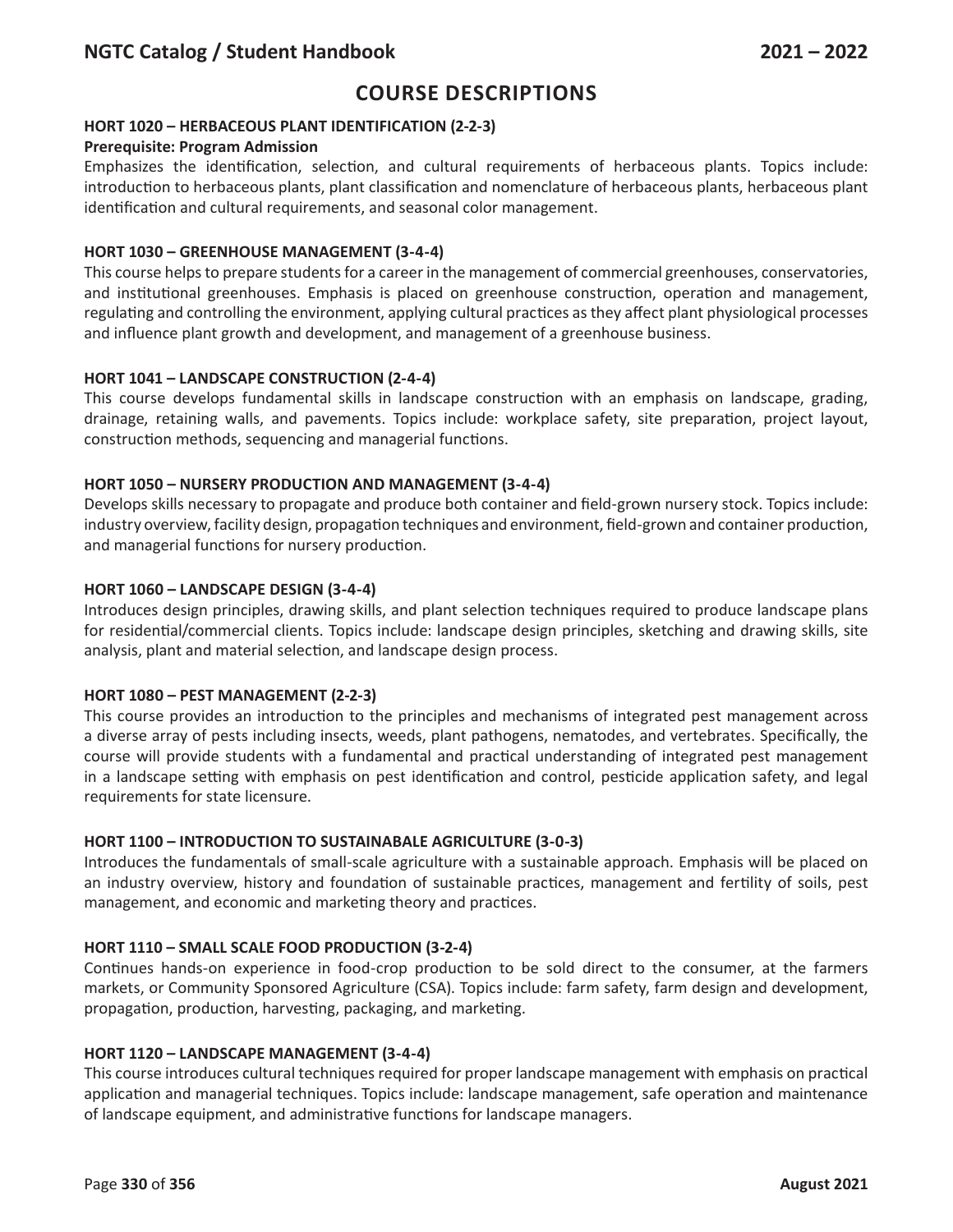# COURSE DESCRIPTIONS

**HORT 1020 – HERBACEOUS PLANT IDENTIFICATION (2-2-3)**
**Prerequisite: Program Admission**
Emphasizes the identification, selection, and cultural requirements of herbaceous plants. Topics include: introduction to herbaceous plants, plant classification and nomenclature of herbaceous plants, herbaceous plant identification and cultural requirements, and seasonal color management.

**HORT 1030 – GREENHOUSE MANAGEMENT (3-4-4)**
This course helps to prepare students for a career in the management of commercial greenhouses, conservatories, and institutional greenhouses. Emphasis is placed on greenhouse construction, operation and management, regulating and controlling the environment, applying cultural practices as they affect plant physiological processes and influence plant growth and development, and management of a greenhouse business.

**HORT 1041 – LANDSCAPE CONSTRUCTION (2-4-4)**
This course develops fundamental skills in landscape construction with an emphasis on landscape, grading, drainage, retaining walls, and pavements. Topics include: workplace safety, site preparation, project layout, construction methods, sequencing and managerial functions.

**HORT 1050 – NURSERY PRODUCTION AND MANAGEMENT (3-4-4)**
Develops skills necessary to propagate and produce both container and field-grown nursery stock. Topics include: industry overview, facility design, propagation techniques and environment, field-grown and container production, and managerial functions for nursery production.

**HORT 1060 – LANDSCAPE DESIGN (3-4-4)**
Introduces design principles, drawing skills, and plant selection techniques required to produce landscape plans for residential/commercial clients. Topics include: landscape design principles, sketching and drawing skills, site analysis, plant and material selection, and landscape design process.

**HORT 1080 – PEST MANAGEMENT (2-2-3)**
This course provides an introduction to the principles and mechanisms of integrated pest management across a diverse array of pests including insects, weeds, plant pathogens, nematodes, and vertebrates. Specifically, the course will provide students with a fundamental and practical understanding of integrated pest management in a landscape setting with emphasis on pest identification and control, pesticide application safety, and legal requirements for state licensure.

**HORT 1100 – INTRODUCTION TO SUSTAINABALE AGRICULTURE (3-0-3)**
Introduces the fundamentals of small-scale agriculture with a sustainable approach. Emphasis will be placed on an industry overview, history and foundation of sustainable practices, management and fertility of soils, pest management, and economic and marketing theory and practices.

**HORT 1110 – SMALL SCALE FOOD PRODUCTION (3-2-4)**
Continues hands-on experience in food-crop production to be sold direct to the consumer, at the farmers markets, or Community Sponsored Agriculture (CSA). Topics include: farm safety, farm design and development, propagation, production, harvesting, packaging, and marketing.

**HORT 1120 – LANDSCAPE MANAGEMENT (3-4-4)**
This course introduces cultural techniques required for proper landscape management with emphasis on practical application and managerial techniques. Topics include: landscape management, safe operation and maintenance of landscape equipment, and administrative functions for landscape managers.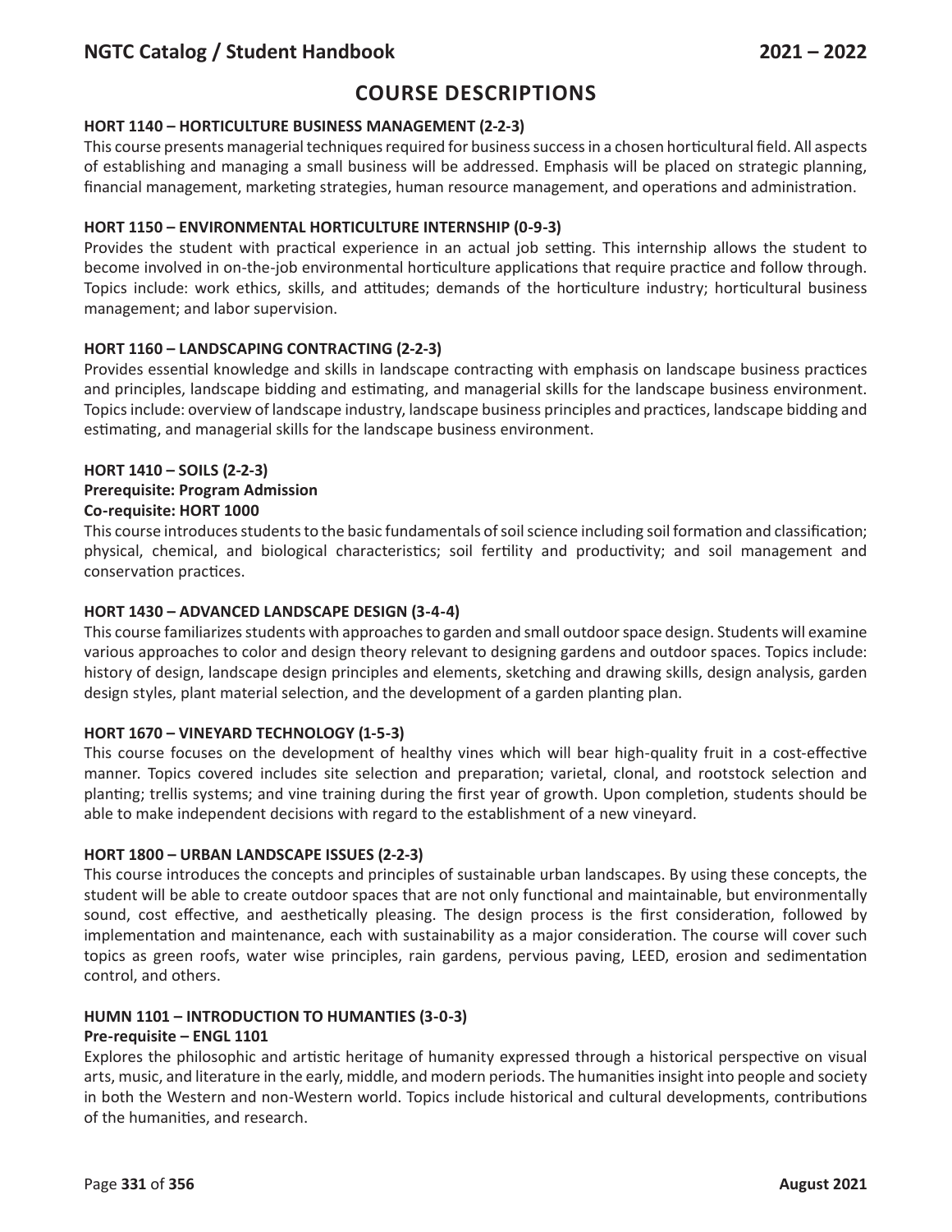# COURSE DESCRIPTIONS

**HORT 1140 – HORTICULTURE BUSINESS MANAGEMENT (2-2-3)**

This course presents managerial techniques required for business success in a chosen horticultural field. All aspects of establishing and managing a small business will be addressed. Emphasis will be placed on strategic planning, financial management, marketing strategies, human resource management, and operations and administration.

**HORT 1150 – ENVIRONMENTAL HORTICULTURE INTERNSHIP (0-9-3)**

Provides the student with practical experience in an actual job setting. This internship allows the student to become involved in on-the-job environmental horticulture applications that require practice and follow through. Topics include: work ethics, skills, and attitudes; demands of the horticulture industry; horticultural business management; and labor supervision.

**HORT 1160 – LANDSCAPING CONTRACTING (2-2-3)**

Provides essential knowledge and skills in landscape contracting with emphasis on landscape business practices and principles, landscape bidding and estimating, and managerial skills for the landscape business environment. Topics include: overview of landscape industry, landscape business principles and practices, landscape bidding and estimating, and managerial skills for the landscape business environment.

**HORT 1410 – SOILS (2-2-3)**
**Prerequisite: Program Admission**
**Co-requisite: HORT 1000**

This course introduces students to the basic fundamentals of soil science including soil formation and classification; physical, chemical, and biological characteristics; soil fertility and productivity; and soil management and conservation practices.

**HORT 1430 – ADVANCED LANDSCAPE DESIGN (3-4-4)**

This course familiarizes students with approaches to garden and small outdoor space design. Students will examine various approaches to color and design theory relevant to designing gardens and outdoor spaces. Topics include: history of design, landscape design principles and elements, sketching and drawing skills, design analysis, garden design styles, plant material selection, and the development of a garden planting plan.

**HORT 1670 – VINEYARD TECHNOLOGY (1-5-3)**

This course focuses on the development of healthy vines which will bear high-quality fruit in a cost-effective manner. Topics covered includes site selection and preparation; varietal, clonal, and rootstock selection and planting; trellis systems; and vine training during the first year of growth. Upon completion, students should be able to make independent decisions with regard to the establishment of a new vineyard.

**HORT 1800 – URBAN LANDSCAPE ISSUES (2-2-3)**

This course introduces the concepts and principles of sustainable urban landscapes. By using these concepts, the student will be able to create outdoor spaces that are not only functional and maintainable, but environmentally sound, cost effective, and aesthetically pleasing. The design process is the first consideration, followed by implementation and maintenance, each with sustainability as a major consideration. The course will cover such topics as green roofs, water wise principles, rain gardens, pervious paving, LEED, erosion and sedimentation control, and others.

**HUMN 1101 – INTRODUCTION TO HUMANTIES (3-0-3)**
**Pre-requisite – ENGL 1101**

Explores the philosophic and artistic heritage of humanity expressed through a historical perspective on visual arts, music, and literature in the early, middle, and modern periods. The humanities insight into people and society in both the Western and non-Western world. Topics include historical and cultural developments, contributions of the humanities, and research.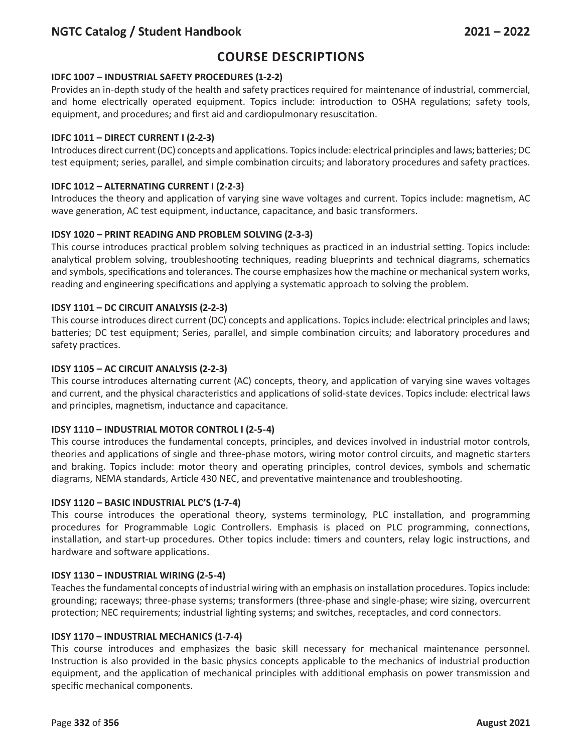# COURSE DESCRIPTIONS

**IDFC 1007 – INDUSTRIAL SAFETY PROCEDURES (1-2-2)**

Provides an in-depth study of the health and safety practices required for maintenance of industrial, commercial, and home electrically operated equipment. Topics include: introduction to OSHA regulations; safety tools, equipment, and procedures; and first aid and cardiopulmonary resuscitation.

**IDFC 1011 – DIRECT CURRENT I (2-2-3)**

Introduces direct current (DC) concepts and applications. Topics include: electrical principles and laws; batteries; DC test equipment; series, parallel, and simple combination circuits; and laboratory procedures and safety practices.

**IDFC 1012 – ALTERNATING CURRENT I (2-2-3)**

Introduces the theory and application of varying sine wave voltages and current. Topics include: magnetism, AC wave generation, AC test equipment, inductance, capacitance, and basic transformers.

**IDSY 1020 – PRINT READING AND PROBLEM SOLVING (2-3-3)**

This course introduces practical problem solving techniques as practiced in an industrial setting. Topics include: analytical problem solving, troubleshooting techniques, reading blueprints and technical diagrams, schematics and symbols, specifications and tolerances. The course emphasizes how the machine or mechanical system works, reading and engineering specifications and applying a systematic approach to solving the problem.

**IDSY 1101 – DC CIRCUIT ANALYSIS (2-2-3)**

This course introduces direct current (DC) concepts and applications. Topics include: electrical principles and laws; batteries; DC test equipment; Series, parallel, and simple combination circuits; and laboratory procedures and safety practices.

**IDSY 1105 – AC CIRCUIT ANALYSIS (2-2-3)**

This course introduces alternating current (AC) concepts, theory, and application of varying sine waves voltages and current, and the physical characteristics and applications of solid-state devices. Topics include: electrical laws and principles, magnetism, inductance and capacitance.

**IDSY 1110 – INDUSTRIAL MOTOR CONTROL I (2-5-4)**

This course introduces the fundamental concepts, principles, and devices involved in industrial motor controls, theories and applications of single and three-phase motors, wiring motor control circuits, and magnetic starters and braking. Topics include: motor theory and operating principles, control devices, symbols and schematic diagrams, NEMA standards, Article 430 NEC, and preventative maintenance and troubleshooting.

**IDSY 1120 – BASIC INDUSTRIAL PLC'S (1-7-4)**

This course introduces the operational theory, systems terminology, PLC installation, and programming procedures for Programmable Logic Controllers. Emphasis is placed on PLC programming, connections, installation, and start-up procedures. Other topics include: timers and counters, relay logic instructions, and hardware and software applications.

**IDSY 1130 – INDUSTRIAL WIRING (2-5-4)**

Teaches the fundamental concepts of industrial wiring with an emphasis on installation procedures. Topics include: grounding; raceways; three-phase systems; transformers (three-phase and single-phase; wire sizing, overcurrent protection; NEC requirements; industrial lighting systems; and switches, receptacles, and cord connectors.

**IDSY 1170 – INDUSTRIAL MECHANICS (1-7-4)**

This course introduces and emphasizes the basic skill necessary for mechanical maintenance personnel. Instruction is also provided in the basic physics concepts applicable to the mechanics of industrial production equipment, and the application of mechanical principles with additional emphasis on power transmission and specific mechanical components.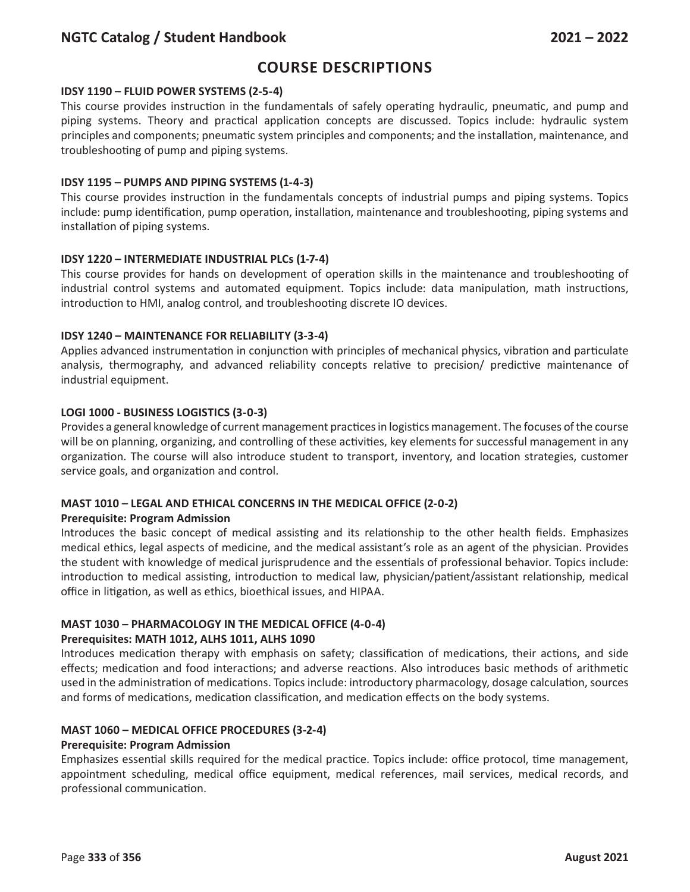## COURSE DESCRIPTIONS

**IDSY 1190 – FLUID POWER SYSTEMS (2-5-4)**

This course provides instruction in the fundamentals of safely operating hydraulic, pneumatic, and pump and piping systems. Theory and practical application concepts are discussed. Topics include: hydraulic system principles and components; pneumatic system principles and components; and the installation, maintenance, and troubleshooting of pump and piping systems.

**IDSY 1195 – PUMPS AND PIPING SYSTEMS (1-4-3)**

This course provides instruction in the fundamentals concepts of industrial pumps and piping systems. Topics include: pump identification, pump operation, installation, maintenance and troubleshooting, piping systems and installation of piping systems.

**IDSY 1220 – INTERMEDIATE INDUSTRIAL PLCs (1-7-4)**

This course provides for hands on development of operation skills in the maintenance and troubleshooting of industrial control systems and automated equipment. Topics include: data manipulation, math instructions, introduction to HMI, analog control, and troubleshooting discrete IO devices.

**IDSY 1240 – MAINTENANCE FOR RELIABILITY (3-3-4)**

Applies advanced instrumentation in conjunction with principles of mechanical physics, vibration and particulate analysis, thermography, and advanced reliability concepts relative to precision/ predictive maintenance of industrial equipment.

**LOGI 1000 - BUSINESS LOGISTICS (3-0-3)**

Provides a general knowledge of current management practices in logistics management. The focuses of the course will be on planning, organizing, and controlling of these activities, key elements for successful management in any organization. The course will also introduce student to transport, inventory, and location strategies, customer service goals, and organization and control.

**MAST 1010 – LEGAL AND ETHICAL CONCERNS IN THE MEDICAL OFFICE (2-0-2)**
**Prerequisite: Program Admission**

Introduces the basic concept of medical assisting and its relationship to the other health fields. Emphasizes medical ethics, legal aspects of medicine, and the medical assistant's role as an agent of the physician. Provides the student with knowledge of medical jurisprudence and the essentials of professional behavior. Topics include: introduction to medical assisting, introduction to medical law, physician/patient/assistant relationship, medical office in litigation, as well as ethics, bioethical issues, and HIPAA.

**MAST 1030 – PHARMACOLOGY IN THE MEDICAL OFFICE (4-0-4)**
**Prerequisites: MATH 1012, ALHS 1011, ALHS 1090**

Introduces medication therapy with emphasis on safety; classification of medications, their actions, and side effects; medication and food interactions; and adverse reactions. Also introduces basic methods of arithmetic used in the administration of medications. Topics include: introductory pharmacology, dosage calculation, sources and forms of medications, medication classification, and medication effects on the body systems.

**MAST 1060 – MEDICAL OFFICE PROCEDURES (3-2-4)**
**Prerequisite: Program Admission**

Emphasizes essential skills required for the medical practice. Topics include: office protocol, time management, appointment scheduling, medical office equipment, medical references, mail services, medical records, and professional communication.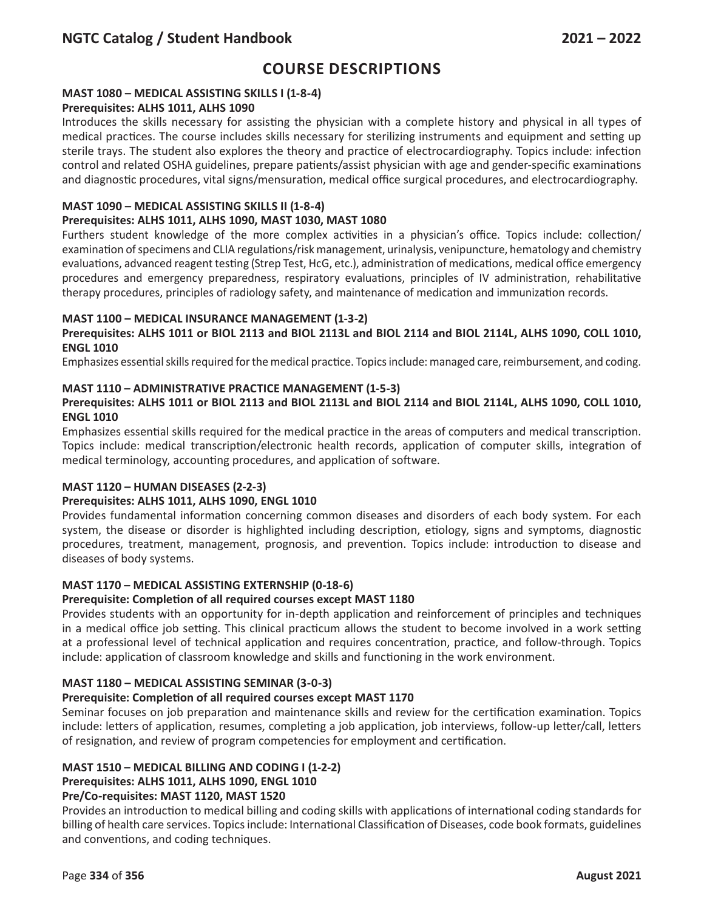# COURSE DESCRIPTIONS

### MAST 1080 – MEDICAL ASSISTING SKILLS I (1-8-4)

**Prerequisites: ALHS 1011, ALHS 1090**

Introduces the skills necessary for assisting the physician with a complete history and physical in all types of medical practices. The course includes skills necessary for sterilizing instruments and equipment and setting up sterile trays. The student also explores the theory and practice of electrocardiography. Topics include: infection control and related OSHA guidelines, prepare patients/assist physician with age and gender-specific examinations and diagnostic procedures, vital signs/mensuration, medical office surgical procedures, and electrocardiography.

### MAST 1090 – MEDICAL ASSISTING SKILLS II (1-8-4)

**Prerequisites: ALHS 1011, ALHS 1090, MAST 1030, MAST 1080**

Furthers student knowledge of the more complex activities in a physician's office. Topics include: collection/examination of specimens and CLIA regulations/risk management, urinalysis, venipuncture, hematology and chemistry evaluations, advanced reagent testing (Strep Test, HcG, etc.), administration of medications, medical office emergency procedures and emergency preparedness, respiratory evaluations, principles of IV administration, rehabilitative therapy procedures, principles of radiology safety, and maintenance of medication and immunization records.

### MAST 1100 – MEDICAL INSURANCE MANAGEMENT (1-3-2)

**Prerequisites: ALHS 1011 or BIOL 2113 and BIOL 2113L and BIOL 2114 and BIOL 2114L, ALHS 1090, COLL 1010, ENGL 1010**

Emphasizes essential skills required for the medical practice. Topics include: managed care, reimbursement, and coding.

### MAST 1110 – ADMINISTRATIVE PRACTICE MANAGEMENT (1-5-3)

**Prerequisites: ALHS 1011 or BIOL 2113 and BIOL 2113L and BIOL 2114 and BIOL 2114L, ALHS 1090, COLL 1010, ENGL 1010**

Emphasizes essential skills required for the medical practice in the areas of computers and medical transcription. Topics include: medical transcription/electronic health records, application of computer skills, integration of medical terminology, accounting procedures, and application of software.

### MAST 1120 – HUMAN DISEASES (2-2-3)

**Prerequisites: ALHS 1011, ALHS 1090, ENGL 1010**

Provides fundamental information concerning common diseases and disorders of each body system. For each system, the disease or disorder is highlighted including description, etiology, signs and symptoms, diagnostic procedures, treatment, management, prognosis, and prevention. Topics include: introduction to disease and diseases of body systems.

### MAST 1170 – MEDICAL ASSISTING EXTERNSHIP (0-18-6)

**Prerequisite: Completion of all required courses except MAST 1180**

Provides students with an opportunity for in-depth application and reinforcement of principles and techniques in a medical office job setting. This clinical practicum allows the student to become involved in a work setting at a professional level of technical application and requires concentration, practice, and follow-through. Topics include: application of classroom knowledge and skills and functioning in the work environment.

### MAST 1180 – MEDICAL ASSISTING SEMINAR (3-0-3)

**Prerequisite: Completion of all required courses except MAST 1170**

Seminar focuses on job preparation and maintenance skills and review for the certification examination. Topics include: letters of application, resumes, completing a job application, job interviews, follow-up letter/call, letters of resignation, and review of program competencies for employment and certification.

### MAST 1510 – MEDICAL BILLING AND CODING I (1-2-2)

**Prerequisites: ALHS 1011, ALHS 1090, ENGL 1010**

**Pre/Co-requisites: MAST 1120, MAST 1520**

Provides an introduction to medical billing and coding skills with applications of international coding standards for billing of health care services. Topics include: International Classification of Diseases, code book formats, guidelines and conventions, and coding techniques.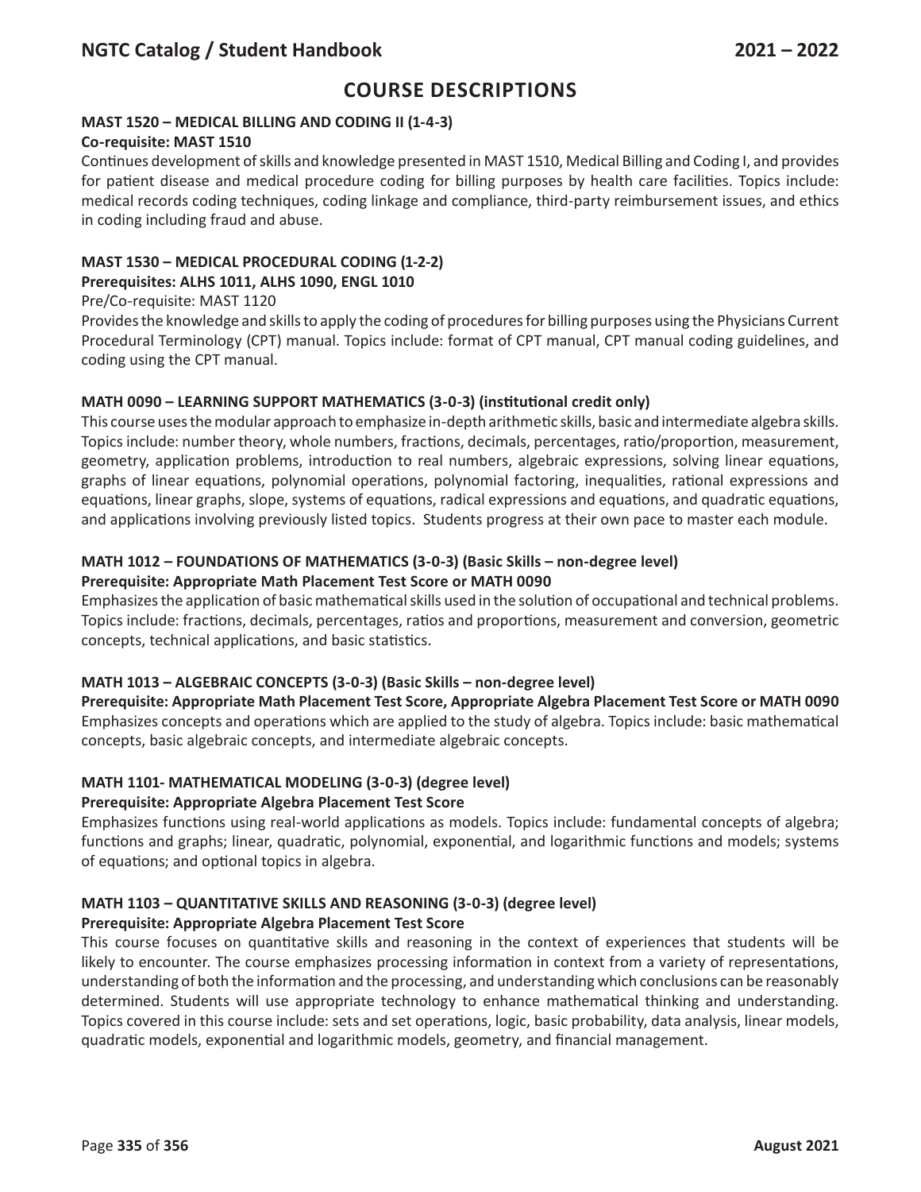# COURSE DESCRIPTIONS

**MAST 1520 – MEDICAL BILLING AND CODING II (1-4-3)**
**Co-requisite: MAST 1510**

Continues development of skills and knowledge presented in MAST 1510, Medical Billing and Coding I, and provides for patient disease and medical procedure coding for billing purposes by health care facilities. Topics include: medical records coding techniques, coding linkage and compliance, third-party reimbursement issues, and ethics in coding including fraud and abuse.

**MAST 1530 – MEDICAL PROCEDURAL CODING (1-2-2)**
**Prerequisites: ALHS 1011, ALHS 1090, ENGL 1010**
Pre/Co-requisite: MAST 1120

Provides the knowledge and skills to apply the coding of procedures for billing purposes using the Physicians Current Procedural Terminology (CPT) manual. Topics include: format of CPT manual, CPT manual coding guidelines, and coding using the CPT manual.

**MATH 0090 – LEARNING SUPPORT MATHEMATICS (3-0-3) (institutional credit only)**

This course uses the modular approach to emphasize in-depth arithmetic skills, basic and intermediate algebra skills. Topics include: number theory, whole numbers, fractions, decimals, percentages, ratio/proportion, measurement, geometry, application problems, introduction to real numbers, algebraic expressions, solving linear equations, graphs of linear equations, polynomial operations, polynomial factoring, inequalities, rational expressions and equations, linear graphs, slope, systems of equations, radical expressions and equations, and quadratic equations, and applications involving previously listed topics. Students progress at their own pace to master each module.

**MATH 1012 – FOUNDATIONS OF MATHEMATICS (3-0-3) (Basic Skills – non-degree level)**
**Prerequisite: Appropriate Math Placement Test Score or MATH 0090**

Emphasizes the application of basic mathematical skills used in the solution of occupational and technical problems. Topics include: fractions, decimals, percentages, ratios and proportions, measurement and conversion, geometric concepts, technical applications, and basic statistics.

**MATH 1013 – ALGEBRAIC CONCEPTS (3-0-3) (Basic Skills – non-degree level)**
**Prerequisite: Appropriate Math Placement Test Score, Appropriate Algebra Placement Test Score or MATH 0090**

Emphasizes concepts and operations which are applied to the study of algebra. Topics include: basic mathematical concepts, basic algebraic concepts, and intermediate algebraic concepts.

**MATH 1101- MATHEMATICAL MODELING (3-0-3) (degree level)**
**Prerequisite: Appropriate Algebra Placement Test Score**

Emphasizes functions using real-world applications as models. Topics include: fundamental concepts of algebra; functions and graphs; linear, quadratic, polynomial, exponential, and logarithmic functions and models; systems of equations; and optional topics in algebra.

**MATH 1103 – QUANTITATIVE SKILLS AND REASONING (3-0-3) (degree level)**
**Prerequisite: Appropriate Algebra Placement Test Score**

This course focuses on quantitative skills and reasoning in the context of experiences that students will be likely to encounter. The course emphasizes processing information in context from a variety of representations, understanding of both the information and the processing, and understanding which conclusions can be reasonably determined. Students will use appropriate technology to enhance mathematical thinking and understanding. Topics covered in this course include: sets and set operations, logic, basic probability, data analysis, linear models, quadratic models, exponential and logarithmic models, geometry, and financial management.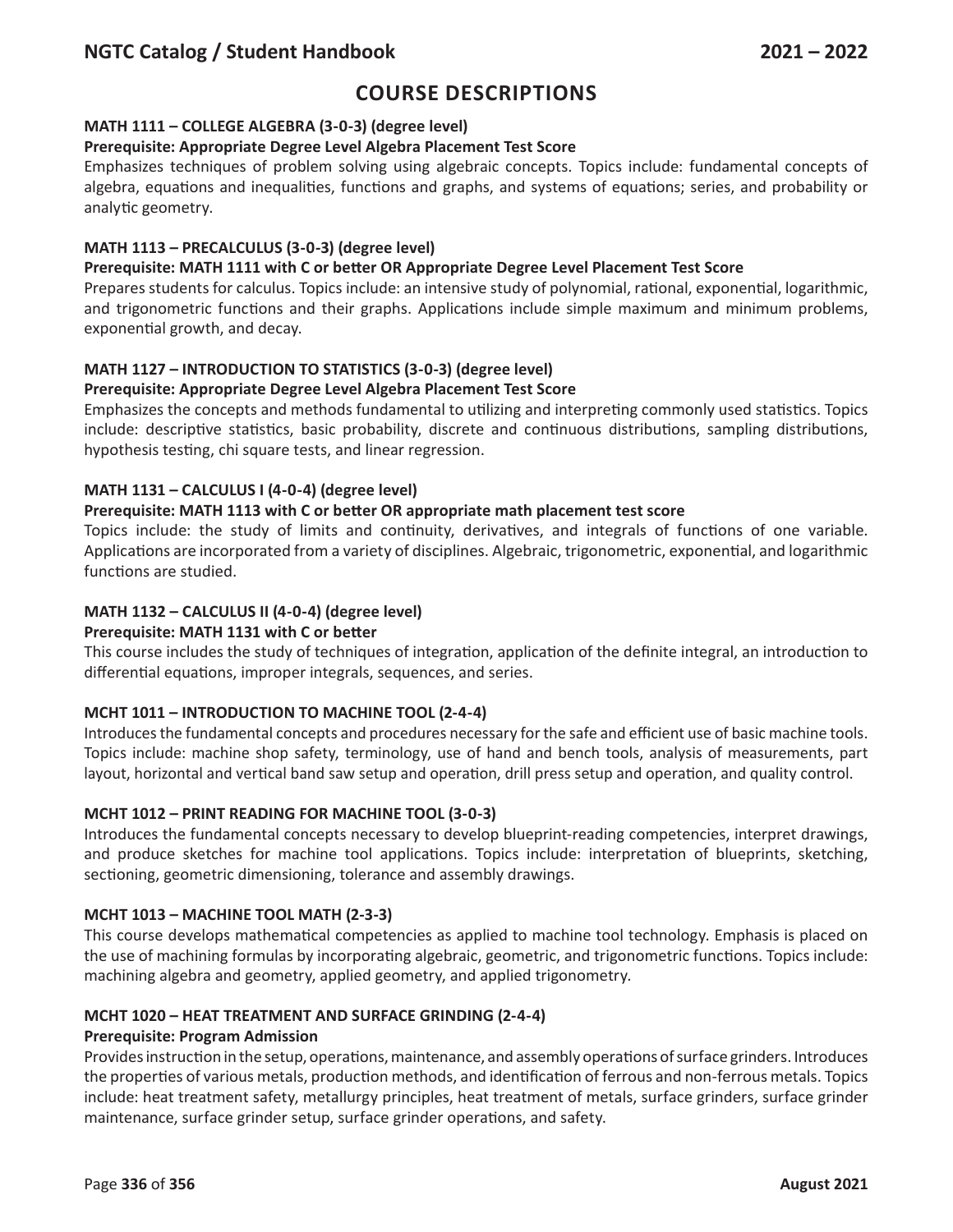## COURSE DESCRIPTIONS

**MATH 1111 – COLLEGE ALGEBRA (3-0-3) (degree level)**
**Prerequisite: Appropriate Degree Level Algebra Placement Test Score**
Emphasizes techniques of problem solving using algebraic concepts. Topics include: fundamental concepts of algebra, equations and inequalities, functions and graphs, and systems of equations; series, and probability or analytic geometry.

**MATH 1113 – PRECALCULUS (3-0-3) (degree level)**
**Prerequisite: MATH 1111 with C or better OR Appropriate Degree Level Placement Test Score**
Prepares students for calculus. Topics include: an intensive study of polynomial, rational, exponential, logarithmic, and trigonometric functions and their graphs. Applications include simple maximum and minimum problems, exponential growth, and decay.

**MATH 1127 – INTRODUCTION TO STATISTICS (3-0-3) (degree level)**
**Prerequisite: Appropriate Degree Level Algebra Placement Test Score**
Emphasizes the concepts and methods fundamental to utilizing and interpreting commonly used statistics. Topics include: descriptive statistics, basic probability, discrete and continuous distributions, sampling distributions, hypothesis testing, chi square tests, and linear regression.

**MATH 1131 – CALCULUS I (4-0-4) (degree level)**
**Prerequisite: MATH 1113 with C or better OR appropriate math placement test score**
Topics include: the study of limits and continuity, derivatives, and integrals of functions of one variable. Applications are incorporated from a variety of disciplines. Algebraic, trigonometric, exponential, and logarithmic functions are studied.

**MATH 1132 – CALCULUS II (4-0-4) (degree level)**
**Prerequisite: MATH 1131 with C or better**
This course includes the study of techniques of integration, application of the definite integral, an introduction to differential equations, improper integrals, sequences, and series.

**MCHT 1011 – INTRODUCTION TO MACHINE TOOL (2-4-4)**
Introduces the fundamental concepts and procedures necessary for the safe and efficient use of basic machine tools. Topics include: machine shop safety, terminology, use of hand and bench tools, analysis of measurements, part layout, horizontal and vertical band saw setup and operation, drill press setup and operation, and quality control.

**MCHT 1012 – PRINT READING FOR MACHINE TOOL (3-0-3)**
Introduces the fundamental concepts necessary to develop blueprint-reading competencies, interpret drawings, and produce sketches for machine tool applications. Topics include: interpretation of blueprints, sketching, sectioning, geometric dimensioning, tolerance and assembly drawings.

**MCHT 1013 – MACHINE TOOL MATH (2-3-3)**
This course develops mathematical competencies as applied to machine tool technology. Emphasis is placed on the use of machining formulas by incorporating algebraic, geometric, and trigonometric functions. Topics include: machining algebra and geometry, applied geometry, and applied trigonometry.

**MCHT 1020 – HEAT TREATMENT AND SURFACE GRINDING (2-4-4)**
**Prerequisite: Program Admission**
Provides instruction in the setup, operations, maintenance, and assembly operations of surface grinders. Introduces the properties of various metals, production methods, and identification of ferrous and non-ferrous metals. Topics include: heat treatment safety, metallurgy principles, heat treatment of metals, surface grinders, surface grinder maintenance, surface grinder setup, surface grinder operations, and safety.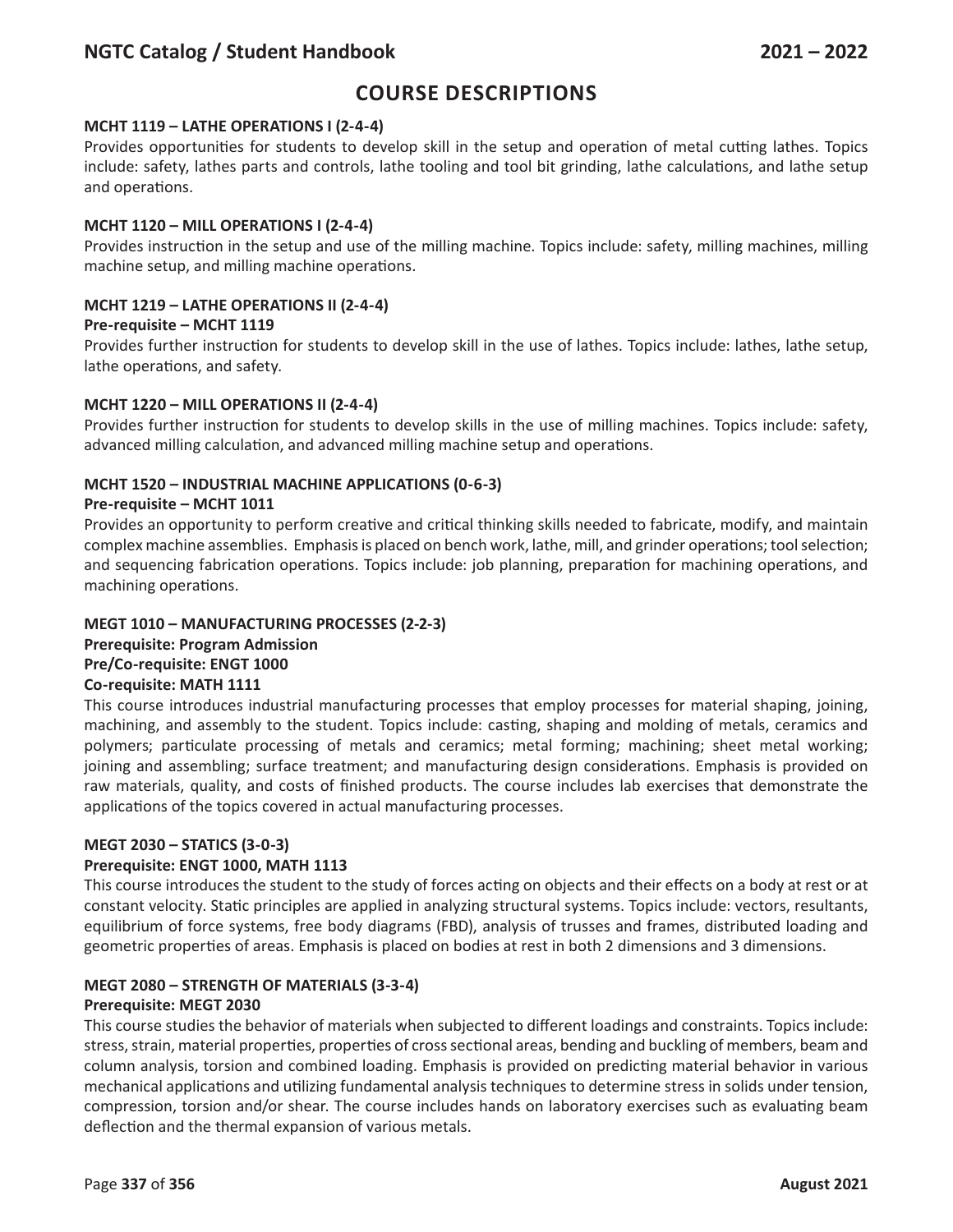# COURSE DESCRIPTIONS

**MCHT 1119 – LATHE OPERATIONS I (2-4-4)**

Provides opportunities for students to develop skill in the setup and operation of metal cutting lathes. Topics include: safety, lathes parts and controls, lathe tooling and tool bit grinding, lathe calculations, and lathe setup and operations.

**MCHT 1120 – MILL OPERATIONS I (2-4-4)**

Provides instruction in the setup and use of the milling machine. Topics include: safety, milling machines, milling machine setup, and milling machine operations.

**MCHT 1219 – LATHE OPERATIONS II (2-4-4)**

**Pre-requisite – MCHT 1119**

Provides further instruction for students to develop skill in the use of lathes. Topics include: lathes, lathe setup, lathe operations, and safety.

**MCHT 1220 – MILL OPERATIONS II (2-4-4)**

Provides further instruction for students to develop skills in the use of milling machines. Topics include: safety, advanced milling calculation, and advanced milling machine setup and operations.

**MCHT 1520 – INDUSTRIAL MACHINE APPLICATIONS (0-6-3)**

**Pre-requisite – MCHT 1011**

Provides an opportunity to perform creative and critical thinking skills needed to fabricate, modify, and maintain complex machine assemblies. Emphasis is placed on bench work, lathe, mill, and grinder operations; tool selection; and sequencing fabrication operations. Topics include: job planning, preparation for machining operations, and machining operations.

**MEGT 1010 – MANUFACTURING PROCESSES (2-2-3)**

**Prerequisite: Program Admission**

**Pre/Co-requisite: ENGT 1000**

**Co-requisite: MATH 1111**

This course introduces industrial manufacturing processes that employ processes for material shaping, joining, machining, and assembly to the student. Topics include: casting, shaping and molding of metals, ceramics and polymers; particulate processing of metals and ceramics; metal forming; machining; sheet metal working; joining and assembling; surface treatment; and manufacturing design considerations. Emphasis is provided on raw materials, quality, and costs of finished products. The course includes lab exercises that demonstrate the applications of the topics covered in actual manufacturing processes.

**MEGT 2030 – STATICS (3-0-3)**

**Prerequisite: ENGT 1000, MATH 1113**

This course introduces the student to the study of forces acting on objects and their effects on a body at rest or at constant velocity. Static principles are applied in analyzing structural systems. Topics include: vectors, resultants, equilibrium of force systems, free body diagrams (FBD), analysis of trusses and frames, distributed loading and geometric properties of areas. Emphasis is placed on bodies at rest in both 2 dimensions and 3 dimensions.

**MEGT 2080 – STRENGTH OF MATERIALS (3-3-4)**

**Prerequisite: MEGT 2030**

This course studies the behavior of materials when subjected to different loadings and constraints. Topics include: stress, strain, material properties, properties of cross sectional areas, bending and buckling of members, beam and column analysis, torsion and combined loading. Emphasis is provided on predicting material behavior in various mechanical applications and utilizing fundamental analysis techniques to determine stress in solids under tension, compression, torsion and/or shear. The course includes hands on laboratory exercises such as evaluating beam deflection and the thermal expansion of various metals.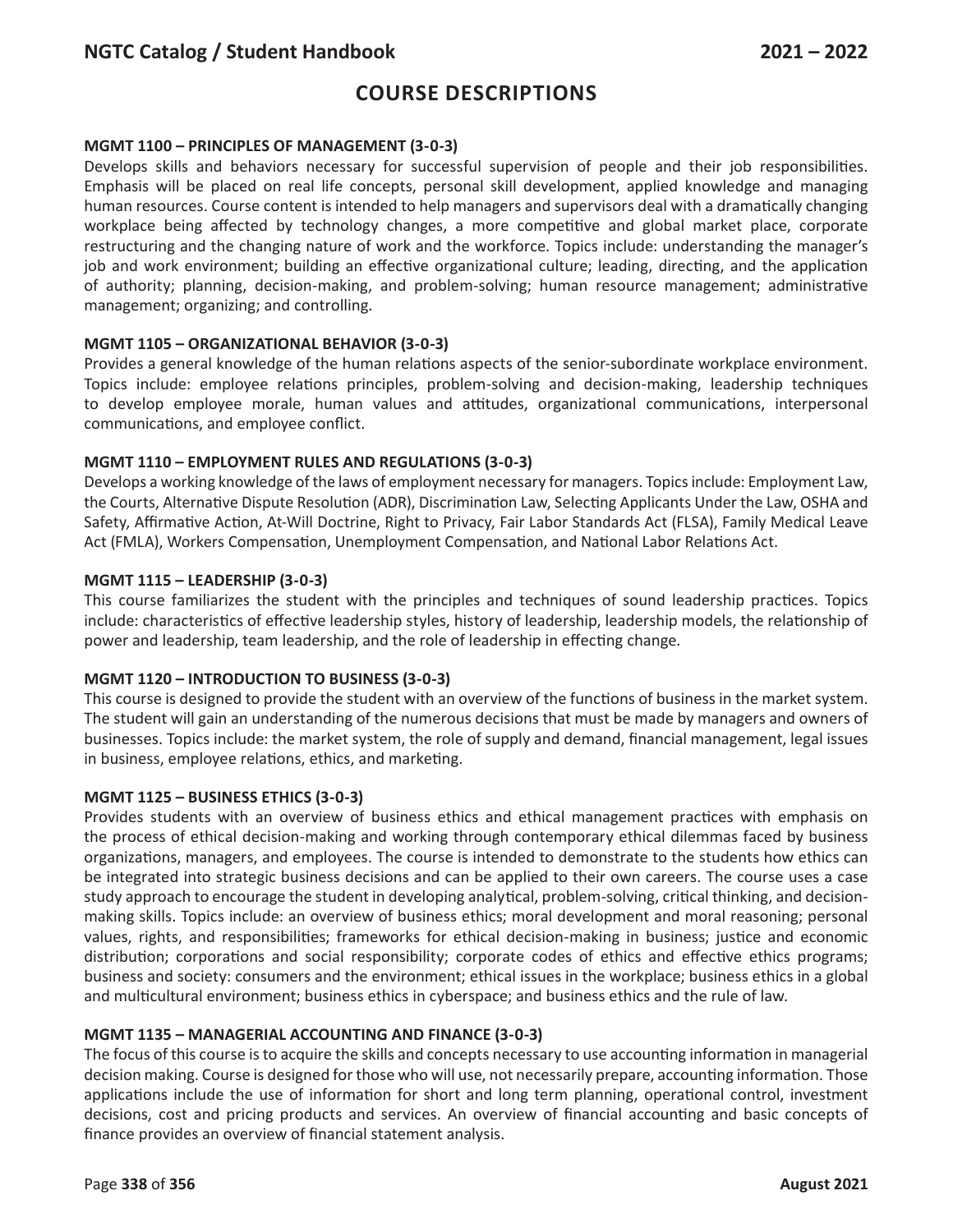# COURSE DESCRIPTIONS

**MGMT 1100 – PRINCIPLES OF MANAGEMENT (3-0-3)**

Develops skills and behaviors necessary for successful supervision of people and their job responsibilities. Emphasis will be placed on real life concepts, personal skill development, applied knowledge and managing human resources. Course content is intended to help managers and supervisors deal with a dramatically changing workplace being affected by technology changes, a more competitive and global market place, corporate restructuring and the changing nature of work and the workforce. Topics include: understanding the manager's job and work environment; building an effective organizational culture; leading, directing, and the application of authority; planning, decision-making, and problem-solving; human resource management; administrative management; organizing; and controlling.

**MGMT 1105 – ORGANIZATIONAL BEHAVIOR (3-0-3)**

Provides a general knowledge of the human relations aspects of the senior-subordinate workplace environment. Topics include: employee relations principles, problem-solving and decision-making, leadership techniques to develop employee morale, human values and attitudes, organizational communications, interpersonal communications, and employee conflict.

**MGMT 1110 – EMPLOYMENT RULES AND REGULATIONS (3-0-3)**

Develops a working knowledge of the laws of employment necessary for managers. Topics include: Employment Law, the Courts, Alternative Dispute Resolution (ADR), Discrimination Law, Selecting Applicants Under the Law, OSHA and Safety, Affirmative Action, At-Will Doctrine, Right to Privacy, Fair Labor Standards Act (FLSA), Family Medical Leave Act (FMLA), Workers Compensation, Unemployment Compensation, and National Labor Relations Act.

**MGMT 1115 – LEADERSHIP (3-0-3)**

This course familiarizes the student with the principles and techniques of sound leadership practices. Topics include: characteristics of effective leadership styles, history of leadership, leadership models, the relationship of power and leadership, team leadership, and the role of leadership in effecting change.

**MGMT 1120 – INTRODUCTION TO BUSINESS (3-0-3)**

This course is designed to provide the student with an overview of the functions of business in the market system. The student will gain an understanding of the numerous decisions that must be made by managers and owners of businesses. Topics include: the market system, the role of supply and demand, financial management, legal issues in business, employee relations, ethics, and marketing.

**MGMT 1125 – BUSINESS ETHICS (3-0-3)**

Provides students with an overview of business ethics and ethical management practices with emphasis on the process of ethical decision-making and working through contemporary ethical dilemmas faced by business organizations, managers, and employees. The course is intended to demonstrate to the students how ethics can be integrated into strategic business decisions and can be applied to their own careers. The course uses a case study approach to encourage the student in developing analytical, problem-solving, critical thinking, and decision-making skills. Topics include: an overview of business ethics; moral development and moral reasoning; personal values, rights, and responsibilities; frameworks for ethical decision-making in business; justice and economic distribution; corporations and social responsibility; corporate codes of ethics and effective ethics programs; business and society: consumers and the environment; ethical issues in the workplace; business ethics in a global and multicultural environment; business ethics in cyberspace; and business ethics and the rule of law.

**MGMT 1135 – MANAGERIAL ACCOUNTING AND FINANCE (3-0-3)**

The focus of this course is to acquire the skills and concepts necessary to use accounting information in managerial decision making. Course is designed for those who will use, not necessarily prepare, accounting information. Those applications include the use of information for short and long term planning, operational control, investment decisions, cost and pricing products and services. An overview of financial accounting and basic concepts of finance provides an overview of financial statement analysis.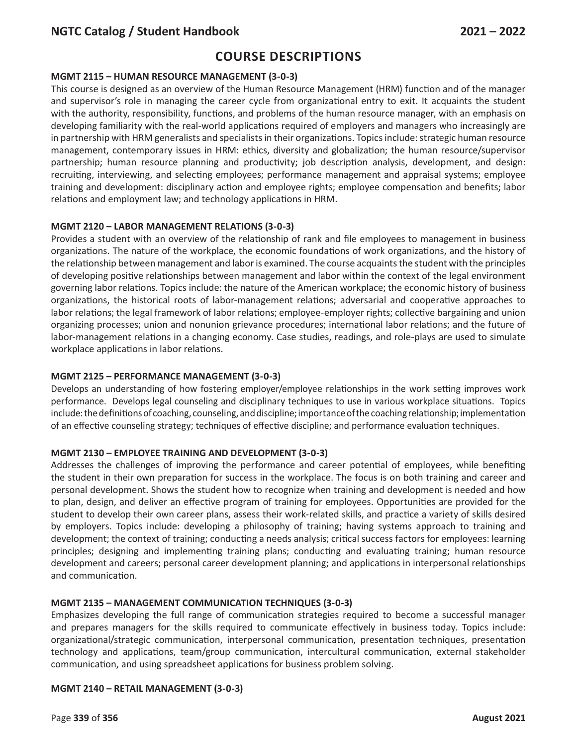## COURSE DESCRIPTIONS

**MGMT 2115 – HUMAN RESOURCE MANAGEMENT (3-0-3)**

This course is designed as an overview of the Human Resource Management (HRM) function and of the manager and supervisor's role in managing the career cycle from organizational entry to exit. It acquaints the student with the authority, responsibility, functions, and problems of the human resource manager, with an emphasis on developing familiarity with the real-world applications required of employers and managers who increasingly are in partnership with HRM generalists and specialists in their organizations. Topics include: strategic human resource management, contemporary issues in HRM: ethics, diversity and globalization; the human resource/supervisor partnership; human resource planning and productivity; job description analysis, development, and design: recruiting, interviewing, and selecting employees; performance management and appraisal systems; employee training and development: disciplinary action and employee rights; employee compensation and benefits; labor relations and employment law; and technology applications in HRM.

**MGMT 2120 – LABOR MANAGEMENT RELATIONS (3-0-3)**

Provides a student with an overview of the relationship of rank and file employees to management in business organizations. The nature of the workplace, the economic foundations of work organizations, and the history of the relationship between management and labor is examined. The course acquaints the student with the principles of developing positive relationships between management and labor within the context of the legal environment governing labor relations. Topics include: the nature of the American workplace; the economic history of business organizations, the historical roots of labor-management relations; adversarial and cooperative approaches to labor relations; the legal framework of labor relations; employee-employer rights; collective bargaining and union organizing processes; union and nonunion grievance procedures; international labor relations; and the future of labor-management relations in a changing economy. Case studies, readings, and role-plays are used to simulate workplace applications in labor relations.

**MGMT 2125 – PERFORMANCE MANAGEMENT (3-0-3)**

Develops an understanding of how fostering employer/employee relationships in the work setting improves work performance. Develops legal counseling and disciplinary techniques to use in various workplace situations. Topics include: the definitions of coaching, counseling, and discipline; importance of the coaching relationship; implementation of an effective counseling strategy; techniques of effective discipline; and performance evaluation techniques.

**MGMT 2130 – EMPLOYEE TRAINING AND DEVELOPMENT (3-0-3)**

Addresses the challenges of improving the performance and career potential of employees, while benefiting the student in their own preparation for success in the workplace. The focus is on both training and career and personal development. Shows the student how to recognize when training and development is needed and how to plan, design, and deliver an effective program of training for employees. Opportunities are provided for the student to develop their own career plans, assess their work-related skills, and practice a variety of skills desired by employers. Topics include: developing a philosophy of training; having systems approach to training and development; the context of training; conducting a needs analysis; critical success factors for employees: learning principles; designing and implementing training plans; conducting and evaluating training; human resource development and careers; personal career development planning; and applications in interpersonal relationships and communication.

**MGMT 2135 – MANAGEMENT COMMUNICATION TECHNIQUES (3-0-3)**

Emphasizes developing the full range of communication strategies required to become a successful manager and prepares managers for the skills required to communicate effectively in business today. Topics include: organizational/strategic communication, interpersonal communication, presentation techniques, presentation technology and applications, team/group communication, intercultural communication, external stakeholder communication, and using spreadsheet applications for business problem solving.

**MGMT 2140 – RETAIL MANAGEMENT (3-0-3)**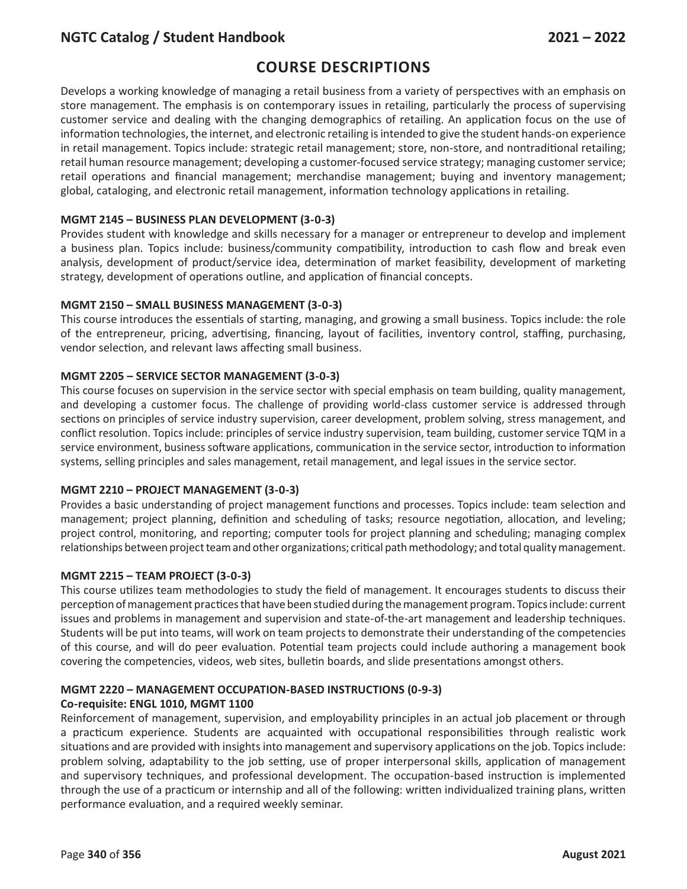## COURSE DESCRIPTIONS

Develops a working knowledge of managing a retail business from a variety of perspectives with an emphasis on store management. The emphasis is on contemporary issues in retailing, particularly the process of supervising customer service and dealing with the changing demographics of retailing. An application focus on the use of information technologies, the internet, and electronic retailing is intended to give the student hands-on experience in retail management. Topics include: strategic retail management; store, non-store, and nontraditional retailing; retail human resource management; developing a customer-focused service strategy; managing customer service; retail operations and financial management; merchandise management; buying and inventory management; global, cataloging, and electronic retail management, information technology applications in retailing.

**MGMT 2145 – BUSINESS PLAN DEVELOPMENT (3-0-3)**
Provides student with knowledge and skills necessary for a manager or entrepreneur to develop and implement a business plan. Topics include: business/community compatibility, introduction to cash flow and break even analysis, development of product/service idea, determination of market feasibility, development of marketing strategy, development of operations outline, and application of financial concepts.

**MGMT 2150 – SMALL BUSINESS MANAGEMENT (3-0-3)**
This course introduces the essentials of starting, managing, and growing a small business. Topics include: the role of the entrepreneur, pricing, advertising, financing, layout of facilities, inventory control, staffing, purchasing, vendor selection, and relevant laws affecting small business.

**MGMT 2205 – SERVICE SECTOR MANAGEMENT (3-0-3)**
This course focuses on supervision in the service sector with special emphasis on team building, quality management, and developing a customer focus. The challenge of providing world-class customer service is addressed through sections on principles of service industry supervision, career development, problem solving, stress management, and conflict resolution. Topics include: principles of service industry supervision, team building, customer service TQM in a service environment, business software applications, communication in the service sector, introduction to information systems, selling principles and sales management, retail management, and legal issues in the service sector.

**MGMT 2210 – PROJECT MANAGEMENT (3-0-3)**
Provides a basic understanding of project management functions and processes. Topics include: team selection and management; project planning, definition and scheduling of tasks; resource negotiation, allocation, and leveling; project control, monitoring, and reporting; computer tools for project planning and scheduling; managing complex relationships between project team and other organizations; critical path methodology; and total quality management.

**MGMT 2215 – TEAM PROJECT (3-0-3)**
This course utilizes team methodologies to study the field of management. It encourages students to discuss their perception of management practices that have been studied during the management program. Topics include: current issues and problems in management and supervision and state-of-the-art management and leadership techniques. Students will be put into teams, will work on team projects to demonstrate their understanding of the competencies of this course, and will do peer evaluation. Potential team projects could include authoring a management book covering the competencies, videos, web sites, bulletin boards, and slide presentations amongst others.

**MGMT 2220 – MANAGEMENT OCCUPATION-BASED INSTRUCTIONS (0-9-3)**
**Co-requisite: ENGL 1010, MGMT 1100**
Reinforcement of management, supervision, and employability principles in an actual job placement or through a practicum experience. Students are acquainted with occupational responsibilities through realistic work situations and are provided with insights into management and supervisory applications on the job. Topics include: problem solving, adaptability to the job setting, use of proper interpersonal skills, application of management and supervisory techniques, and professional development. The occupation-based instruction is implemented through the use of a practicum or internship and all of the following: written individualized training plans, written performance evaluation, and a required weekly seminar.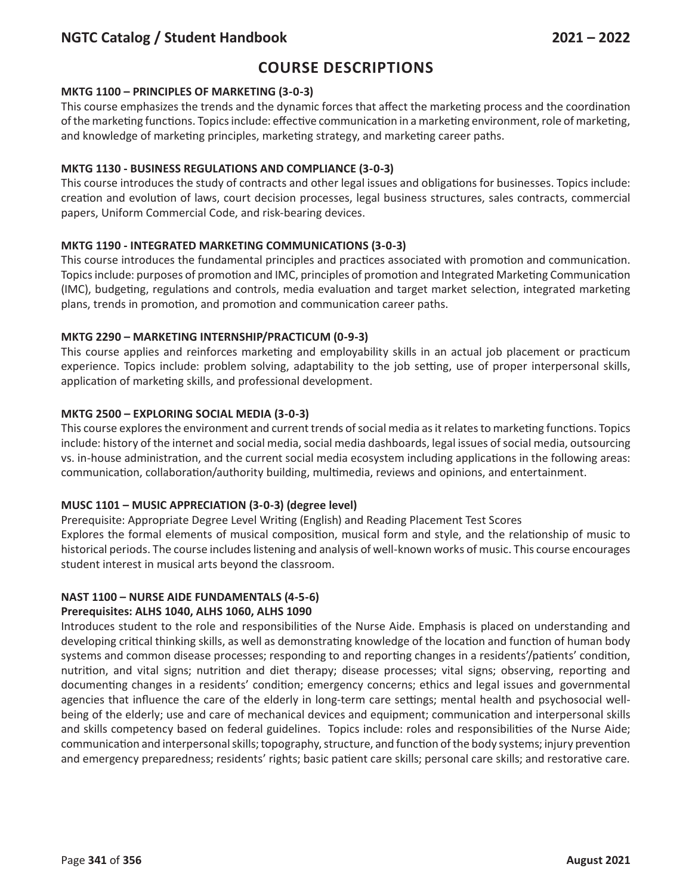# COURSE DESCRIPTIONS

**MKTG 1100 – PRINCIPLES OF MARKETING (3-0-3)**

This course emphasizes the trends and the dynamic forces that affect the marketing process and the coordination of the marketing functions. Topics include: effective communication in a marketing environment, role of marketing, and knowledge of marketing principles, marketing strategy, and marketing career paths.

**MKTG 1130 - BUSINESS REGULATIONS AND COMPLIANCE (3-0-3)**

This course introduces the study of contracts and other legal issues and obligations for businesses. Topics include: creation and evolution of laws, court decision processes, legal business structures, sales contracts, commercial papers, Uniform Commercial Code, and risk-bearing devices.

**MKTG 1190 - INTEGRATED MARKETING COMMUNICATIONS (3-0-3)**

This course introduces the fundamental principles and practices associated with promotion and communication. Topics include: purposes of promotion and IMC, principles of promotion and Integrated Marketing Communication (IMC), budgeting, regulations and controls, media evaluation and target market selection, integrated marketing plans, trends in promotion, and promotion and communication career paths.

**MKTG 2290 – MARKETING INTERNSHIP/PRACTICUM (0-9-3)**

This course applies and reinforces marketing and employability skills in an actual job placement or practicum experience. Topics include: problem solving, adaptability to the job setting, use of proper interpersonal skills, application of marketing skills, and professional development.

**MKTG 2500 – EXPLORING SOCIAL MEDIA (3-0-3)**

This course explores the environment and current trends of social media as it relates to marketing functions. Topics include: history of the internet and social media, social media dashboards, legal issues of social media, outsourcing vs. in-house administration, and the current social media ecosystem including applications in the following areas: communication, collaboration/authority building, multimedia, reviews and opinions, and entertainment.

**MUSC 1101 – MUSIC APPRECIATION (3-0-3) (degree level)**

Prerequisite: Appropriate Degree Level Writing (English) and Reading Placement Test Scores

Explores the formal elements of musical composition, musical form and style, and the relationship of music to historical periods. The course includes listening and analysis of well-known works of music. This course encourages student interest in musical arts beyond the classroom.

**NAST 1100 – NURSE AIDE FUNDAMENTALS (4-5-6)**

**Prerequisites: ALHS 1040, ALHS 1060, ALHS 1090**

Introduces student to the role and responsibilities of the Nurse Aide. Emphasis is placed on understanding and developing critical thinking skills, as well as demonstrating knowledge of the location and function of human body systems and common disease processes; responding to and reporting changes in a residents'/patients' condition, nutrition, and vital signs; nutrition and diet therapy; disease processes; vital signs; observing, reporting and documenting changes in a residents' condition; emergency concerns; ethics and legal issues and governmental agencies that influence the care of the elderly in long-term care settings; mental health and psychosocial well-being of the elderly; use and care of mechanical devices and equipment; communication and interpersonal skills and skills competency based on federal guidelines. Topics include: roles and responsibilities of the Nurse Aide; communication and interpersonal skills; topography, structure, and function of the body systems; injury prevention and emergency preparedness; residents' rights; basic patient care skills; personal care skills; and restorative care.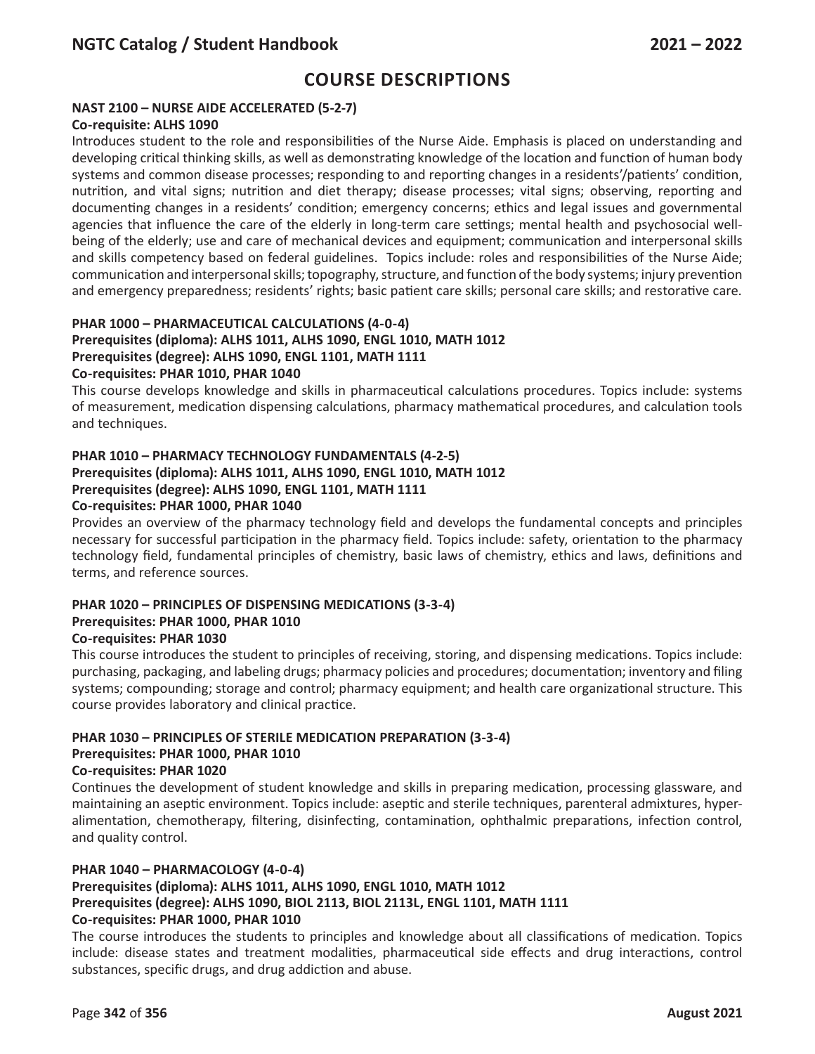# COURSE DESCRIPTIONS

### NAST 2100 – NURSE AIDE ACCELERATED (5-2-7)

**Co-requisite: ALHS 1090**

Introduces student to the role and responsibilities of the Nurse Aide. Emphasis is placed on understanding and developing critical thinking skills, as well as demonstrating knowledge of the location and function of human body systems and common disease processes; responding to and reporting changes in a residents'/patients' condition, nutrition, and vital signs; nutrition and diet therapy; disease processes; vital signs; observing, reporting and documenting changes in a residents' condition; emergency concerns; ethics and legal issues and governmental agencies that influence the care of the elderly in long-term care settings; mental health and psychosocial well-being of the elderly; use and care of mechanical devices and equipment; communication and interpersonal skills and skills competency based on federal guidelines. Topics include: roles and responsibilities of the Nurse Aide; communication and interpersonal skills; topography, structure, and function of the body systems; injury prevention and emergency preparedness; residents' rights; basic patient care skills; personal care skills; and restorative care.

### PHAR 1000 – PHARMACEUTICAL CALCULATIONS (4-0-4)

**Prerequisites (diploma): ALHS 1011, ALHS 1090, ENGL 1010, MATH 1012**
**Prerequisites (degree): ALHS 1090, ENGL 1101, MATH 1111**
**Co-requisites: PHAR 1010, PHAR 1040**

This course develops knowledge and skills in pharmaceutical calculations procedures. Topics include: systems of measurement, medication dispensing calculations, pharmacy mathematical procedures, and calculation tools and techniques.

### PHAR 1010 – PHARMACY TECHNOLOGY FUNDAMENTALS (4-2-5)

**Prerequisites (diploma): ALHS 1011, ALHS 1090, ENGL 1010, MATH 1012**
**Prerequisites (degree): ALHS 1090, ENGL 1101, MATH 1111**
**Co-requisites: PHAR 1000, PHAR 1040**

Provides an overview of the pharmacy technology field and develops the fundamental concepts and principles necessary for successful participation in the pharmacy field. Topics include: safety, orientation to the pharmacy technology field, fundamental principles of chemistry, basic laws of chemistry, ethics and laws, definitions and terms, and reference sources.

### PHAR 1020 – PRINCIPLES OF DISPENSING MEDICATIONS (3-3-4)

**Prerequisites: PHAR 1000, PHAR 1010**
**Co-requisites: PHAR 1030**

This course introduces the student to principles of receiving, storing, and dispensing medications. Topics include: purchasing, packaging, and labeling drugs; pharmacy policies and procedures; documentation; inventory and filing systems; compounding; storage and control; pharmacy equipment; and health care organizational structure. This course provides laboratory and clinical practice.

### PHAR 1030 – PRINCIPLES OF STERILE MEDICATION PREPARATION (3-3-4)

**Prerequisites: PHAR 1000, PHAR 1010**
**Co-requisites: PHAR 1020**

Continues the development of student knowledge and skills in preparing medication, processing glassware, and maintaining an aseptic environment. Topics include: aseptic and sterile techniques, parenteral admixtures, hyper-alimentation, chemotherapy, filtering, disinfecting, contamination, ophthalmic preparations, infection control, and quality control.

### PHAR 1040 – PHARMACOLOGY (4-0-4)

**Prerequisites (diploma): ALHS 1011, ALHS 1090, ENGL 1010, MATH 1012**
**Prerequisites (degree): ALHS 1090, BIOL 2113, BIOL 2113L, ENGL 1101, MATH 1111**
**Co-requisites: PHAR 1000, PHAR 1010**

The course introduces the students to principles and knowledge about all classifications of medication. Topics include: disease states and treatment modalities, pharmaceutical side effects and drug interactions, control substances, specific drugs, and drug addiction and abuse.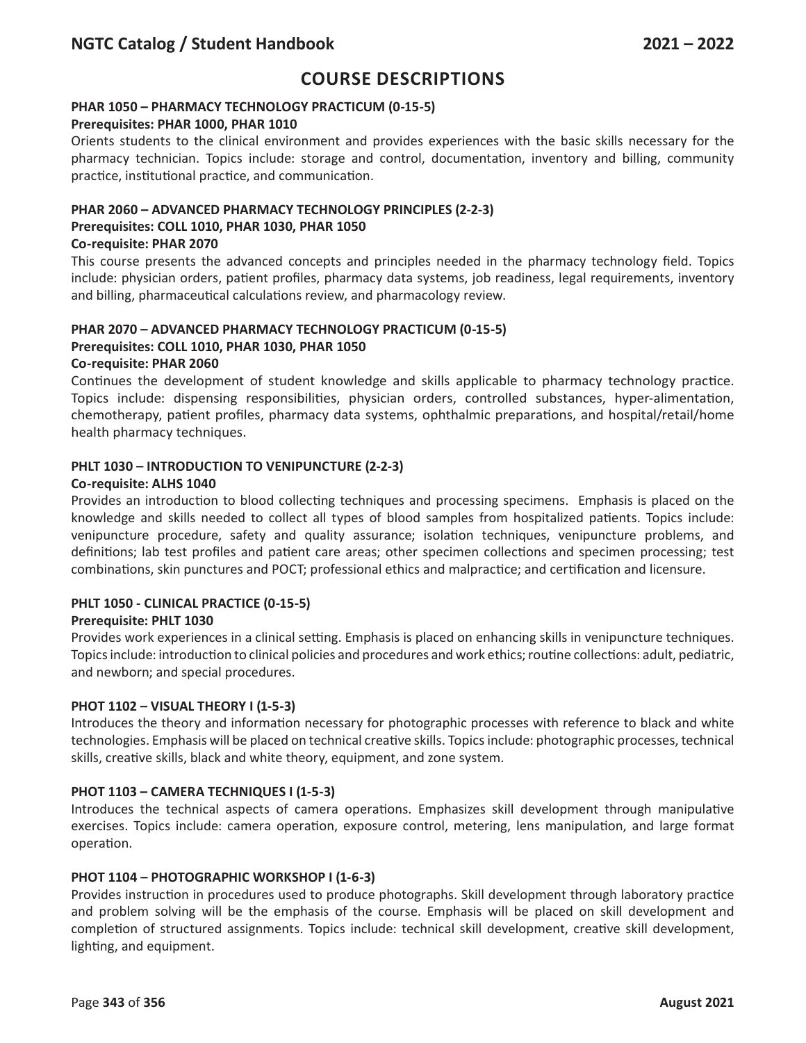## COURSE DESCRIPTIONS

**PHAR 1050 – PHARMACY TECHNOLOGY PRACTICUM (0-15-5)**
**Prerequisites: PHAR 1000, PHAR 1010**

Orients students to the clinical environment and provides experiences with the basic skills necessary for the pharmacy technician. Topics include: storage and control, documentation, inventory and billing, community practice, institutional practice, and communication.

**PHAR 2060 – ADVANCED PHARMACY TECHNOLOGY PRINCIPLES (2-2-3)**
**Prerequisites: COLL 1010, PHAR 1030, PHAR 1050**
**Co-requisite: PHAR 2070**

This course presents the advanced concepts and principles needed in the pharmacy technology field. Topics include: physician orders, patient profiles, pharmacy data systems, job readiness, legal requirements, inventory and billing, pharmaceutical calculations review, and pharmacology review.

**PHAR 2070 – ADVANCED PHARMACY TECHNOLOGY PRACTICUM (0-15-5)**
**Prerequisites: COLL 1010, PHAR 1030, PHAR 1050**
**Co-requisite: PHAR 2060**

Continues the development of student knowledge and skills applicable to pharmacy technology practice. Topics include: dispensing responsibilities, physician orders, controlled substances, hyper-alimentation, chemotherapy, patient profiles, pharmacy data systems, ophthalmic preparations, and hospital/retail/home health pharmacy techniques.

**PHLT 1030 – INTRODUCTION TO VENIPUNCTURE (2-2-3)**
**Co-requisite: ALHS 1040**

Provides an introduction to blood collecting techniques and processing specimens. Emphasis is placed on the knowledge and skills needed to collect all types of blood samples from hospitalized patients. Topics include: venipuncture procedure, safety and quality assurance; isolation techniques, venipuncture problems, and definitions; lab test profiles and patient care areas; other specimen collections and specimen processing; test combinations, skin punctures and POCT; professional ethics and malpractice; and certification and licensure.

**PHLT 1050 - CLINICAL PRACTICE (0-15-5)**
**Prerequisite: PHLT 1030**

Provides work experiences in a clinical setting. Emphasis is placed on enhancing skills in venipuncture techniques. Topics include: introduction to clinical policies and procedures and work ethics; routine collections: adult, pediatric, and newborn; and special procedures.

**PHOT 1102 – VISUAL THEORY I (1-5-3)**

Introduces the theory and information necessary for photographic processes with reference to black and white technologies. Emphasis will be placed on technical creative skills. Topics include: photographic processes, technical skills, creative skills, black and white theory, equipment, and zone system.

**PHOT 1103 – CAMERA TECHNIQUES I (1-5-3)**

Introduces the technical aspects of camera operations. Emphasizes skill development through manipulative exercises. Topics include: camera operation, exposure control, metering, lens manipulation, and large format operation.

**PHOT 1104 – PHOTOGRAPHIC WORKSHOP I (1-6-3)**

Provides instruction in procedures used to produce photographs. Skill development through laboratory practice and problem solving will be the emphasis of the course. Emphasis will be placed on skill development and completion of structured assignments. Topics include: technical skill development, creative skill development, lighting, and equipment.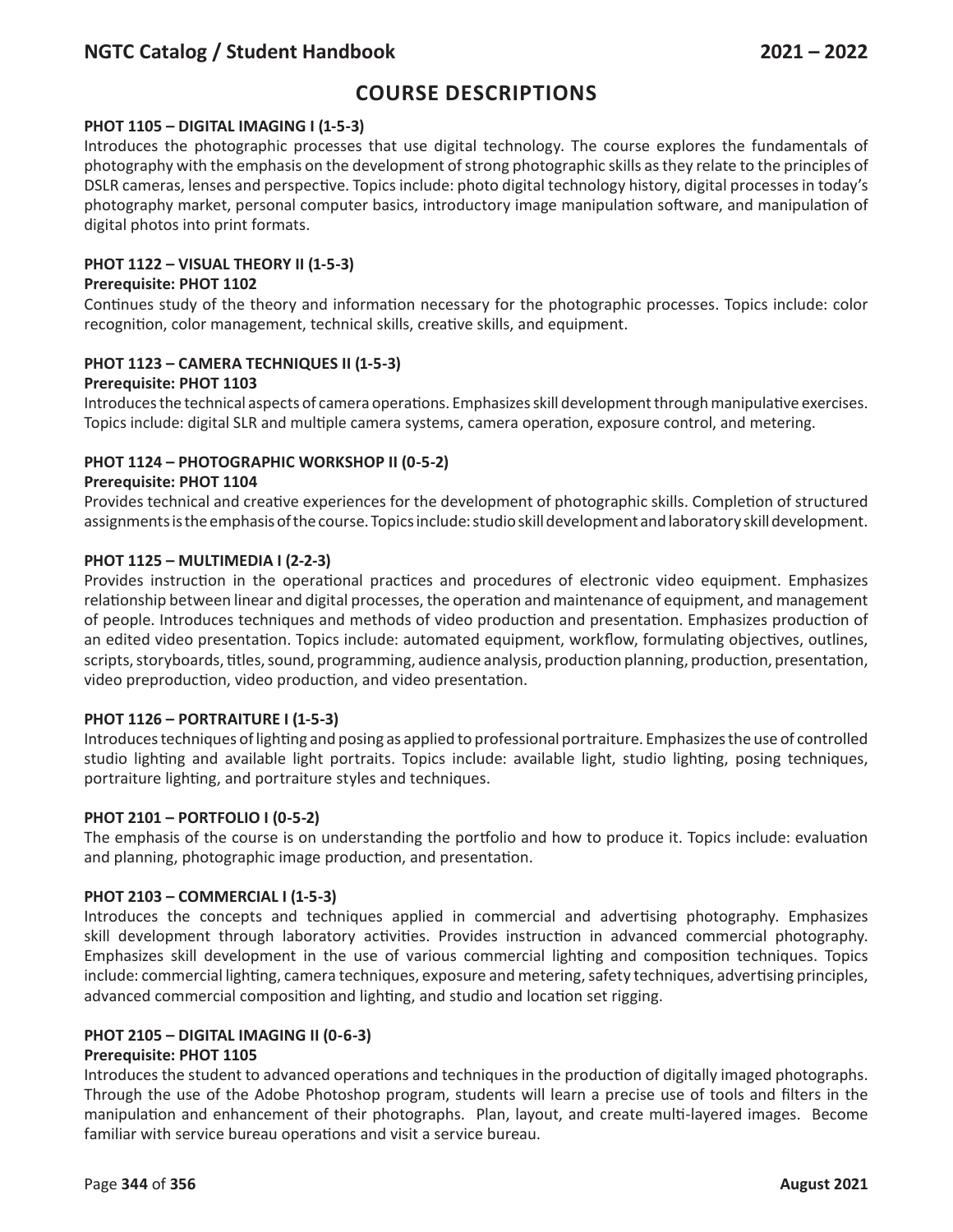## COURSE DESCRIPTIONS

**PHOT 1105 – DIGITAL IMAGING I (1-5-3)**

Introduces the photographic processes that use digital technology. The course explores the fundamentals of photography with the emphasis on the development of strong photographic skills as they relate to the principles of DSLR cameras, lenses and perspective. Topics include: photo digital technology history, digital processes in today's photography market, personal computer basics, introductory image manipulation software, and manipulation of digital photos into print formats.

**PHOT 1122 – VISUAL THEORY II (1-5-3)**
**Prerequisite: PHOT 1102**

Continues study of the theory and information necessary for the photographic processes. Topics include: color recognition, color management, technical skills, creative skills, and equipment.

**PHOT 1123 – CAMERA TECHNIQUES II (1-5-3)**
**Prerequisite: PHOT 1103**

Introduces the technical aspects of camera operations. Emphasizes skill development through manipulative exercises. Topics include: digital SLR and multiple camera systems, camera operation, exposure control, and metering.

**PHOT 1124 – PHOTOGRAPHIC WORKSHOP II (0-5-2)**
**Prerequisite: PHOT 1104**

Provides technical and creative experiences for the development of photographic skills. Completion of structured assignments is the emphasis of the course. Topics include: studio skill development and laboratory skill development.

**PHOT 1125 – MULTIMEDIA I (2-2-3)**

Provides instruction in the operational practices and procedures of electronic video equipment. Emphasizes relationship between linear and digital processes, the operation and maintenance of equipment, and management of people. Introduces techniques and methods of video production and presentation. Emphasizes production of an edited video presentation. Topics include: automated equipment, workflow, formulating objectives, outlines, scripts, storyboards, titles, sound, programming, audience analysis, production planning, production, presentation, video preproduction, video production, and video presentation.

**PHOT 1126 – PORTRAITURE I (1-5-3)**

Introduces techniques of lighting and posing as applied to professional portraiture. Emphasizes the use of controlled studio lighting and available light portraits. Topics include: available light, studio lighting, posing techniques, portraiture lighting, and portraiture styles and techniques.

**PHOT 2101 – PORTFOLIO I (0-5-2)**

The emphasis of the course is on understanding the portfolio and how to produce it. Topics include: evaluation and planning, photographic image production, and presentation.

**PHOT 2103 – COMMERCIAL I (1-5-3)**

Introduces the concepts and techniques applied in commercial and advertising photography. Emphasizes skill development through laboratory activities. Provides instruction in advanced commercial photography. Emphasizes skill development in the use of various commercial lighting and composition techniques. Topics include: commercial lighting, camera techniques, exposure and metering, safety techniques, advertising principles, advanced commercial composition and lighting, and studio and location set rigging.

**PHOT 2105 – DIGITAL IMAGING II (0-6-3)**
**Prerequisite: PHOT 1105**

Introduces the student to advanced operations and techniques in the production of digitally imaged photographs. Through the use of the Adobe Photoshop program, students will learn a precise use of tools and filters in the manipulation and enhancement of their photographs. Plan, layout, and create multi-layered images. Become familiar with service bureau operations and visit a service bureau.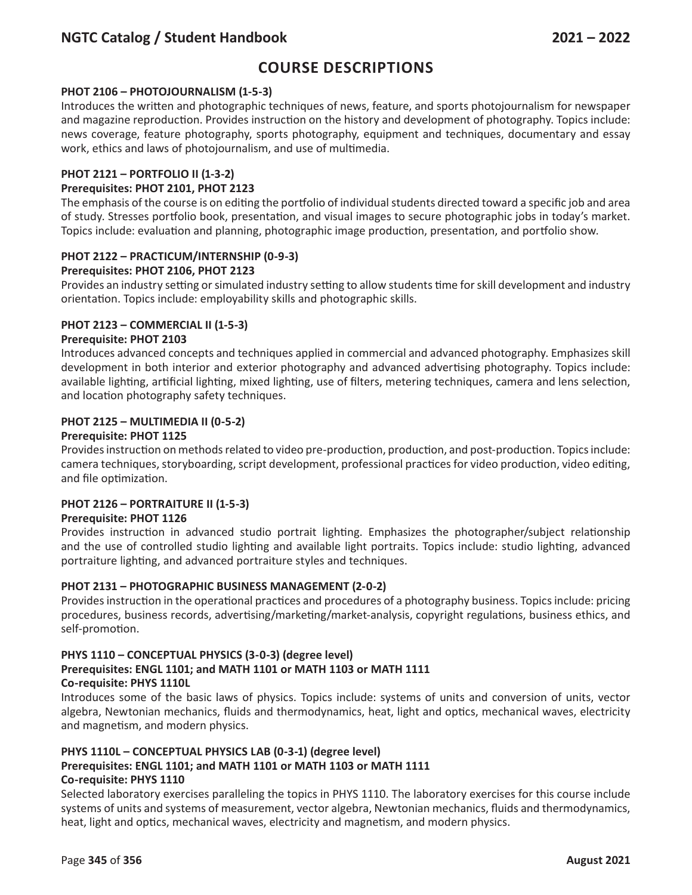# COURSE DESCRIPTIONS

**PHOT 2106 – PHOTOJOURNALISM (1-5-3)**

Introduces the written and photographic techniques of news, feature, and sports photojournalism for newspaper and magazine reproduction. Provides instruction on the history and development of photography. Topics include: news coverage, feature photography, sports photography, equipment and techniques, documentary and essay work, ethics and laws of photojournalism, and use of multimedia.

**PHOT 2121 – PORTFOLIO II (1-3-2)**
**Prerequisites: PHOT 2101, PHOT 2123**

The emphasis of the course is on editing the portfolio of individual students directed toward a specific job and area of study. Stresses portfolio book, presentation, and visual images to secure photographic jobs in today's market. Topics include: evaluation and planning, photographic image production, presentation, and portfolio show.

**PHOT 2122 – PRACTICUM/INTERNSHIP (0-9-3)**
**Prerequisites: PHOT 2106, PHOT 2123**

Provides an industry setting or simulated industry setting to allow students time for skill development and industry orientation. Topics include: employability skills and photographic skills.

**PHOT 2123 – COMMERCIAL II (1-5-3)**
**Prerequisite: PHOT 2103**

Introduces advanced concepts and techniques applied in commercial and advanced photography. Emphasizes skill development in both interior and exterior photography and advanced advertising photography. Topics include: available lighting, artificial lighting, mixed lighting, use of filters, metering techniques, camera and lens selection, and location photography safety techniques.

**PHOT 2125 – MULTIMEDIA II (0-5-2)**
**Prerequisite: PHOT 1125**

Provides instruction on methods related to video pre-production, production, and post-production. Topics include: camera techniques, storyboarding, script development, professional practices for video production, video editing, and file optimization.

**PHOT 2126 – PORTRAITURE II (1-5-3)**
**Prerequisite: PHOT 1126**

Provides instruction in advanced studio portrait lighting. Emphasizes the photographer/subject relationship and the use of controlled studio lighting and available light portraits. Topics include: studio lighting, advanced portraiture lighting, and advanced portraiture styles and techniques.

**PHOT 2131 – PHOTOGRAPHIC BUSINESS MANAGEMENT (2-0-2)**

Provides instruction in the operational practices and procedures of a photography business. Topics include: pricing procedures, business records, advertising/marketing/market-analysis, copyright regulations, business ethics, and self-promotion.

**PHYS 1110 – CONCEPTUAL PHYSICS (3-0-3) (degree level)**
**Prerequisites: ENGL 1101; and MATH 1101 or MATH 1103 or MATH 1111**
**Co-requisite: PHYS 1110L**

Introduces some of the basic laws of physics. Topics include: systems of units and conversion of units, vector algebra, Newtonian mechanics, fluids and thermodynamics, heat, light and optics, mechanical waves, electricity and magnetism, and modern physics.

**PHYS 1110L – CONCEPTUAL PHYSICS LAB (0-3-1) (degree level)**
**Prerequisites: ENGL 1101; and MATH 1101 or MATH 1103 or MATH 1111**
**Co-requisite: PHYS 1110**

Selected laboratory exercises paralleling the topics in PHYS 1110. The laboratory exercises for this course include systems of units and systems of measurement, vector algebra, Newtonian mechanics, fluids and thermodynamics, heat, light and optics, mechanical waves, electricity and magnetism, and modern physics.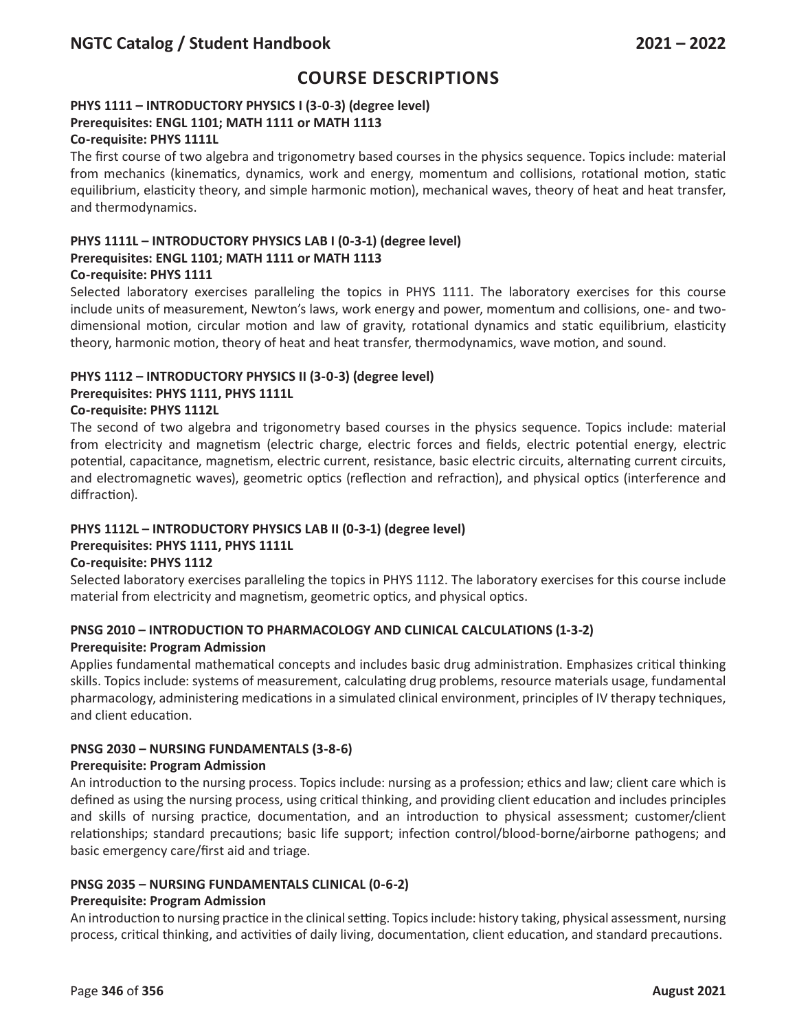## COURSE DESCRIPTIONS

**PHYS 1111 – INTRODUCTORY PHYSICS I (3-0-3) (degree level)**
**Prerequisites: ENGL 1101; MATH 1111 or MATH 1113**
**Co-requisite: PHYS 1111L**

The first course of two algebra and trigonometry based courses in the physics sequence. Topics include: material from mechanics (kinematics, dynamics, work and energy, momentum and collisions, rotational motion, static equilibrium, elasticity theory, and simple harmonic motion), mechanical waves, theory of heat and heat transfer, and thermodynamics.

**PHYS 1111L – INTRODUCTORY PHYSICS LAB I (0-3-1) (degree level)**
**Prerequisites: ENGL 1101; MATH 1111 or MATH 1113**
**Co-requisite: PHYS 1111**

Selected laboratory exercises paralleling the topics in PHYS 1111. The laboratory exercises for this course include units of measurement, Newton's laws, work energy and power, momentum and collisions, one- and two-dimensional motion, circular motion and law of gravity, rotational dynamics and static equilibrium, elasticity theory, harmonic motion, theory of heat and heat transfer, thermodynamics, wave motion, and sound.

**PHYS 1112 – INTRODUCTORY PHYSICS II (3-0-3) (degree level)**
**Prerequisites: PHYS 1111, PHYS 1111L**
**Co-requisite: PHYS 1112L**

The second of two algebra and trigonometry based courses in the physics sequence. Topics include: material from electricity and magnetism (electric charge, electric forces and fields, electric potential energy, electric potential, capacitance, magnetism, electric current, resistance, basic electric circuits, alternating current circuits, and electromagnetic waves), geometric optics (reflection and refraction), and physical optics (interference and diffraction).

**PHYS 1112L – INTRODUCTORY PHYSICS LAB II (0-3-1) (degree level)**
**Prerequisites: PHYS 1111, PHYS 1111L**
**Co-requisite: PHYS 1112**

Selected laboratory exercises paralleling the topics in PHYS 1112. The laboratory exercises for this course include material from electricity and magnetism, geometric optics, and physical optics.

**PNSG 2010 – INTRODUCTION TO PHARMACOLOGY AND CLINICAL CALCULATIONS (1-3-2)**
**Prerequisite: Program Admission**

Applies fundamental mathematical concepts and includes basic drug administration. Emphasizes critical thinking skills. Topics include: systems of measurement, calculating drug problems, resource materials usage, fundamental pharmacology, administering medications in a simulated clinical environment, principles of IV therapy techniques, and client education.

**PNSG 2030 – NURSING FUNDAMENTALS (3-8-6)**
**Prerequisite: Program Admission**

An introduction to the nursing process. Topics include: nursing as a profession; ethics and law; client care which is defined as using the nursing process, using critical thinking, and providing client education and includes principles and skills of nursing practice, documentation, and an introduction to physical assessment; customer/client relationships; standard precautions; basic life support; infection control/blood-borne/airborne pathogens; and basic emergency care/first aid and triage.

**PNSG 2035 – NURSING FUNDAMENTALS CLINICAL (0-6-2)**
**Prerequisite: Program Admission**

An introduction to nursing practice in the clinical setting. Topics include: history taking, physical assessment, nursing process, critical thinking, and activities of daily living, documentation, client education, and standard precautions.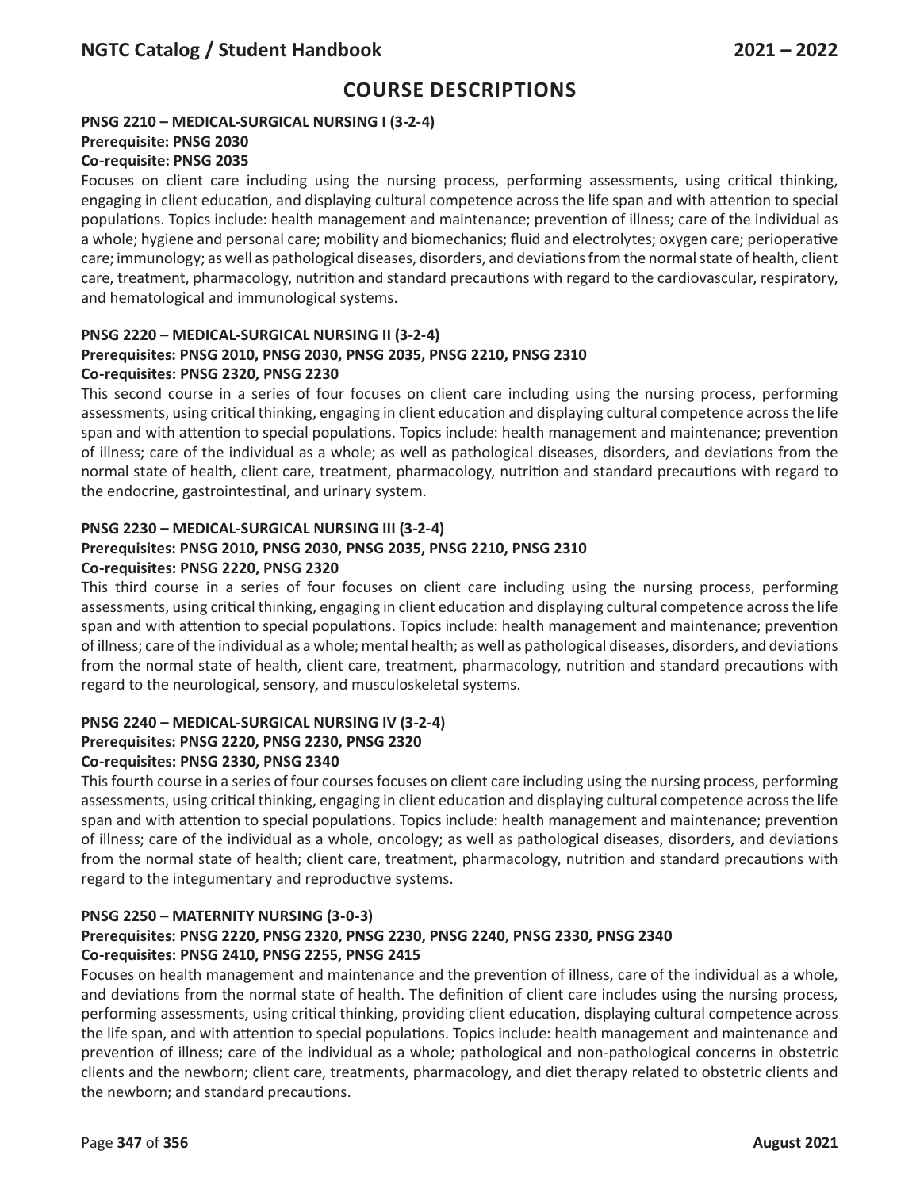# COURSE DESCRIPTIONS

**PNSG 2210 – MEDICAL-SURGICAL NURSING I (3-2-4)**
**Prerequisite: PNSG 2030**
**Co-requisite: PNSG 2035**

Focuses on client care including using the nursing process, performing assessments, using critical thinking, engaging in client education, and displaying cultural competence across the life span and with attention to special populations. Topics include: health management and maintenance; prevention of illness; care of the individual as a whole; hygiene and personal care; mobility and biomechanics; fluid and electrolytes; oxygen care; perioperative care; immunology; as well as pathological diseases, disorders, and deviations from the normal state of health, client care, treatment, pharmacology, nutrition and standard precautions with regard to the cardiovascular, respiratory, and hematological and immunological systems.

**PNSG 2220 – MEDICAL-SURGICAL NURSING II (3-2-4)**
**Prerequisites: PNSG 2010, PNSG 2030, PNSG 2035, PNSG 2210, PNSG 2310**
**Co-requisites: PNSG 2320, PNSG 2230**

This second course in a series of four focuses on client care including using the nursing process, performing assessments, using critical thinking, engaging in client education and displaying cultural competence across the life span and with attention to special populations. Topics include: health management and maintenance; prevention of illness; care of the individual as a whole; as well as pathological diseases, disorders, and deviations from the normal state of health, client care, treatment, pharmacology, nutrition and standard precautions with regard to the endocrine, gastrointestinal, and urinary system.

**PNSG 2230 – MEDICAL-SURGICAL NURSING III (3-2-4)**
**Prerequisites: PNSG 2010, PNSG 2030, PNSG 2035, PNSG 2210, PNSG 2310**
**Co-requisites: PNSG 2220, PNSG 2320**

This third course in a series of four focuses on client care including using the nursing process, performing assessments, using critical thinking, engaging in client education and displaying cultural competence across the life span and with attention to special populations. Topics include: health management and maintenance; prevention of illness; care of the individual as a whole; mental health; as well as pathological diseases, disorders, and deviations from the normal state of health, client care, treatment, pharmacology, nutrition and standard precautions with regard to the neurological, sensory, and musculoskeletal systems.

**PNSG 2240 – MEDICAL-SURGICAL NURSING IV (3-2-4)**
**Prerequisites: PNSG 2220, PNSG 2230, PNSG 2320**
**Co-requisites: PNSG 2330, PNSG 2340**

This fourth course in a series of four courses focuses on client care including using the nursing process, performing assessments, using critical thinking, engaging in client education and displaying cultural competence across the life span and with attention to special populations. Topics include: health management and maintenance; prevention of illness; care of the individual as a whole, oncology; as well as pathological diseases, disorders, and deviations from the normal state of health; client care, treatment, pharmacology, nutrition and standard precautions with regard to the integumentary and reproductive systems.

**PNSG 2250 – MATERNITY NURSING (3-0-3)**
**Prerequisites: PNSG 2220, PNSG 2320, PNSG 2230, PNSG 2240, PNSG 2330, PNSG 2340**
**Co-requisites: PNSG 2410, PNSG 2255, PNSG 2415**

Focuses on health management and maintenance and the prevention of illness, care of the individual as a whole, and deviations from the normal state of health. The definition of client care includes using the nursing process, performing assessments, using critical thinking, providing client education, displaying cultural competence across the life span, and with attention to special populations. Topics include: health management and maintenance and prevention of illness; care of the individual as a whole; pathological and non-pathological concerns in obstetric clients and the newborn; client care, treatments, pharmacology, and diet therapy related to obstetric clients and the newborn; and standard precautions.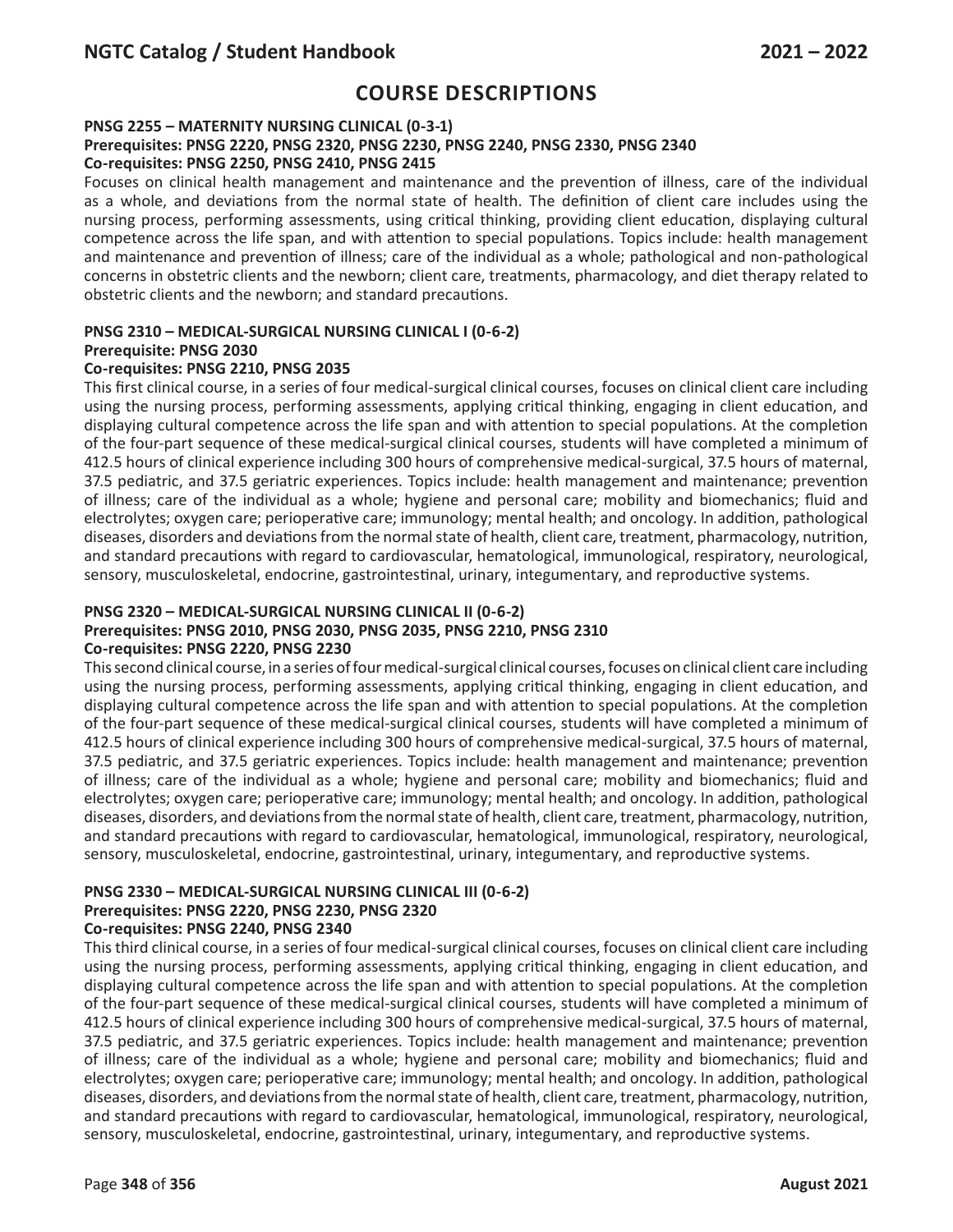# COURSE DESCRIPTIONS

### PNSG 2255 – MATERNITY NURSING CLINICAL (0-3-1)

**Prerequisites: PNSG 2220, PNSG 2320, PNSG 2230, PNSG 2240, PNSG 2330, PNSG 2340**
**Co-requisites: PNSG 2250, PNSG 2410, PNSG 2415**

Focuses on clinical health management and maintenance and the prevention of illness, care of the individual as a whole, and deviations from the normal state of health. The definition of client care includes using the nursing process, performing assessments, using critical thinking, providing client education, displaying cultural competence across the life span, and with attention to special populations. Topics include: health management and maintenance and prevention of illness; care of the individual as a whole; pathological and non-pathological concerns in obstetric clients and the newborn; client care, treatments, pharmacology, and diet therapy related to obstetric clients and the newborn; and standard precautions.

### PNSG 2310 – MEDICAL-SURGICAL NURSING CLINICAL I (0-6-2)

**Prerequisite: PNSG 2030**
**Co-requisites: PNSG 2210, PNSG 2035**

This first clinical course, in a series of four medical-surgical clinical courses, focuses on clinical client care including using the nursing process, performing assessments, applying critical thinking, engaging in client education, and displaying cultural competence across the life span and with attention to special populations. At the completion of the four-part sequence of these medical-surgical clinical courses, students will have completed a minimum of 412.5 hours of clinical experience including 300 hours of comprehensive medical-surgical, 37.5 hours of maternal, 37.5 pediatric, and 37.5 geriatric experiences. Topics include: health management and maintenance; prevention of illness; care of the individual as a whole; hygiene and personal care; mobility and biomechanics; fluid and electrolytes; oxygen care; perioperative care; immunology; mental health; and oncology. In addition, pathological diseases, disorders and deviations from the normal state of health, client care, treatment, pharmacology, nutrition, and standard precautions with regard to cardiovascular, hematological, immunological, respiratory, neurological, sensory, musculoskeletal, endocrine, gastrointestinal, urinary, integumentary, and reproductive systems.

### PNSG 2320 – MEDICAL-SURGICAL NURSING CLINICAL II (0-6-2)

**Prerequisites: PNSG 2010, PNSG 2030, PNSG 2035, PNSG 2210, PNSG 2310**
**Co-requisites: PNSG 2220, PNSG 2230**

This second clinical course, in a series of four medical-surgical clinical courses, focuses on clinical client care including using the nursing process, performing assessments, applying critical thinking, engaging in client education, and displaying cultural competence across the life span and with attention to special populations. At the completion of the four-part sequence of these medical-surgical clinical courses, students will have completed a minimum of 412.5 hours of clinical experience including 300 hours of comprehensive medical-surgical, 37.5 hours of maternal, 37.5 pediatric, and 37.5 geriatric experiences. Topics include: health management and maintenance; prevention of illness; care of the individual as a whole; hygiene and personal care; mobility and biomechanics; fluid and electrolytes; oxygen care; perioperative care; immunology; mental health; and oncology. In addition, pathological diseases, disorders, and deviations from the normal state of health, client care, treatment, pharmacology, nutrition, and standard precautions with regard to cardiovascular, hematological, immunological, respiratory, neurological, sensory, musculoskeletal, endocrine, gastrointestinal, urinary, integumentary, and reproductive systems.

### PNSG 2330 – MEDICAL-SURGICAL NURSING CLINICAL III (0-6-2)

**Prerequisites: PNSG 2220, PNSG 2230, PNSG 2320**
**Co-requisites: PNSG 2240, PNSG 2340**

This third clinical course, in a series of four medical-surgical clinical courses, focuses on clinical client care including using the nursing process, performing assessments, applying critical thinking, engaging in client education, and displaying cultural competence across the life span and with attention to special populations. At the completion of the four-part sequence of these medical-surgical clinical courses, students will have completed a minimum of 412.5 hours of clinical experience including 300 hours of comprehensive medical-surgical, 37.5 hours of maternal, 37.5 pediatric, and 37.5 geriatric experiences. Topics include: health management and maintenance; prevention of illness; care of the individual as a whole; hygiene and personal care; mobility and biomechanics; fluid and electrolytes; oxygen care; perioperative care; immunology; mental health; and oncology. In addition, pathological diseases, disorders, and deviations from the normal state of health, client care, treatment, pharmacology, nutrition, and standard precautions with regard to cardiovascular, hematological, immunological, respiratory, neurological, sensory, musculoskeletal, endocrine, gastrointestinal, urinary, integumentary, and reproductive systems.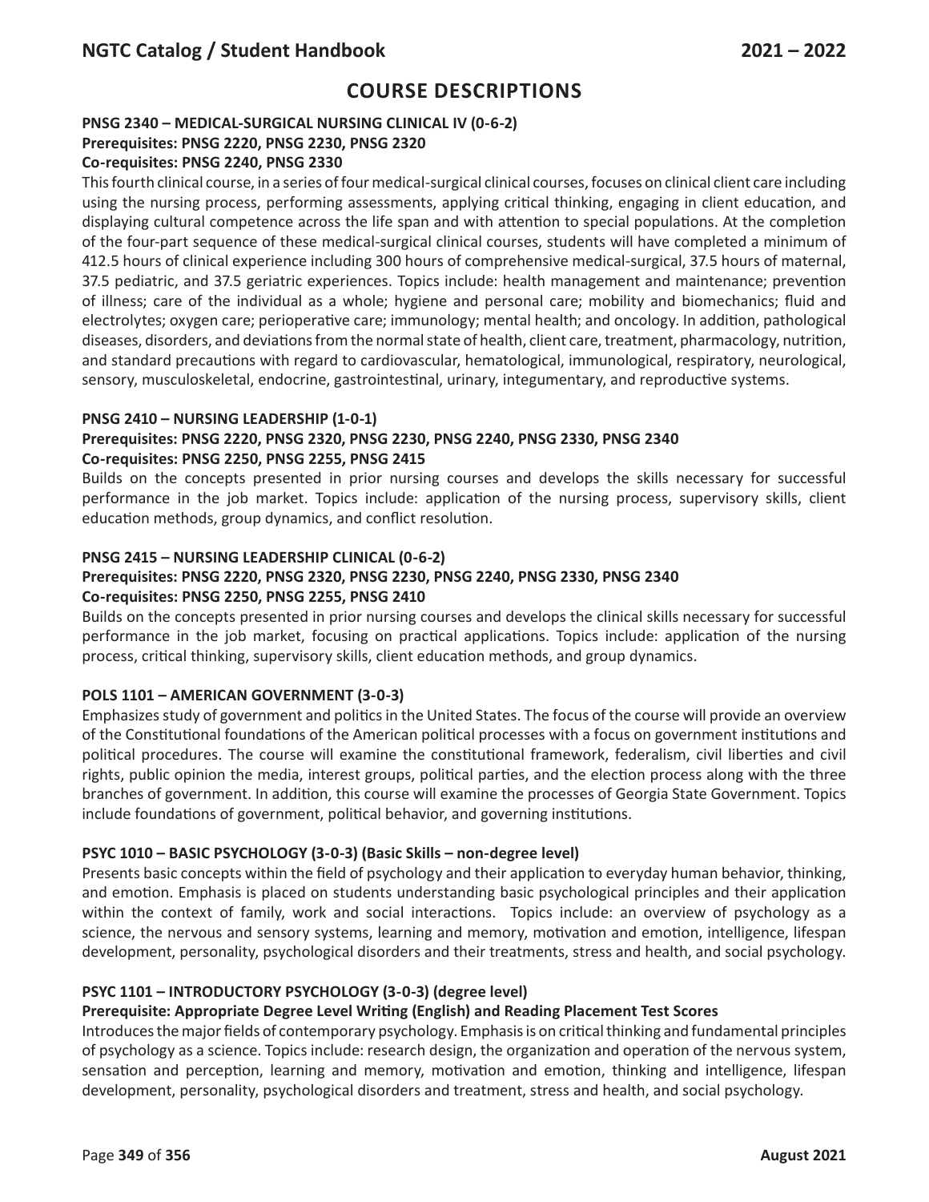# COURSE DESCRIPTIONS

**PNSG 2340 – MEDICAL-SURGICAL NURSING CLINICAL IV (0-6-2)**
**Prerequisites: PNSG 2220, PNSG 2230, PNSG 2320**
**Co-requisites: PNSG 2240, PNSG 2330**

This fourth clinical course, in a series of four medical-surgical clinical courses, focuses on clinical client care including using the nursing process, performing assessments, applying critical thinking, engaging in client education, and displaying cultural competence across the life span and with attention to special populations. At the completion of the four-part sequence of these medical-surgical clinical courses, students will have completed a minimum of 412.5 hours of clinical experience including 300 hours of comprehensive medical-surgical, 37.5 hours of maternal, 37.5 pediatric, and 37.5 geriatric experiences. Topics include: health management and maintenance; prevention of illness; care of the individual as a whole; hygiene and personal care; mobility and biomechanics; fluid and electrolytes; oxygen care; perioperative care; immunology; mental health; and oncology. In addition, pathological diseases, disorders, and deviations from the normal state of health, client care, treatment, pharmacology, nutrition, and standard precautions with regard to cardiovascular, hematological, immunological, respiratory, neurological, sensory, musculoskeletal, endocrine, gastrointestinal, urinary, integumentary, and reproductive systems.

**PNSG 2410 – NURSING LEADERSHIP (1-0-1)**
**Prerequisites: PNSG 2220, PNSG 2320, PNSG 2230, PNSG 2240, PNSG 2330, PNSG 2340**
**Co-requisites: PNSG 2250, PNSG 2255, PNSG 2415**

Builds on the concepts presented in prior nursing courses and develops the skills necessary for successful performance in the job market. Topics include: application of the nursing process, supervisory skills, client education methods, group dynamics, and conflict resolution.

**PNSG 2415 – NURSING LEADERSHIP CLINICAL (0-6-2)**
**Prerequisites: PNSG 2220, PNSG 2320, PNSG 2230, PNSG 2240, PNSG 2330, PNSG 2340**
**Co-requisites: PNSG 2250, PNSG 2255, PNSG 2410**

Builds on the concepts presented in prior nursing courses and develops the clinical skills necessary for successful performance in the job market, focusing on practical applications. Topics include: application of the nursing process, critical thinking, supervisory skills, client education methods, and group dynamics.

**POLS 1101 – AMERICAN GOVERNMENT (3-0-3)**

Emphasizes study of government and politics in the United States. The focus of the course will provide an overview of the Constitutional foundations of the American political processes with a focus on government institutions and political procedures. The course will examine the constitutional framework, federalism, civil liberties and civil rights, public opinion the media, interest groups, political parties, and the election process along with the three branches of government. In addition, this course will examine the processes of Georgia State Government. Topics include foundations of government, political behavior, and governing institutions.

**PSYC 1010 – BASIC PSYCHOLOGY (3-0-3) (Basic Skills – non-degree level)**

Presents basic concepts within the field of psychology and their application to everyday human behavior, thinking, and emotion. Emphasis is placed on students understanding basic psychological principles and their application within the context of family, work and social interactions. Topics include: an overview of psychology as a science, the nervous and sensory systems, learning and memory, motivation and emotion, intelligence, lifespan development, personality, psychological disorders and their treatments, stress and health, and social psychology.

**PSYC 1101 – INTRODUCTORY PSYCHOLOGY (3-0-3) (degree level)**
**Prerequisite: Appropriate Degree Level Writing (English) and Reading Placement Test Scores**

Introduces the major fields of contemporary psychology. Emphasis is on critical thinking and fundamental principles of psychology as a science. Topics include: research design, the organization and operation of the nervous system, sensation and perception, learning and memory, motivation and emotion, thinking and intelligence, lifespan development, personality, psychological disorders and treatment, stress and health, and social psychology.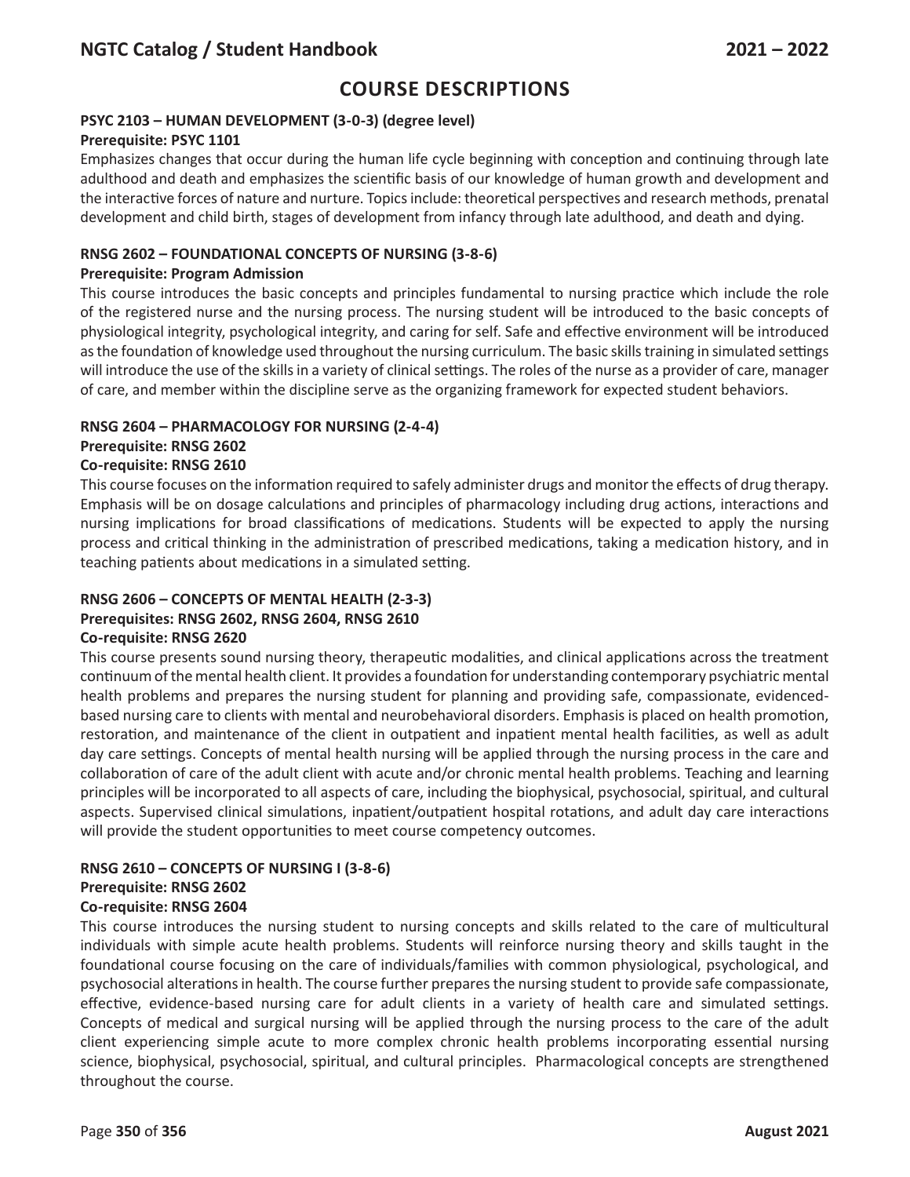# COURSE DESCRIPTIONS

### PSYC 2103 – HUMAN DEVELOPMENT (3-0-3) (degree level)

**Prerequisite: PSYC 1101**

Emphasizes changes that occur during the human life cycle beginning with conception and continuing through late adulthood and death and emphasizes the scientific basis of our knowledge of human growth and development and the interactive forces of nature and nurture. Topics include: theoretical perspectives and research methods, prenatal development and child birth, stages of development from infancy through late adulthood, and death and dying.

### RNSG 2602 – FOUNDATIONAL CONCEPTS OF NURSING (3-8-6)

**Prerequisite: Program Admission**

This course introduces the basic concepts and principles fundamental to nursing practice which include the role of the registered nurse and the nursing process. The nursing student will be introduced to the basic concepts of physiological integrity, psychological integrity, and caring for self. Safe and effective environment will be introduced as the foundation of knowledge used throughout the nursing curriculum. The basic skills training in simulated settings will introduce the use of the skills in a variety of clinical settings. The roles of the nurse as a provider of care, manager of care, and member within the discipline serve as the organizing framework for expected student behaviors.

### RNSG 2604 – PHARMACOLOGY FOR NURSING (2-4-4)

**Prerequisite: RNSG 2602**

**Co-requisite: RNSG 2610**

This course focuses on the information required to safely administer drugs and monitor the effects of drug therapy. Emphasis will be on dosage calculations and principles of pharmacology including drug actions, interactions and nursing implications for broad classifications of medications. Students will be expected to apply the nursing process and critical thinking in the administration of prescribed medications, taking a medication history, and in teaching patients about medications in a simulated setting.

### RNSG 2606 – CONCEPTS OF MENTAL HEALTH (2-3-3)

**Prerequisites: RNSG 2602, RNSG 2604, RNSG 2610**

**Co-requisite: RNSG 2620**

This course presents sound nursing theory, therapeutic modalities, and clinical applications across the treatment continuum of the mental health client. It provides a foundation for understanding contemporary psychiatric mental health problems and prepares the nursing student for planning and providing safe, compassionate, evidenced-based nursing care to clients with mental and neurobehavioral disorders. Emphasis is placed on health promotion, restoration, and maintenance of the client in outpatient and inpatient mental health facilities, as well as adult day care settings. Concepts of mental health nursing will be applied through the nursing process in the care and collaboration of care of the adult client with acute and/or chronic mental health problems. Teaching and learning principles will be incorporated to all aspects of care, including the biophysical, psychosocial, spiritual, and cultural aspects. Supervised clinical simulations, inpatient/outpatient hospital rotations, and adult day care interactions will provide the student opportunities to meet course competency outcomes.

### RNSG 2610 – CONCEPTS OF NURSING I (3-8-6)

**Prerequisite: RNSG 2602**

**Co-requisite: RNSG 2604**

This course introduces the nursing student to nursing concepts and skills related to the care of multicultural individuals with simple acute health problems. Students will reinforce nursing theory and skills taught in the foundational course focusing on the care of individuals/families with common physiological, psychological, and psychosocial alterations in health. The course further prepares the nursing student to provide safe compassionate, effective, evidence-based nursing care for adult clients in a variety of health care and simulated settings. Concepts of medical and surgical nursing will be applied through the nursing process to the care of the adult client experiencing simple acute to more complex chronic health problems incorporating essential nursing science, biophysical, psychosocial, spiritual, and cultural principles. Pharmacological concepts are strengthened throughout the course.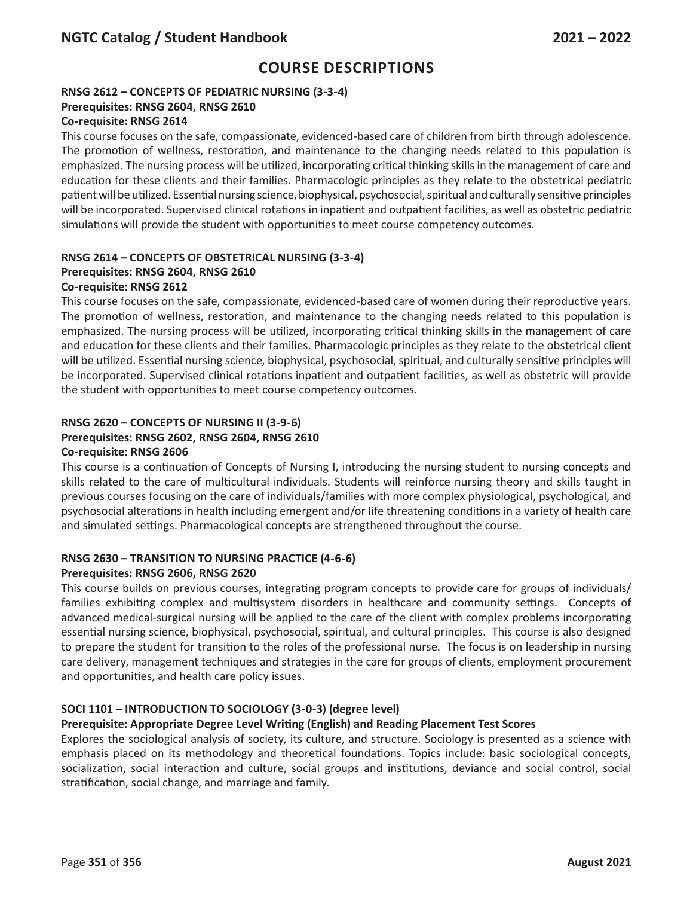# COURSE DESCRIPTIONS

**RNSG 2612 – CONCEPTS OF PEDIATRIC NURSING (3-3-4)**
**Prerequisites: RNSG 2604, RNSG 2610**
**Co-requisite: RNSG 2614**

This course focuses on the safe, compassionate, evidenced-based care of children from birth through adolescence. The promotion of wellness, restoration, and maintenance to the changing needs related to this population is emphasized. The nursing process will be utilized, incorporating critical thinking skills in the management of care and education for these clients and their families. Pharmacologic principles as they relate to the obstetrical pediatric patient will be utilized. Essential nursing science, biophysical, psychosocial, spiritual and culturally sensitive principles will be incorporated. Supervised clinical rotations in inpatient and outpatient facilities, as well as obstetric pediatric simulations will provide the student with opportunities to meet course competency outcomes.

**RNSG 2614 – CONCEPTS OF OBSTETRICAL NURSING (3-3-4)**
**Prerequisites: RNSG 2604, RNSG 2610**
**Co-requisite: RNSG 2612**

This course focuses on the safe, compassionate, evidenced-based care of women during their reproductive years. The promotion of wellness, restoration, and maintenance to the changing needs related to this population is emphasized. The nursing process will be utilized, incorporating critical thinking skills in the management of care and education for these clients and their families. Pharmacologic principles as they relate to the obstetrical client will be utilized. Essential nursing science, biophysical, psychosocial, spiritual, and culturally sensitive principles will be incorporated. Supervised clinical rotations inpatient and outpatient facilities, as well as obstetric will provide the student with opportunities to meet course competency outcomes.

**RNSG 2620 – CONCEPTS OF NURSING II (3-9-6)**
**Prerequisites: RNSG 2602, RNSG 2604, RNSG 2610**
**Co-requisite: RNSG 2606**

This course is a continuation of Concepts of Nursing I, introducing the nursing student to nursing concepts and skills related to the care of multicultural individuals. Students will reinforce nursing theory and skills taught in previous courses focusing on the care of individuals/families with more complex physiological, psychological, and psychosocial alterations in health including emergent and/or life threatening conditions in a variety of health care and simulated settings. Pharmacological concepts are strengthened throughout the course.

**RNSG 2630 – TRANSITION TO NURSING PRACTICE (4-6-6)**
**Prerequisites: RNSG 2606, RNSG 2620**

This course builds on previous courses, integrating program concepts to provide care for groups of individuals/ families exhibiting complex and multisystem disorders in healthcare and community settings. Concepts of advanced medical-surgical nursing will be applied to the care of the client with complex problems incorporating essential nursing science, biophysical, psychosocial, spiritual, and cultural principles. This course is also designed to prepare the student for transition to the roles of the professional nurse. The focus is on leadership in nursing care delivery, management techniques and strategies in the care for groups of clients, employment procurement and opportunities, and health care policy issues.

**SOCI 1101 – INTRODUCTION TO SOCIOLOGY (3-0-3) (degree level)**
**Prerequisite: Appropriate Degree Level Writing (English) and Reading Placement Test Scores**

Explores the sociological analysis of society, its culture, and structure. Sociology is presented as a science with emphasis placed on its methodology and theoretical foundations. Topics include: basic sociological concepts, socialization, social interaction and culture, social groups and institutions, deviance and social control, social stratification, social change, and marriage and family.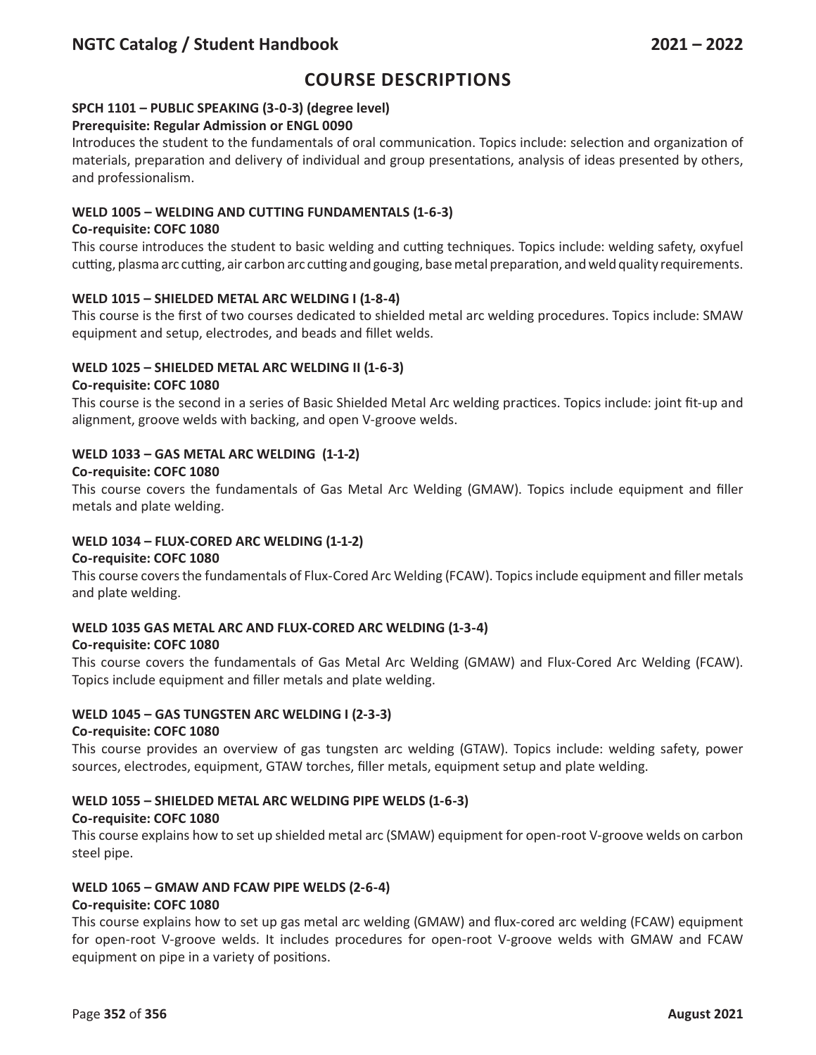# COURSE DESCRIPTIONS

**SPCH 1101 – PUBLIC SPEAKING (3-0-3) (degree level)**
**Prerequisite: Regular Admission or ENGL 0090**
Introduces the student to the fundamentals of oral communication. Topics include: selection and organization of materials, preparation and delivery of individual and group presentations, analysis of ideas presented by others, and professionalism.

**WELD 1005 – WELDING AND CUTTING FUNDAMENTALS (1-6-3)**
**Co-requisite: COFC 1080**
This course introduces the student to basic welding and cutting techniques. Topics include: welding safety, oxyfuel cutting, plasma arc cutting, air carbon arc cutting and gouging, base metal preparation, and weld quality requirements.

**WELD 1015 – SHIELDED METAL ARC WELDING I (1-8-4)**
This course is the first of two courses dedicated to shielded metal arc welding procedures. Topics include: SMAW equipment and setup, electrodes, and beads and fillet welds.

**WELD 1025 – SHIELDED METAL ARC WELDING II (1-6-3)**
**Co-requisite: COFC 1080**
This course is the second in a series of Basic Shielded Metal Arc welding practices. Topics include: joint fit-up and alignment, groove welds with backing, and open V-groove welds.

**WELD 1033 – GAS METAL ARC WELDING (1-1-2)**
**Co-requisite: COFC 1080**
This course covers the fundamentals of Gas Metal Arc Welding (GMAW). Topics include equipment and filler metals and plate welding.

**WELD 1034 – FLUX-CORED ARC WELDING (1-1-2)**
**Co-requisite: COFC 1080**
This course covers the fundamentals of Flux-Cored Arc Welding (FCAW). Topics include equipment and filler metals and plate welding.

**WELD 1035 GAS METAL ARC AND FLUX-CORED ARC WELDING (1-3-4)**
**Co-requisite: COFC 1080**
This course covers the fundamentals of Gas Metal Arc Welding (GMAW) and Flux-Cored Arc Welding (FCAW). Topics include equipment and filler metals and plate welding.

**WELD 1045 – GAS TUNGSTEN ARC WELDING I (2-3-3)**
**Co-requisite: COFC 1080**
This course provides an overview of gas tungsten arc welding (GTAW). Topics include: welding safety, power sources, electrodes, equipment, GTAW torches, filler metals, equipment setup and plate welding.

**WELD 1055 – SHIELDED METAL ARC WELDING PIPE WELDS (1-6-3)**
**Co-requisite: COFC 1080**
This course explains how to set up shielded metal arc (SMAW) equipment for open-root V-groove welds on carbon steel pipe.

**WELD 1065 – GMAW AND FCAW PIPE WELDS (2-6-4)**
**Co-requisite: COFC 1080**
This course explains how to set up gas metal arc welding (GMAW) and flux-cored arc welding (FCAW) equipment for open-root V-groove welds. It includes procedures for open-root V-groove welds with GMAW and FCAW equipment on pipe in a variety of positions.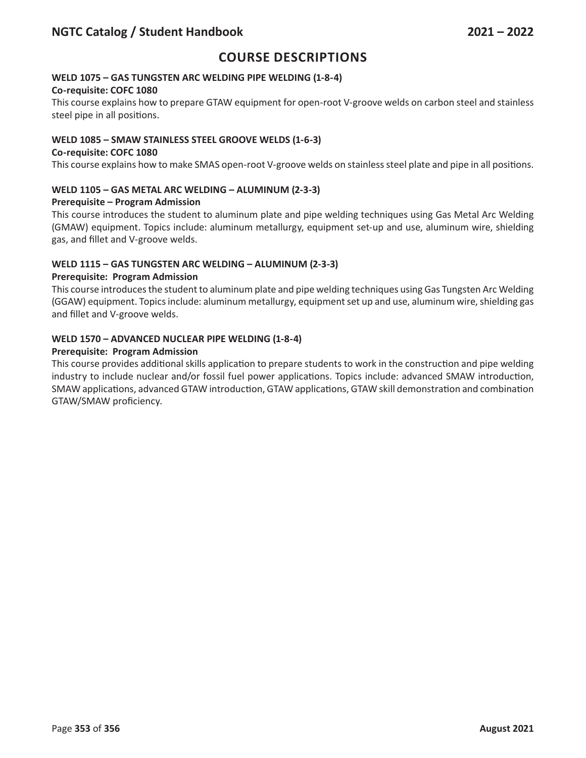# COURSE DESCRIPTIONS

### WELD 1075 – GAS TUNGSTEN ARC WELDING PIPE WELDING (1-8-4)

**Co-requisite: COFC 1080**

This course explains how to prepare GTAW equipment for open-root V-groove welds on carbon steel and stainless steel pipe in all positions.

### WELD 1085 – SMAW STAINLESS STEEL GROOVE WELDS (1-6-3)

**Co-requisite: COFC 1080**

This course explains how to make SMAS open-root V-groove welds on stainless steel plate and pipe in all positions.

### WELD 1105 – GAS METAL ARC WELDING – ALUMINUM (2-3-3)

**Prerequisite – Program Admission**

This course introduces the student to aluminum plate and pipe welding techniques using Gas Metal Arc Welding (GMAW) equipment. Topics include: aluminum metallurgy, equipment set-up and use, aluminum wire, shielding gas, and fillet and V-groove welds.

### WELD 1115 – GAS TUNGSTEN ARC WELDING – ALUMINUM (2-3-3)

**Prerequisite: Program Admission**

This course introduces the student to aluminum plate and pipe welding techniques using Gas Tungsten Arc Welding (GGAW) equipment. Topics include: aluminum metallurgy, equipment set up and use, aluminum wire, shielding gas and fillet and V-groove welds.

### WELD 1570 – ADVANCED NUCLEAR PIPE WELDING (1-8-4)

**Prerequisite: Program Admission**

This course provides additional skills application to prepare students to work in the construction and pipe welding industry to include nuclear and/or fossil fuel power applications. Topics include: advanced SMAW introduction, SMAW applications, advanced GTAW introduction, GTAW applications, GTAW skill demonstration and combination GTAW/SMAW proficiency.